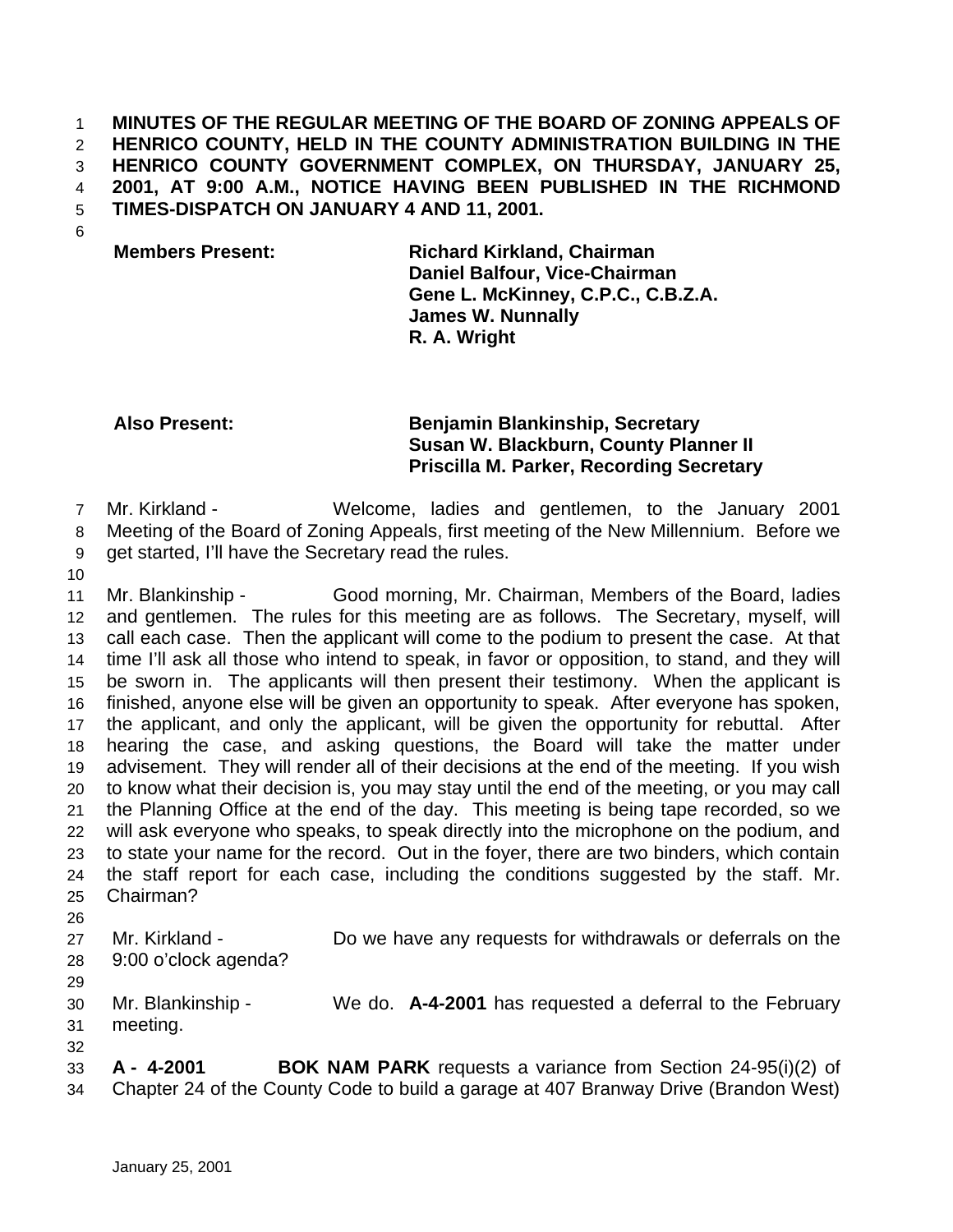**MINUTES OF THE REGULAR MEETING OF THE BOARD OF ZONING APPEALS OF HENRICO COUNTY, HELD IN THE COUNTY ADMINISTRATION BUILDING IN THE HENRICO COUNTY GOVERNMENT COMPLEX, ON THURSDAY, JANUARY 25, 2001, AT 9:00 A.M., NOTICE HAVING BEEN PUBLISHED IN THE RICHMOND TIMES-DISPATCH ON JANUARY 4 AND 11, 2001.**

| | |
|---|---|
| **Members Present:** | **Richard Kirkland, Chairman** |
| | **Daniel Balfour, Vice-Chairman** |
| | **Gene L. McKinney, C.P.C., C.B.Z.A.** |
| | **James W. Nunnally** |
| | **R. A. Wright** |
| **Also Present:** | **Benjamin Blankinship, Secretary** |
| | **Susan W. Blackburn, County Planner II** |
| | **Priscilla M. Parker, Recording Secretary** |

Mr. Kirkland - Welcome, ladies and gentlemen, to the January 2001 Meeting of the Board of Zoning Appeals, first meeting of the New Millennium. Before we get started, I'll have the Secretary read the rules.

Mr. Blankinship - Good morning, Mr. Chairman, Members of the Board, ladies and gentlemen. The rules for this meeting are as follows. The Secretary, myself, will call each case. Then the applicant will come to the podium to present the case. At that time I'll ask all those who intend to speak, in favor or opposition, to stand, and they will be sworn in. The applicants will then present their testimony. When the applicant is finished, anyone else will be given an opportunity to speak. After everyone has spoken, the applicant, and only the applicant, will be given the opportunity for rebuttal. After hearing the case, and asking questions, the Board will take the matter under advisement. They will render all of their decisions at the end of the meeting. If you wish to know what their decision is, you may stay until the end of the meeting, or you may call the Planning Office at the end of the day. This meeting is being tape recorded, so we will ask everyone who speaks, to speak directly into the microphone on the podium, and to state your name for the record. Out in the foyer, there are two binders, which contain the staff report for each case, including the conditions suggested by the staff. Mr. Chairman?

Mr. Kirkland - Do we have any requests for withdrawals or deferrals on the 9:00 o'clock agenda?

Mr. Blankinship - We do. **A-4-2001** has requested a deferral to the February meeting.

**A - 4-2001** **BOK NAM PARK** requests a variance from Section 24-95(i)(2) of Chapter 24 of the County Code to build a garage at 407 Branway Drive (Brandon West)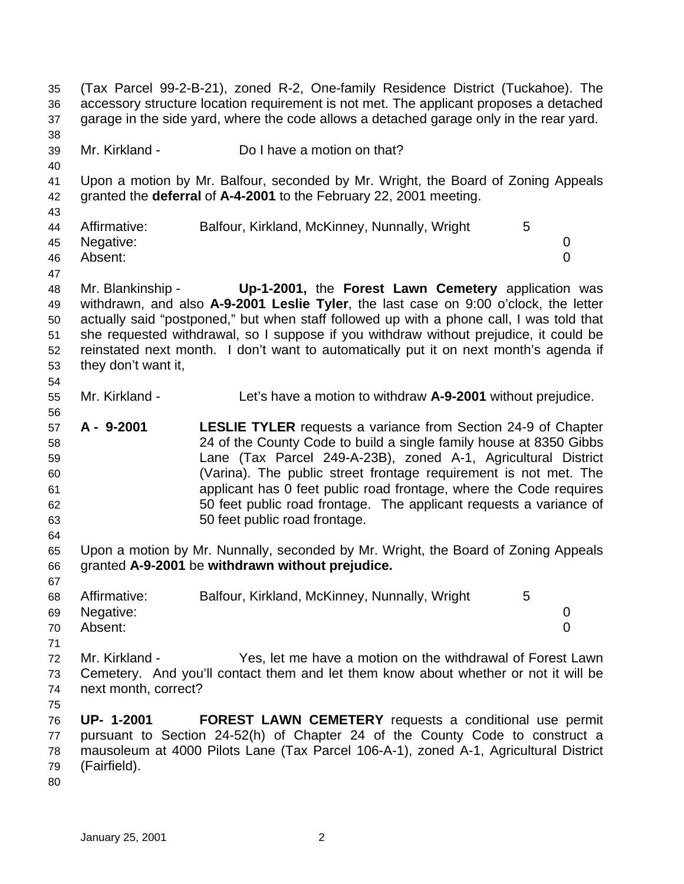(Tax Parcel 99-2-B-21), zoned R-2, One-family Residence District (Tuckahoe). The accessory structure location requirement is not met. The applicant proposes a detached garage in the side yard, where the code allows a detached garage only in the rear yard.

Mr. Kirkland - Do I have a motion on that?

Upon a motion by Mr. Balfour, seconded by Mr. Wright, the Board of Zoning Appeals granted the **deferral** of **A-4-2001** to the February 22, 2001 meeting.

| | | |
|---|---|---|
| Affirmative: | Balfour, Kirkland, McKinney, Nunnally, Wright | 5 |
| Negative: | | 0 |
| Absent: | | 0 |

Mr. Blankinship - **Up-1-2001,** the **Forest Lawn Cemetery** application was withdrawn, and also **A-9-2001 Leslie Tyler**, the last case on 9:00 o'clock, the letter actually said "postponed," but when staff followed up with a phone call, I was told that she requested withdrawal, so I suppose if you withdraw without prejudice, it could be reinstated next month. I don't want to automatically put it on next month's agenda if they don't want it,

Mr. Kirkland - Let's have a motion to withdraw **A-9-2001** without prejudice.

**A - 9-2001** **LESLIE TYLER** requests a variance from Section 24-9 of Chapter 24 of the County Code to build a single family house at 8350 Gibbs Lane (Tax Parcel 249-A-23B), zoned A-1, Agricultural District (Varina). The public street frontage requirement is not met. The applicant has 0 feet public road frontage, where the Code requires 50 feet public road frontage. The applicant requests a variance of 50 feet public road frontage.

Upon a motion by Mr. Nunnally, seconded by Mr. Wright, the Board of Zoning Appeals granted **A-9-2001** be **withdrawn without prejudice.**

| | | |
|---|---|---|
| Affirmative: | Balfour, Kirkland, McKinney, Nunnally, Wright | 5 |
| Negative: | | 0 |
| Absent: | | 0 |

Mr. Kirkland - Yes, let me have a motion on the withdrawal of Forest Lawn Cemetery. And you'll contact them and let them know about whether or not it will be next month, correct?

**UP- 1-2001** **FOREST LAWN CEMETERY** requests a conditional use permit pursuant to Section 24-52(h) of Chapter 24 of the County Code to construct a mausoleum at 4000 Pilots Lane (Tax Parcel 106-A-1), zoned A-1, Agricultural District (Fairfield).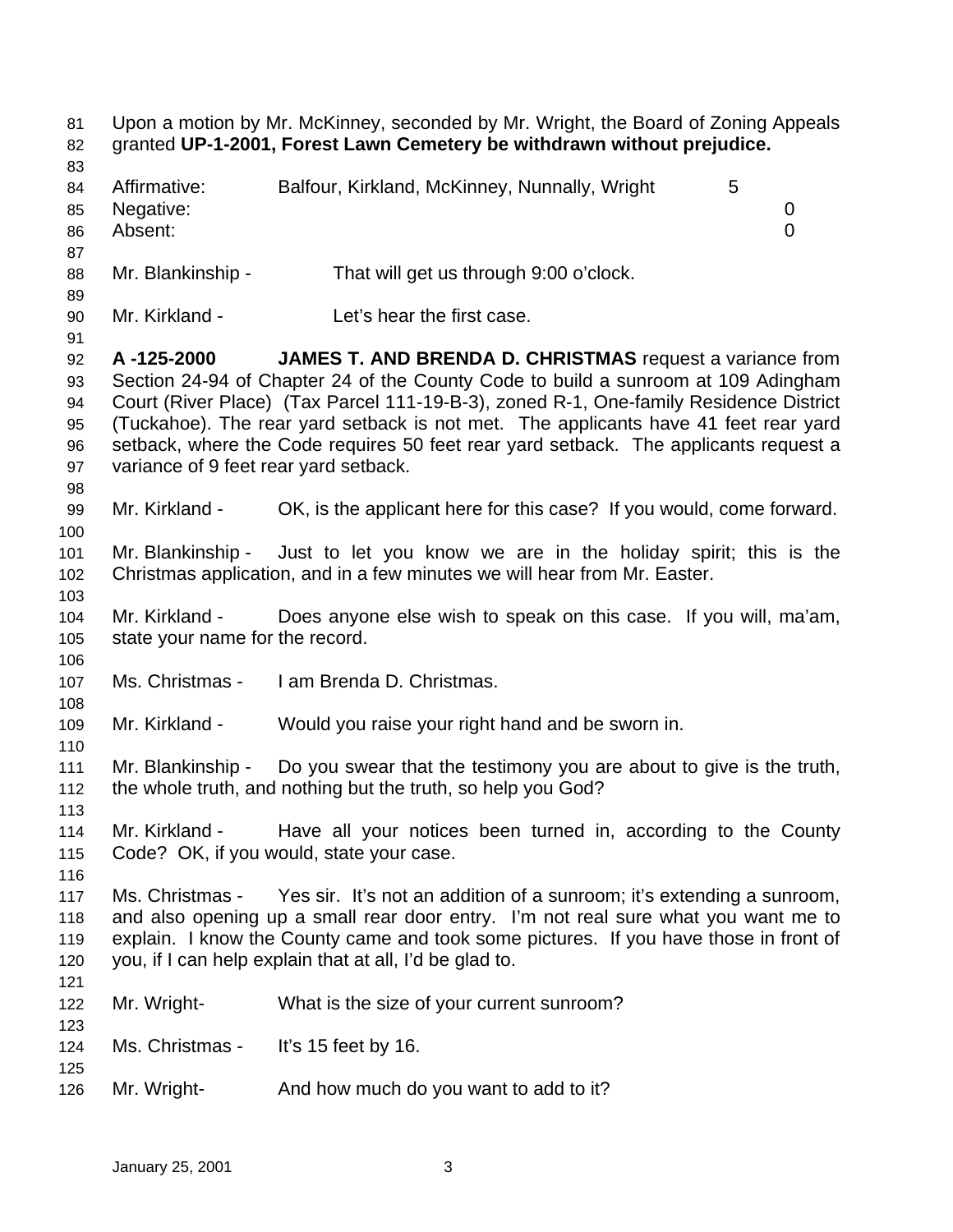Upon a motion by Mr. McKinney, seconded by Mr. Wright, the Board of Zoning Appeals granted **UP-1-2001, Forest Lawn Cemetery be withdrawn without prejudice.**

| | | |
|---|---|---|
| Affirmative: | Balfour, Kirkland, McKinney, Nunnally, Wright | 5 |
| Negative: | | 0 |
| Absent: | | 0 |

Mr. Blankinship - That will get us through 9:00 o'clock.

Mr. Kirkland - Let's hear the first case.

**A -125-2000 JAMES T. AND BRENDA D. CHRISTMAS** request a variance from Section 24-94 of Chapter 24 of the County Code to build a sunroom at 109 Adingham Court (River Place) (Tax Parcel 111-19-B-3), zoned R-1, One-family Residence District (Tuckahoe). The rear yard setback is not met. The applicants have 41 feet rear yard setback, where the Code requires 50 feet rear yard setback. The applicants request a variance of 9 feet rear yard setback.

Mr. Kirkland - OK, is the applicant here for this case? If you would, come forward.

Mr. Blankinship - Just to let you know we are in the holiday spirit; this is the Christmas application, and in a few minutes we will hear from Mr. Easter.

Mr. Kirkland - Does anyone else wish to speak on this case. If you will, ma'am, state your name for the record.

Ms. Christmas - I am Brenda D. Christmas.

Mr. Kirkland - Would you raise your right hand and be sworn in.

Mr. Blankinship - Do you swear that the testimony you are about to give is the truth, the whole truth, and nothing but the truth, so help you God?

Mr. Kirkland - Have all your notices been turned in, according to the County Code? OK, if you would, state your case.

Ms. Christmas - Yes sir. It's not an addition of a sunroom; it's extending a sunroom, and also opening up a small rear door entry. I'm not real sure what you want me to explain. I know the County came and took some pictures. If you have those in front of you, if I can help explain that at all, I'd be glad to.

Mr. Wright- What is the size of your current sunroom?

Ms. Christmas - It's 15 feet by 16.

Mr. Wright- And how much do you want to add to it?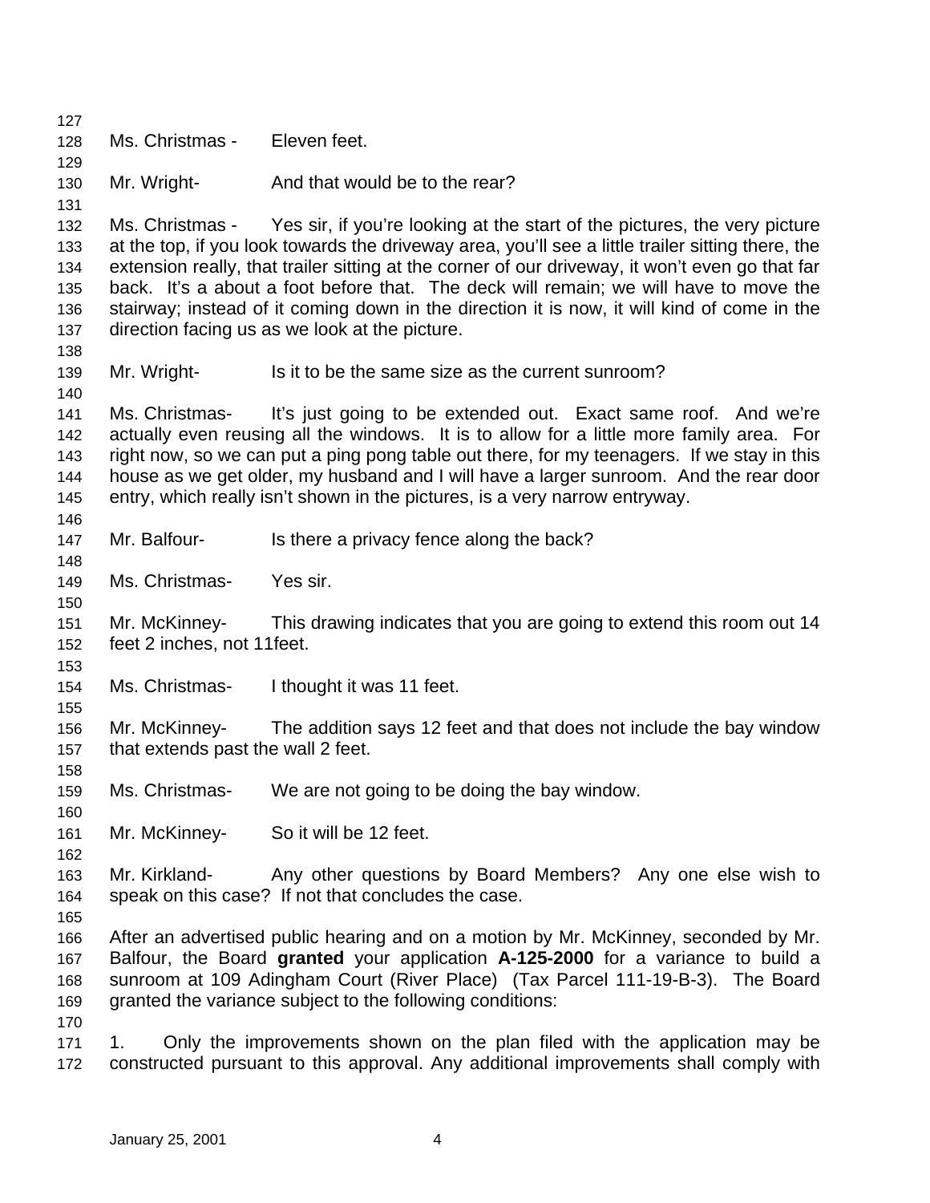Ms. Christmas - Eleven feet.

Mr. Wright- And that would be to the rear?

Ms. Christmas - Yes sir, if you're looking at the start of the pictures, the very picture at the top, if you look towards the driveway area, you'll see a little trailer sitting there, the extension really, that trailer sitting at the corner of our driveway, it won't even go that far back. It's a about a foot before that. The deck will remain; we will have to move the stairway; instead of it coming down in the direction it is now, it will kind of come in the direction facing us as we look at the picture.

Mr. Wright- Is it to be the same size as the current sunroom?

Ms. Christmas- It's just going to be extended out. Exact same roof. And we're actually even reusing all the windows. It is to allow for a little more family area. For right now, so we can put a ping pong table out there, for my teenagers. If we stay in this house as we get older, my husband and I will have a larger sunroom. And the rear door entry, which really isn't shown in the pictures, is a very narrow entryway.

Mr. Balfour- Is there a privacy fence along the back?

Ms. Christmas- Yes sir.

Mr. McKinney- This drawing indicates that you are going to extend this room out 14 feet 2 inches, not 11feet.

Ms. Christmas- I thought it was 11 feet.

Mr. McKinney- The addition says 12 feet and that does not include the bay window that extends past the wall 2 feet.

Ms. Christmas- We are not going to be doing the bay window.

Mr. McKinney- So it will be 12 feet.

Mr. Kirkland- Any other questions by Board Members? Any one else wish to speak on this case? If not that concludes the case.

After an advertised public hearing and on a motion by Mr. McKinney, seconded by Mr. Balfour, the Board **granted** your application **A-125-2000** for a variance to build a sunroom at 109 Adingham Court (River Place) (Tax Parcel 111-19-B-3). The Board granted the variance subject to the following conditions:

1. Only the improvements shown on the plan filed with the application may be constructed pursuant to this approval. Any additional improvements shall comply with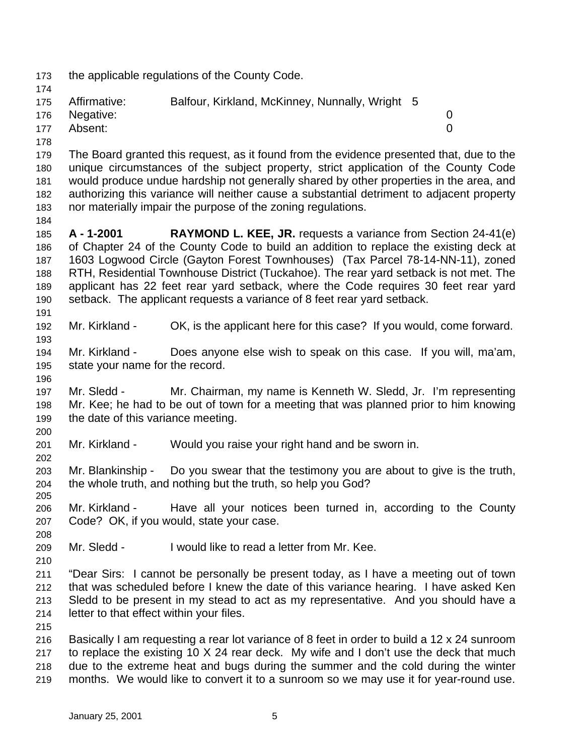the applicable regulations of the County Code.

| | | |
|---|---|---|
| Affirmative: | Balfour, Kirkland, McKinney, Nunnally, Wright | 5 |
| Negative: | | 0 |
| Absent: | | 0 |

The Board granted this request, as it found from the evidence presented that, due to the unique circumstances of the subject property, strict application of the County Code would produce undue hardship not generally shared by other properties in the area, and authorizing this variance will neither cause a substantial detriment to adjacent property nor materially impair the purpose of the zoning regulations.

**A - 1-2001 RAYMOND L. KEE, JR.** requests a variance from Section 24-41(e) of Chapter 24 of the County Code to build an addition to replace the existing deck at 1603 Logwood Circle (Gayton Forest Townhouses) (Tax Parcel 78-14-NN-11), zoned RTH, Residential Townhouse District (Tuckahoe). The rear yard setback is not met. The applicant has 22 feet rear yard setback, where the Code requires 30 feet rear yard setback. The applicant requests a variance of 8 feet rear yard setback.

Mr. Kirkland - OK, is the applicant here for this case? If you would, come forward.

Mr. Kirkland - Does anyone else wish to speak on this case. If you will, ma'am, state your name for the record.

Mr. Sledd - Mr. Chairman, my name is Kenneth W. Sledd, Jr. I'm representing Mr. Kee; he had to be out of town for a meeting that was planned prior to him knowing the date of this variance meeting.

Mr. Kirkland - Would you raise your right hand and be sworn in.

Mr. Blankinship - Do you swear that the testimony you are about to give is the truth, the whole truth, and nothing but the truth, so help you God?

Mr. Kirkland - Have all your notices been turned in, according to the County Code? OK, if you would, state your case.

Mr. Sledd - I would like to read a letter from Mr. Kee.

"Dear Sirs: I cannot be personally be present today, as I have a meeting out of town that was scheduled before I knew the date of this variance hearing. I have asked Ken Sledd to be present in my stead to act as my representative. And you should have a letter to that effect within your files.

Basically I am requesting a rear lot variance of 8 feet in order to build a 12 x 24 sunroom to replace the existing 10 X 24 rear deck. My wife and I don't use the deck that much due to the extreme heat and bugs during the summer and the cold during the winter months. We would like to convert it to a sunroom so we may use it for year-round use.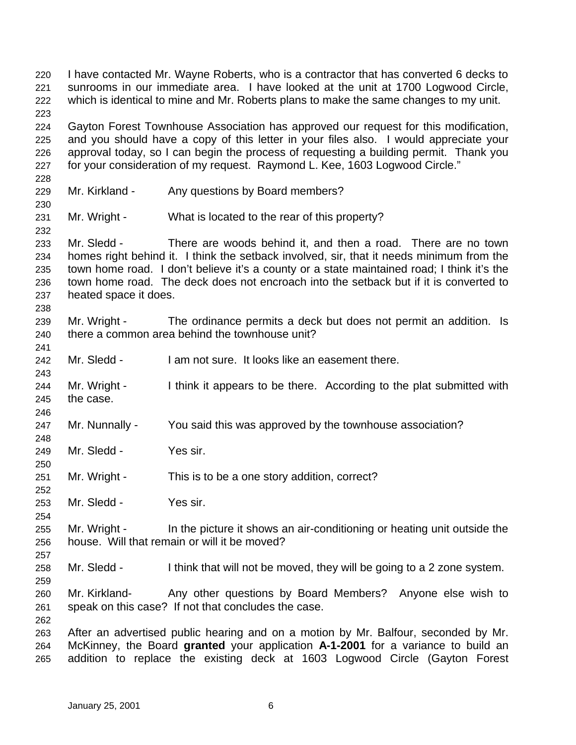I have contacted Mr. Wayne Roberts, who is a contractor that has converted 6 decks to sunrooms in our immediate area. I have looked at the unit at 1700 Logwood Circle, which is identical to mine and Mr. Roberts plans to make the same changes to my unit.

Gayton Forest Townhouse Association has approved our request for this modification, and you should have a copy of this letter in your files also. I would appreciate your approval today, so I can begin the process of requesting a building permit. Thank you for your consideration of my request. Raymond L. Kee, 1603 Logwood Circle."

Mr. Kirkland - Any questions by Board members?

Mr. Wright - What is located to the rear of this property?

Mr. Sledd - There are woods behind it, and then a road. There are no town homes right behind it. I think the setback involved, sir, that it needs minimum from the town home road. I don't believe it's a county or a state maintained road; I think it's the town home road. The deck does not encroach into the setback but if it is converted to heated space it does.

Mr. Wright - The ordinance permits a deck but does not permit an addition. Is there a common area behind the townhouse unit?

Mr. Sledd - I am not sure. It looks like an easement there.

Mr. Wright - I think it appears to be there. According to the plat submitted with the case.

Mr. Nunnally - You said this was approved by the townhouse association?

Mr. Sledd - Yes sir.

Mr. Wright - This is to be a one story addition, correct?

Mr. Sledd - Yes sir.

Mr. Wright - In the picture it shows an air-conditioning or heating unit outside the house. Will that remain or will it be moved?

Mr. Sledd - I think that will not be moved, they will be going to a 2 zone system.

Mr. Kirkland- Any other questions by Board Members? Anyone else wish to speak on this case? If not that concludes the case.

After an advertised public hearing and on a motion by Mr. Balfour, seconded by Mr. McKinney, the Board **granted** your application **A-1-2001** for a variance to build an addition to replace the existing deck at 1603 Logwood Circle (Gayton Forest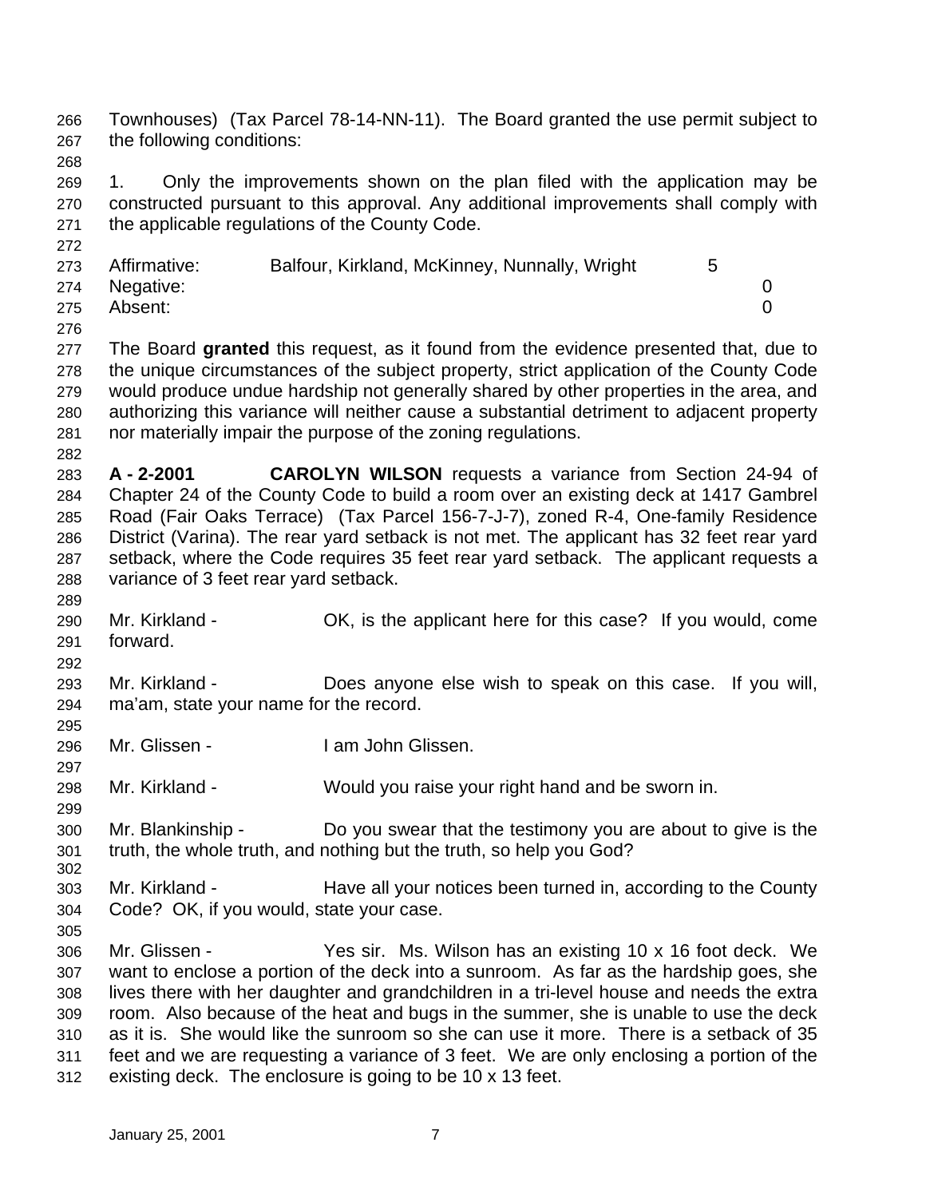Townhouses) (Tax Parcel 78-14-NN-11). The Board granted the use permit subject to the following conditions:

1. Only the improvements shown on the plan filed with the application may be constructed pursuant to this approval. Any additional improvements shall comply with the applicable regulations of the County Code.

| | | |
|---|---|---|
| Affirmative: | Balfour, Kirkland, McKinney, Nunnally, Wright | 5 |
| Negative: | | 0 |
| Absent: | | 0 |

The Board **granted** this request, as it found from the evidence presented that, due to the unique circumstances of the subject property, strict application of the County Code would produce undue hardship not generally shared by other properties in the area, and authorizing this variance will neither cause a substantial detriment to adjacent property nor materially impair the purpose of the zoning regulations.

**A - 2-2001** **CAROLYN WILSON** requests a variance from Section 24-94 of Chapter 24 of the County Code to build a room over an existing deck at 1417 Gambrel Road (Fair Oaks Terrace) (Tax Parcel 156-7-J-7), zoned R-4, One-family Residence District (Varina). The rear yard setback is not met. The applicant has 32 feet rear yard setback, where the Code requires 35 feet rear yard setback. The applicant requests a variance of 3 feet rear yard setback.

Mr. Kirkland - OK, is the applicant here for this case? If you would, come forward.

Mr. Kirkland - Does anyone else wish to speak on this case. If you will, ma'am, state your name for the record.

Mr. Glissen - I am John Glissen.

Mr. Kirkland - Would you raise your right hand and be sworn in.

Mr. Blankinship - Do you swear that the testimony you are about to give is the truth, the whole truth, and nothing but the truth, so help you God?

Mr. Kirkland - Have all your notices been turned in, according to the County Code? OK, if you would, state your case.

Mr. Glissen - Yes sir. Ms. Wilson has an existing 10 x 16 foot deck. We want to enclose a portion of the deck into a sunroom. As far as the hardship goes, she lives there with her daughter and grandchildren in a tri-level house and needs the extra room. Also because of the heat and bugs in the summer, she is unable to use the deck as it is. She would like the sunroom so she can use it more. There is a setback of 35 feet and we are requesting a variance of 3 feet. We are only enclosing a portion of the existing deck. The enclosure is going to be 10 x 13 feet.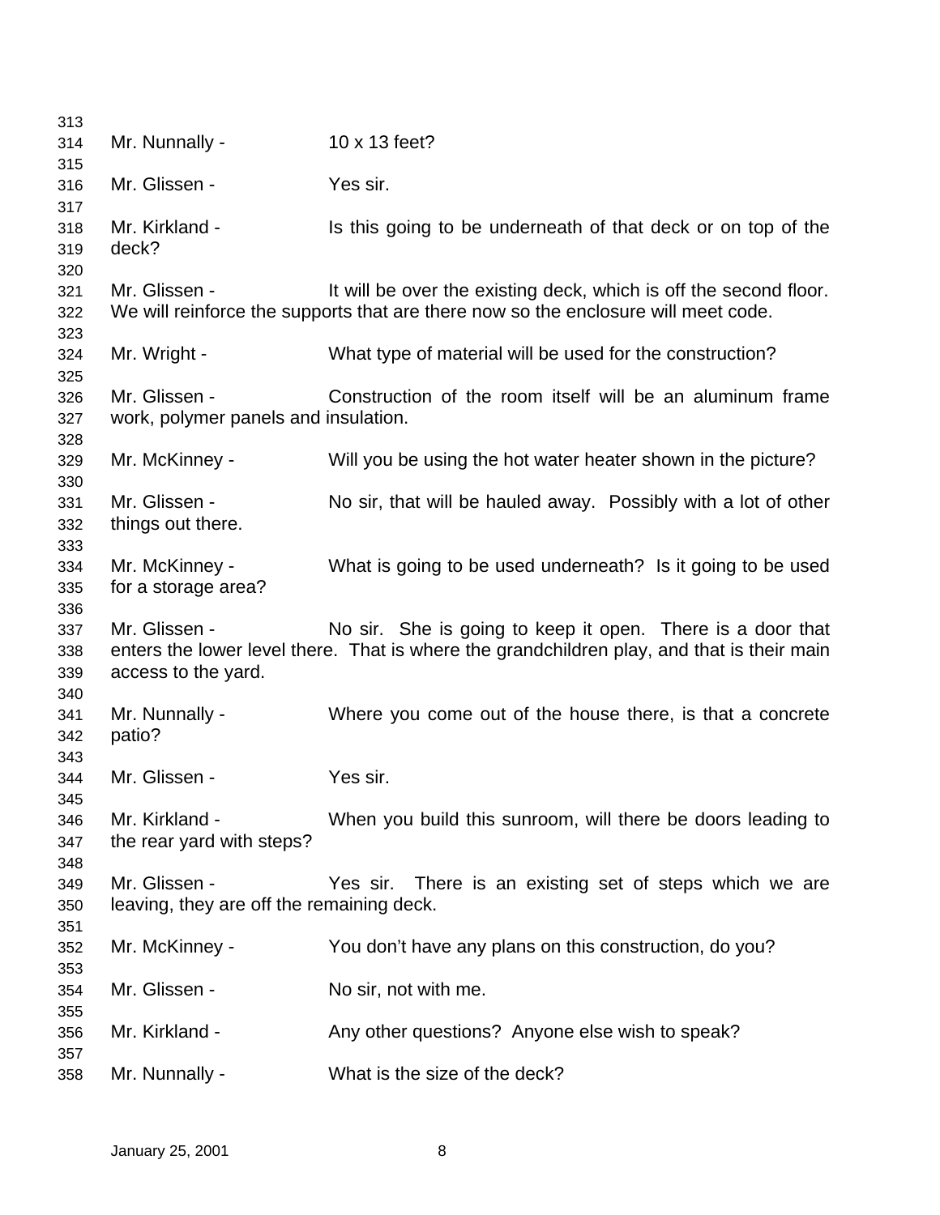Mr. Nunnally - 10 x 13 feet?

Mr. Glissen - Yes sir.

Mr. Kirkland - Is this going to be underneath of that deck or on top of the deck?

Mr. Glissen - It will be over the existing deck, which is off the second floor. We will reinforce the supports that are there now so the enclosure will meet code.

Mr. Wright - What type of material will be used for the construction?

Mr. Glissen - Construction of the room itself will be an aluminum frame work, polymer panels and insulation.

Mr. McKinney - Will you be using the hot water heater shown in the picture?

Mr. Glissen - No sir, that will be hauled away. Possibly with a lot of other things out there.

Mr. McKinney - What is going to be used underneath? Is it going to be used for a storage area?

Mr. Glissen - No sir. She is going to keep it open. There is a door that enters the lower level there. That is where the grandchildren play, and that is their main access to the yard.

Mr. Nunnally - Where you come out of the house there, is that a concrete patio?

Mr. Glissen - Yes sir.

Mr. Kirkland - When you build this sunroom, will there be doors leading to the rear yard with steps?

Mr. Glissen - Yes sir. There is an existing set of steps which we are leaving, they are off the remaining deck.

Mr. McKinney - You don't have any plans on this construction, do you?

Mr. Glissen - No sir, not with me.

Mr. Kirkland - Any other questions? Anyone else wish to speak?

Mr. Nunnally - What is the size of the deck?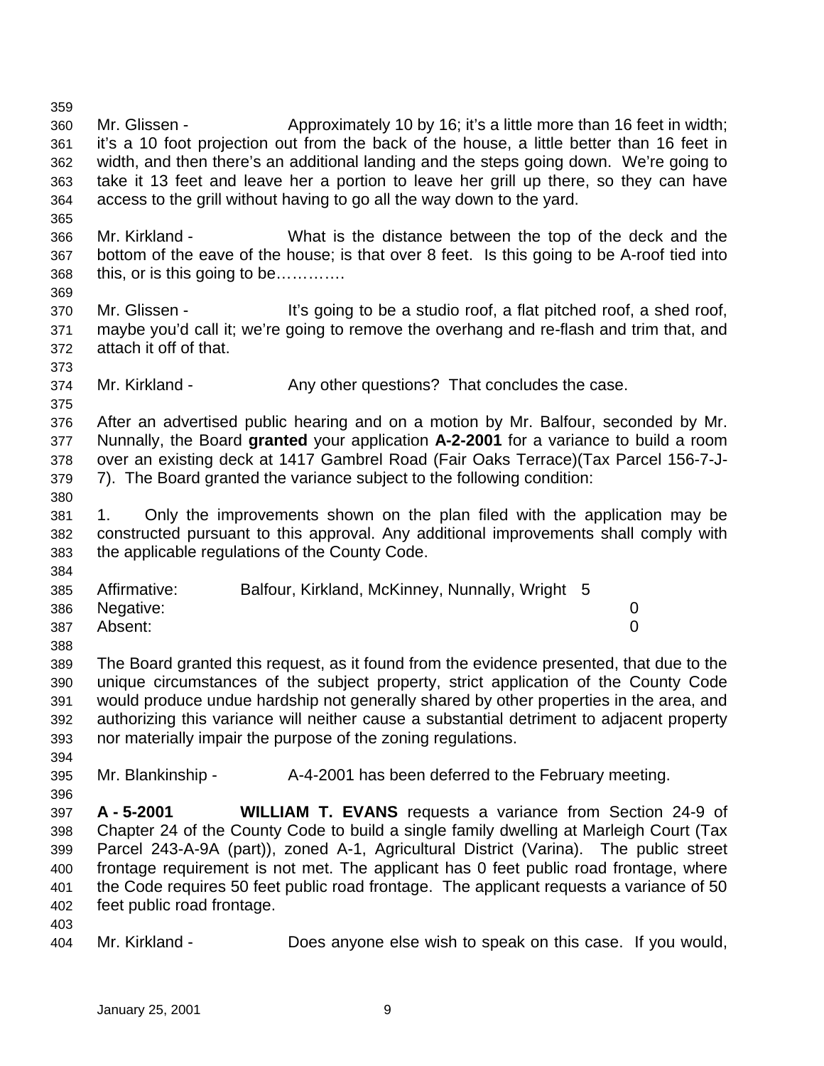Mr. Glissen - Approximately 10 by 16; it's a little more than 16 feet in width; it's a 10 foot projection out from the back of the house, a little better than 16 feet in width, and then there's an additional landing and the steps going down. We're going to take it 13 feet and leave her a portion to leave her grill up there, so they can have access to the grill without having to go all the way down to the yard.

Mr. Kirkland - What is the distance between the top of the deck and the bottom of the eave of the house; is that over 8 feet. Is this going to be A-roof tied into this, or is this going to be…………

Mr. Glissen - It's going to be a studio roof, a flat pitched roof, a shed roof, maybe you'd call it; we're going to remove the overhang and re-flash and trim that, and attach it off of that.

Mr. Kirkland - Any other questions? That concludes the case.

After an advertised public hearing and on a motion by Mr. Balfour, seconded by Mr. Nunnally, the Board **granted** your application **A-2-2001** for a variance to build a room over an existing deck at 1417 Gambrel Road (Fair Oaks Terrace)(Tax Parcel 156-7-J-7). The Board granted the variance subject to the following condition:

1. Only the improvements shown on the plan filed with the application may be constructed pursuant to this approval. Any additional improvements shall comply with the applicable regulations of the County Code.

| | | |
|---|---|---|
| Affirmative: | Balfour, Kirkland, McKinney, Nunnally, Wright | 5 |
| Negative: | | 0 |
| Absent: | | 0 |

The Board granted this request, as it found from the evidence presented, that due to the unique circumstances of the subject property, strict application of the County Code would produce undue hardship not generally shared by other properties in the area, and authorizing this variance will neither cause a substantial detriment to adjacent property nor materially impair the purpose of the zoning regulations.

Mr. Blankinship - A-4-2001 has been deferred to the February meeting.

**A - 5-2001 WILLIAM T. EVANS** requests a variance from Section 24-9 of Chapter 24 of the County Code to build a single family dwelling at Marleigh Court (Tax Parcel 243-A-9A (part)), zoned A-1, Agricultural District (Varina). The public street frontage requirement is not met. The applicant has 0 feet public road frontage, where the Code requires 50 feet public road frontage. The applicant requests a variance of 50 feet public road frontage.

Mr. Kirkland - Does anyone else wish to speak on this case. If you would,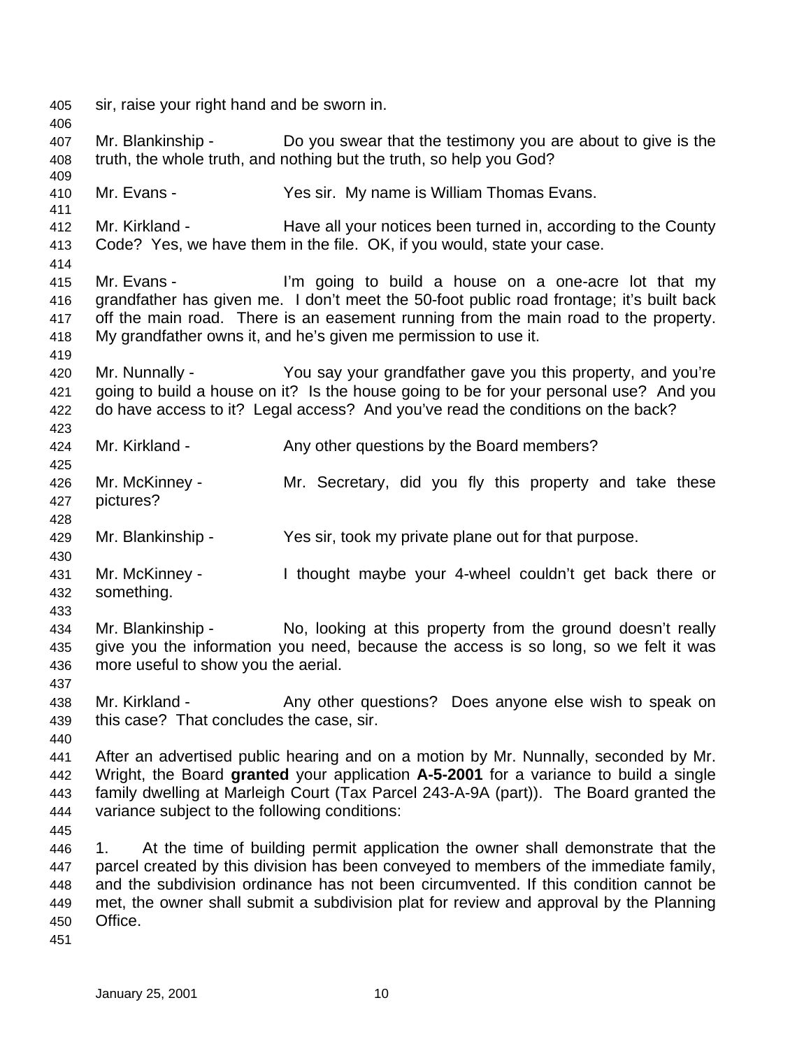sir, raise your right hand and be sworn in.

Mr. Blankinship - Do you swear that the testimony you are about to give is the truth, the whole truth, and nothing but the truth, so help you God?

Mr. Evans - Yes sir. My name is William Thomas Evans.

Mr. Kirkland - Have all your notices been turned in, according to the County Code? Yes, we have them in the file. OK, if you would, state your case.

Mr. Evans - I'm going to build a house on a one-acre lot that my grandfather has given me. I don't meet the 50-foot public road frontage; it's built back off the main road. There is an easement running from the main road to the property. My grandfather owns it, and he's given me permission to use it.

Mr. Nunnally - You say your grandfather gave you this property, and you're going to build a house on it? Is the house going to be for your personal use? And you do have access to it? Legal access? And you've read the conditions on the back?

Mr. Kirkland - Any other questions by the Board members?

Mr. McKinney - Mr. Secretary, did you fly this property and take these pictures?

Mr. Blankinship - Yes sir, took my private plane out for that purpose.

Mr. McKinney - I thought maybe your 4-wheel couldn't get back there or something.

Mr. Blankinship - No, looking at this property from the ground doesn't really give you the information you need, because the access is so long, so we felt it was more useful to show you the aerial.

Mr. Kirkland - Any other questions? Does anyone else wish to speak on this case? That concludes the case, sir.

After an advertised public hearing and on a motion by Mr. Nunnally, seconded by Mr. Wright, the Board **granted** your application **A-5-2001** for a variance to build a single family dwelling at Marleigh Court (Tax Parcel 243-A-9A (part)). The Board granted the variance subject to the following conditions:

1. At the time of building permit application the owner shall demonstrate that the parcel created by this division has been conveyed to members of the immediate family, and the subdivision ordinance has not been circumvented. If this condition cannot be met, the owner shall submit a subdivision plat for review and approval by the Planning Office.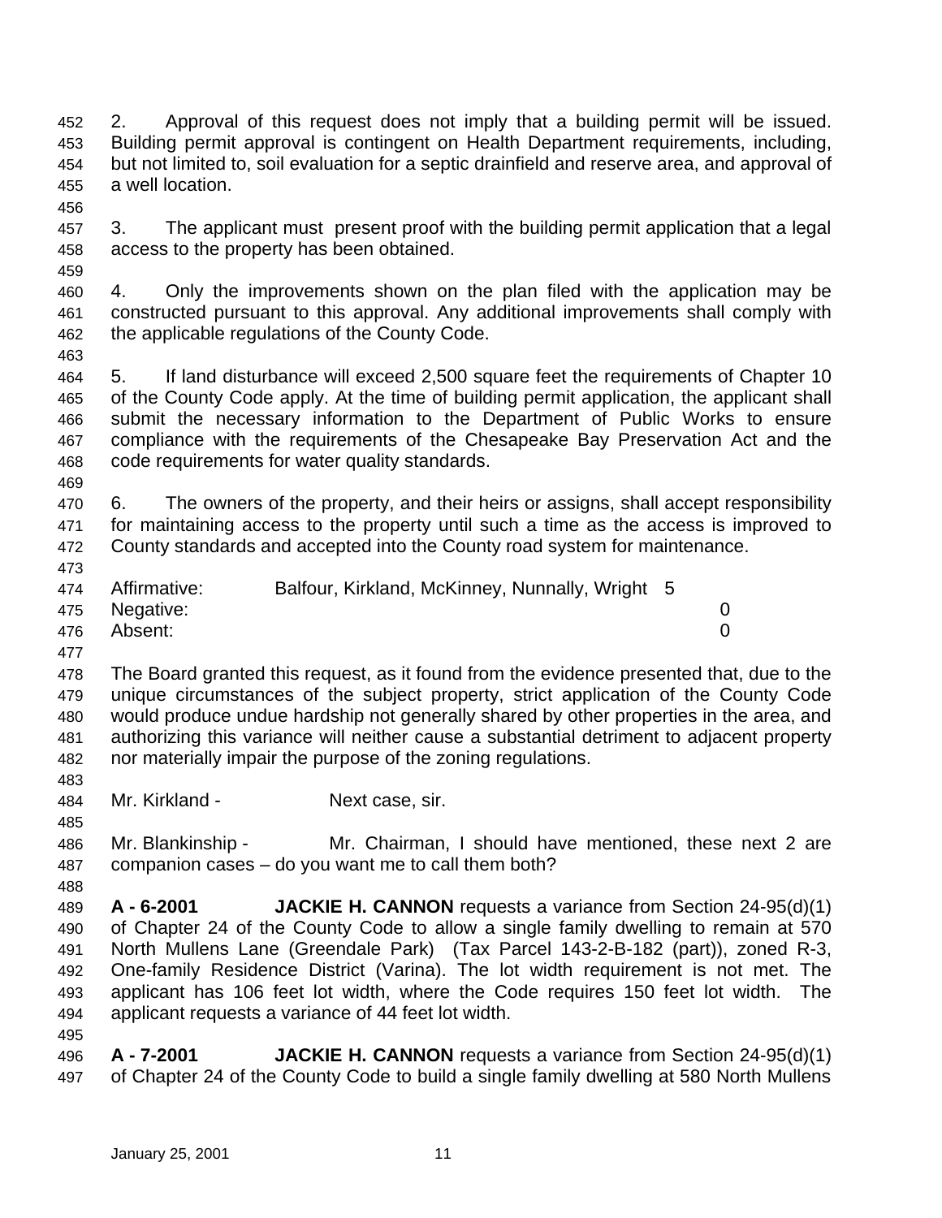2. Approval of this request does not imply that a building permit will be issued. Building permit approval is contingent on Health Department requirements, including, but not limited to, soil evaluation for a septic drainfield and reserve area, and approval of a well location.

3. The applicant must present proof with the building permit application that a legal access to the property has been obtained.

4. Only the improvements shown on the plan filed with the application may be constructed pursuant to this approval. Any additional improvements shall comply with the applicable regulations of the County Code.

5. If land disturbance will exceed 2,500 square feet the requirements of Chapter 10 of the County Code apply. At the time of building permit application, the applicant shall submit the necessary information to the Department of Public Works to ensure compliance with the requirements of the Chesapeake Bay Preservation Act and the code requirements for water quality standards.

6. The owners of the property, and their heirs or assigns, shall accept responsibility for maintaining access to the property until such a time as the access is improved to County standards and accepted into the County road system for maintenance.

| | | |
|---|---|---|
| Affirmative: | Balfour, Kirkland, McKinney, Nunnally, Wright | 5 |
| Negative: | | 0 |
| Absent: | | 0 |

The Board granted this request, as it found from the evidence presented that, due to the unique circumstances of the subject property, strict application of the County Code would produce undue hardship not generally shared by other properties in the area, and authorizing this variance will neither cause a substantial detriment to adjacent property nor materially impair the purpose of the zoning regulations.

Mr. Kirkland - Next case, sir.

Mr. Blankinship - Mr. Chairman, I should have mentioned, these next 2 are companion cases – do you want me to call them both?

**A - 6-2001** **JACKIE H. CANNON** requests a variance from Section 24-95(d)(1) of Chapter 24 of the County Code to allow a single family dwelling to remain at 570 North Mullens Lane (Greendale Park) (Tax Parcel 143-2-B-182 (part)), zoned R-3, One-family Residence District (Varina). The lot width requirement is not met. The applicant has 106 feet lot width, where the Code requires 150 feet lot width. The applicant requests a variance of 44 feet lot width.

**A - 7-2001** **JACKIE H. CANNON** requests a variance from Section 24-95(d)(1) of Chapter 24 of the County Code to build a single family dwelling at 580 North Mullens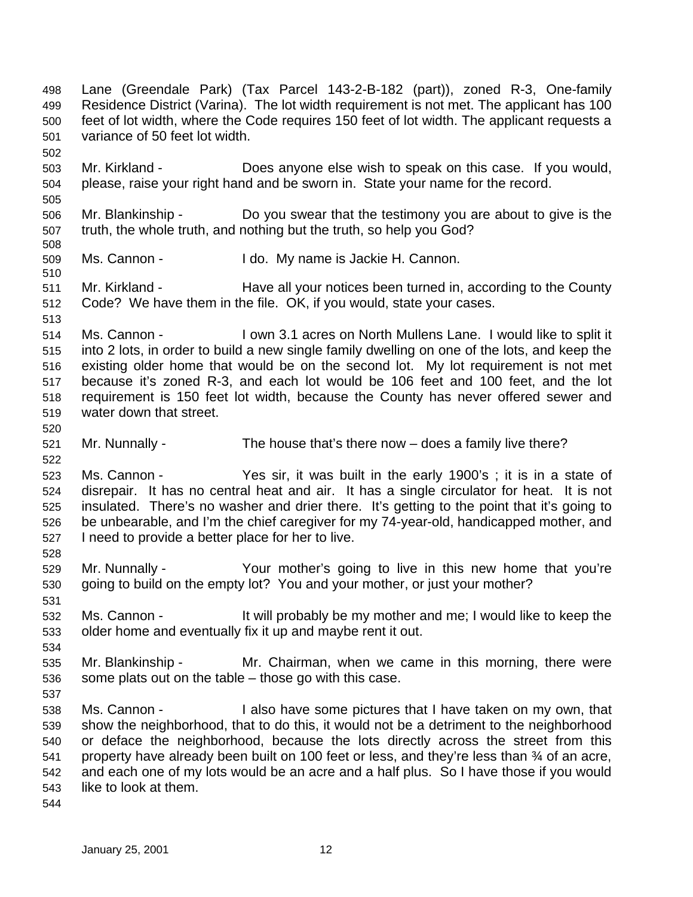Lane (Greendale Park) (Tax Parcel 143-2-B-182 (part)), zoned R-3, One-family Residence District (Varina). The lot width requirement is not met. The applicant has 100 feet of lot width, where the Code requires 150 feet of lot width. The applicant requests a variance of 50 feet lot width.

Mr. Kirkland - Does anyone else wish to speak on this case. If you would, please, raise your right hand and be sworn in. State your name for the record.

Mr. Blankinship - Do you swear that the testimony you are about to give is the truth, the whole truth, and nothing but the truth, so help you God?

Ms. Cannon - I do. My name is Jackie H. Cannon.

Mr. Kirkland - Have all your notices been turned in, according to the County Code? We have them in the file. OK, if you would, state your cases.

Ms. Cannon - I own 3.1 acres on North Mullens Lane. I would like to split it into 2 lots, in order to build a new single family dwelling on one of the lots, and keep the existing older home that would be on the second lot. My lot requirement is not met because it's zoned R-3, and each lot would be 106 feet and 100 feet, and the lot requirement is 150 feet lot width, because the County has never offered sewer and water down that street.

Mr. Nunnally - The house that's there now – does a family live there?

Ms. Cannon - Yes sir, it was built in the early 1900's ; it is in a state of disrepair. It has no central heat and air. It has a single circulator for heat. It is not insulated. There's no washer and drier there. It's getting to the point that it's going to be unbearable, and I'm the chief caregiver for my 74-year-old, handicapped mother, and I need to provide a better place for her to live.

Mr. Nunnally - Your mother's going to live in this new home that you're going to build on the empty lot? You and your mother, or just your mother?

Ms. Cannon - It will probably be my mother and me; I would like to keep the older home and eventually fix it up and maybe rent it out.

Mr. Blankinship - Mr. Chairman, when we came in this morning, there were some plats out on the table – those go with this case.

Ms. Cannon - I also have some pictures that I have taken on my own, that show the neighborhood, that to do this, it would not be a detriment to the neighborhood or deface the neighborhood, because the lots directly across the street from this property have already been built on 100 feet or less, and they're less than ¾ of an acre, and each one of my lots would be an acre and a half plus. So I have those if you would like to look at them.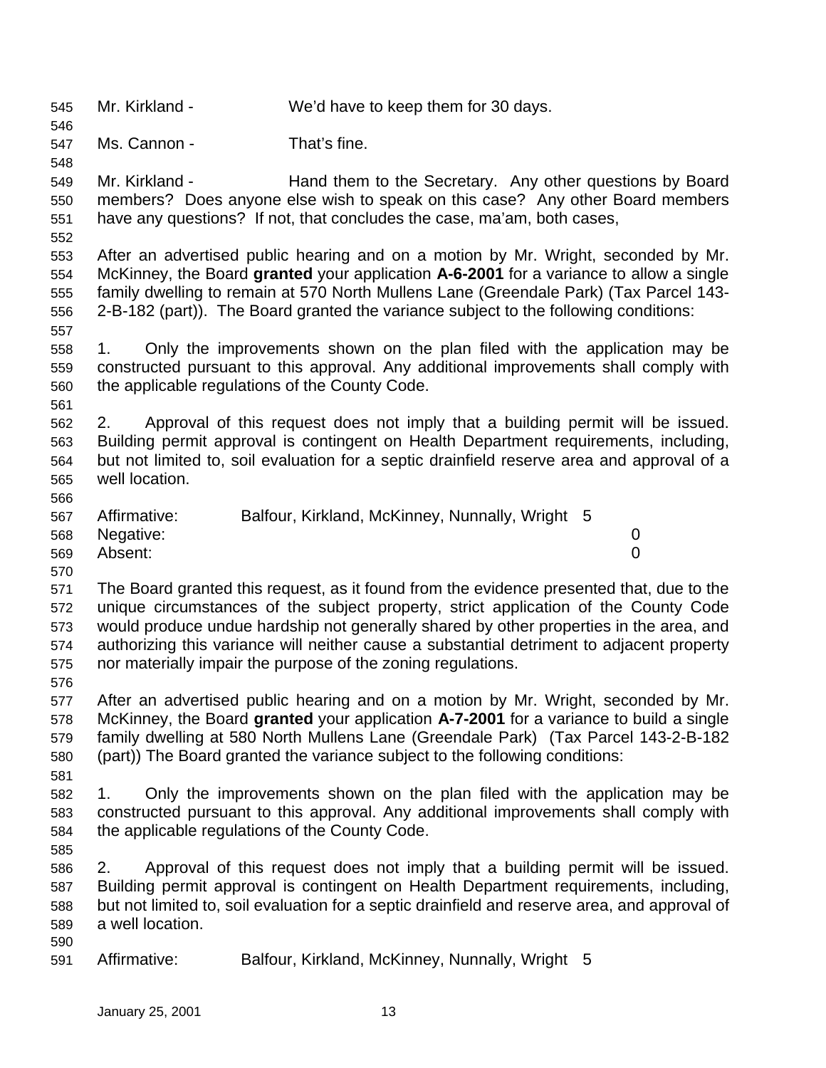Mr. Kirkland - We'd have to keep them for 30 days.

Ms. Cannon - That's fine.

Mr. Kirkland - Hand them to the Secretary. Any other questions by Board members? Does anyone else wish to speak on this case? Any other Board members have any questions? If not, that concludes the case, ma'am, both cases,

After an advertised public hearing and on a motion by Mr. Wright, seconded by Mr. McKinney, the Board **granted** your application **A-6-2001** for a variance to allow a single family dwelling to remain at 570 North Mullens Lane (Greendale Park) (Tax Parcel 143-2-B-182 (part)). The Board granted the variance subject to the following conditions:

1. Only the improvements shown on the plan filed with the application may be constructed pursuant to this approval. Any additional improvements shall comply with the applicable regulations of the County Code.

2. Approval of this request does not imply that a building permit will be issued. Building permit approval is contingent on Health Department requirements, including, but not limited to, soil evaluation for a septic drainfield reserve area and approval of a well location.

Affirmative: Balfour, Kirkland, McKinney, Nunnally, Wright 5
Negative: 0
Absent: 0

The Board granted this request, as it found from the evidence presented that, due to the unique circumstances of the subject property, strict application of the County Code would produce undue hardship not generally shared by other properties in the area, and authorizing this variance will neither cause a substantial detriment to adjacent property nor materially impair the purpose of the zoning regulations.

After an advertised public hearing and on a motion by Mr. Wright, seconded by Mr. McKinney, the Board **granted** your application **A-7-2001** for a variance to build a single family dwelling at 580 North Mullens Lane (Greendale Park) (Tax Parcel 143-2-B-182 (part)) The Board granted the variance subject to the following conditions:

1. Only the improvements shown on the plan filed with the application may be constructed pursuant to this approval. Any additional improvements shall comply with the applicable regulations of the County Code.

2. Approval of this request does not imply that a building permit will be issued. Building permit approval is contingent on Health Department requirements, including, but not limited to, soil evaluation for a septic drainfield and reserve area, and approval of a well location.

Affirmative: Balfour, Kirkland, McKinney, Nunnally, Wright 5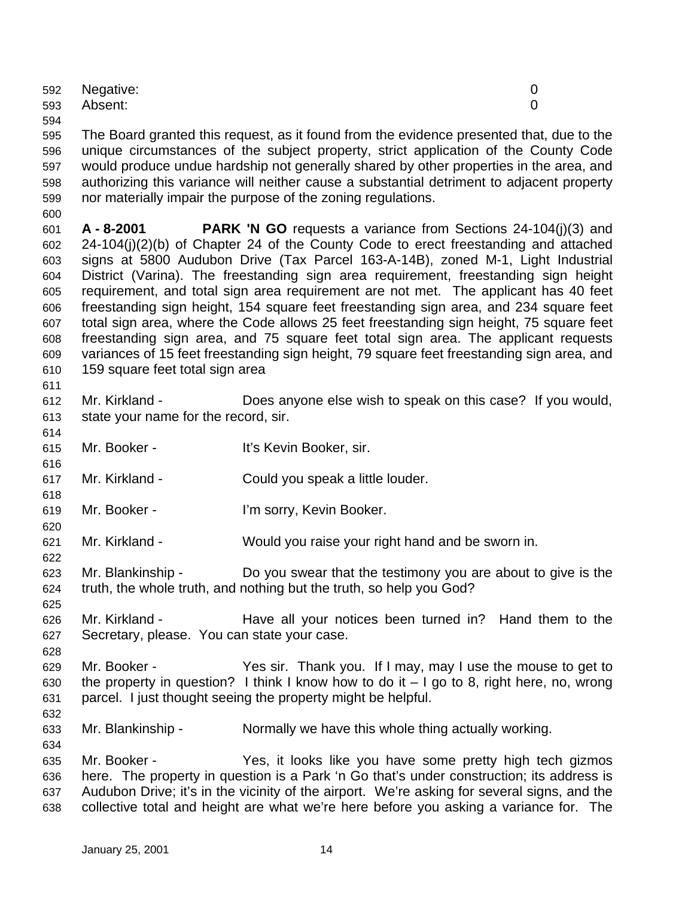Negative: 0
Absent: 0

The Board granted this request, as it found from the evidence presented that, due to the unique circumstances of the subject property, strict application of the County Code would produce undue hardship not generally shared by other properties in the area, and authorizing this variance will neither cause a substantial detriment to adjacent property nor materially impair the purpose of the zoning regulations.

**A - 8-2001** **PARK 'N GO** requests a variance from Sections 24-104(j)(3) and 24-104(j)(2)(b) of Chapter 24 of the County Code to erect freestanding and attached signs at 5800 Audubon Drive (Tax Parcel 163-A-14B), zoned M-1, Light Industrial District (Varina). The freestanding sign area requirement, freestanding sign height requirement, and total sign area requirement are not met. The applicant has 40 feet freestanding sign height, 154 square feet freestanding sign area, and 234 square feet total sign area, where the Code allows 25 feet freestanding sign height, 75 square feet freestanding sign area, and 75 square feet total sign area. The applicant requests variances of 15 feet freestanding sign height, 79 square feet freestanding sign area, and 159 square feet total sign area

Mr. Kirkland - Does anyone else wish to speak on this case? If you would, state your name for the record, sir.

Mr. Booker - It's Kevin Booker, sir.

Mr. Kirkland - Could you speak a little louder.

Mr. Booker - I'm sorry, Kevin Booker.

Mr. Kirkland - Would you raise your right hand and be sworn in.

Mr. Blankinship - Do you swear that the testimony you are about to give is the truth, the whole truth, and nothing but the truth, so help you God?

Mr. Kirkland - Have all your notices been turned in? Hand them to the Secretary, please. You can state your case.

Mr. Booker - Yes sir. Thank you. If I may, may I use the mouse to get to the property in question? I think I know how to do it – I go to 8, right here, no, wrong parcel. I just thought seeing the property might be helpful.

Mr. Blankinship - Normally we have this whole thing actually working.

Mr. Booker - Yes, it looks like you have some pretty high tech gizmos here. The property in question is a Park 'n Go that's under construction; its address is Audubon Drive; it's in the vicinity of the airport. We're asking for several signs, and the collective total and height are what we're here before you asking a variance for. The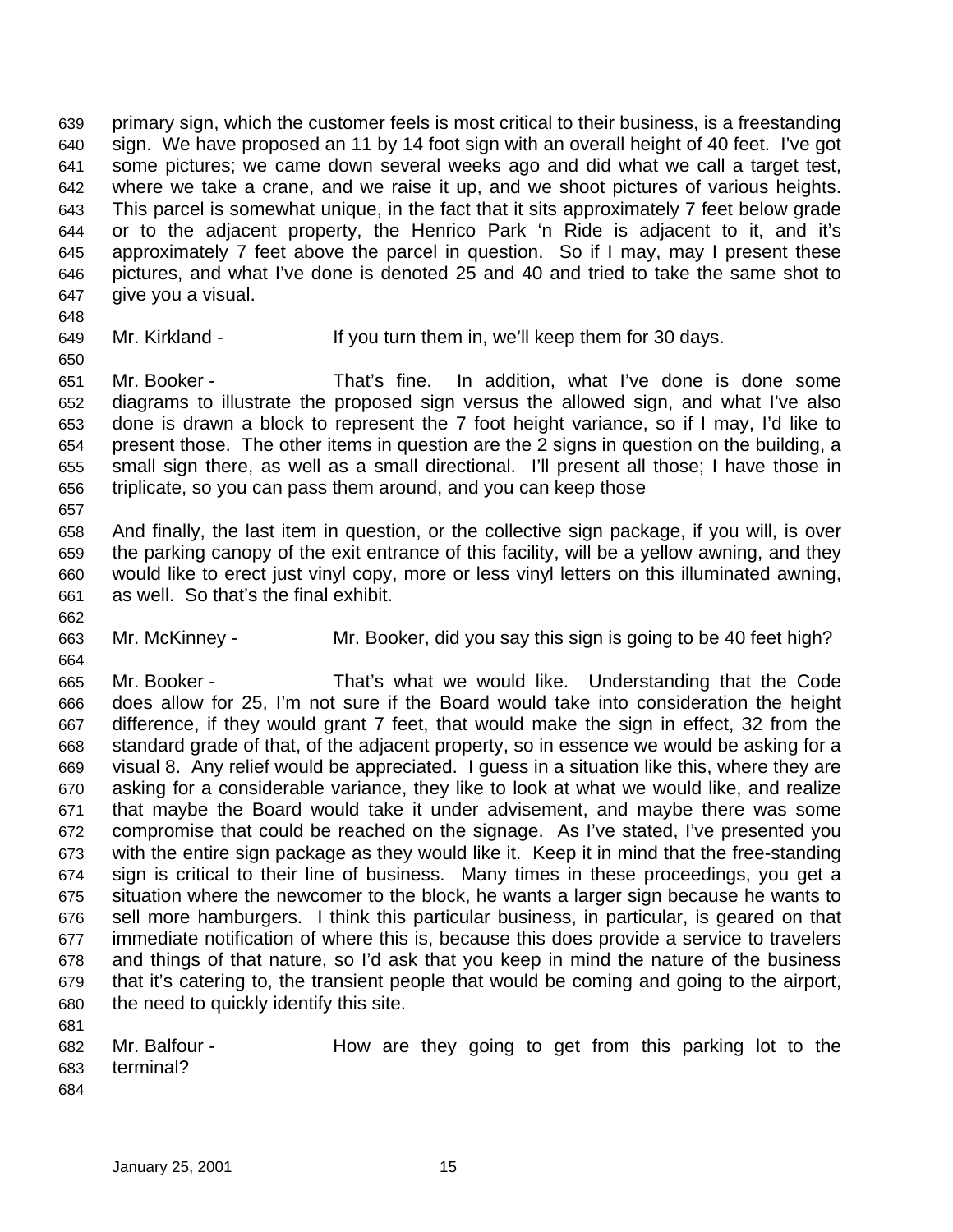primary sign, which the customer feels is most critical to their business, is a freestanding sign. We have proposed an 11 by 14 foot sign with an overall height of 40 feet. I've got some pictures; we came down several weeks ago and did what we call a target test, where we take a crane, and we raise it up, and we shoot pictures of various heights. This parcel is somewhat unique, in the fact that it sits approximately 7 feet below grade or to the adjacent property, the Henrico Park 'n Ride is adjacent to it, and it's approximately 7 feet above the parcel in question. So if I may, may I present these pictures, and what I've done is denoted 25 and 40 and tried to take the same shot to give you a visual.

Mr. Kirkland - If you turn them in, we'll keep them for 30 days.

Mr. Booker - That's fine. In addition, what I've done is done some diagrams to illustrate the proposed sign versus the allowed sign, and what I've also done is drawn a block to represent the 7 foot height variance, so if I may, I'd like to present those. The other items in question are the 2 signs in question on the building, a small sign there, as well as a small directional. I'll present all those; I have those in triplicate, so you can pass them around, and you can keep those

And finally, the last item in question, or the collective sign package, if you will, is over the parking canopy of the exit entrance of this facility, will be a yellow awning, and they would like to erect just vinyl copy, more or less vinyl letters on this illuminated awning, as well. So that's the final exhibit.

Mr. McKinney - Mr. Booker, did you say this sign is going to be 40 feet high?

Mr. Booker - That's what we would like. Understanding that the Code does allow for 25, I'm not sure if the Board would take into consideration the height difference, if they would grant 7 feet, that would make the sign in effect, 32 from the standard grade of that, of the adjacent property, so in essence we would be asking for a visual 8. Any relief would be appreciated. I guess in a situation like this, where they are asking for a considerable variance, they like to look at what we would like, and realize that maybe the Board would take it under advisement, and maybe there was some compromise that could be reached on the signage. As I've stated, I've presented you with the entire sign package as they would like it. Keep it in mind that the free-standing sign is critical to their line of business. Many times in these proceedings, you get a situation where the newcomer to the block, he wants a larger sign because he wants to sell more hamburgers. I think this particular business, in particular, is geared on that immediate notification of where this is, because this does provide a service to travelers and things of that nature, so I'd ask that you keep in mind the nature of the business that it's catering to, the transient people that would be coming and going to the airport, the need to quickly identify this site.

Mr. Balfour - How are they going to get from this parking lot to the terminal?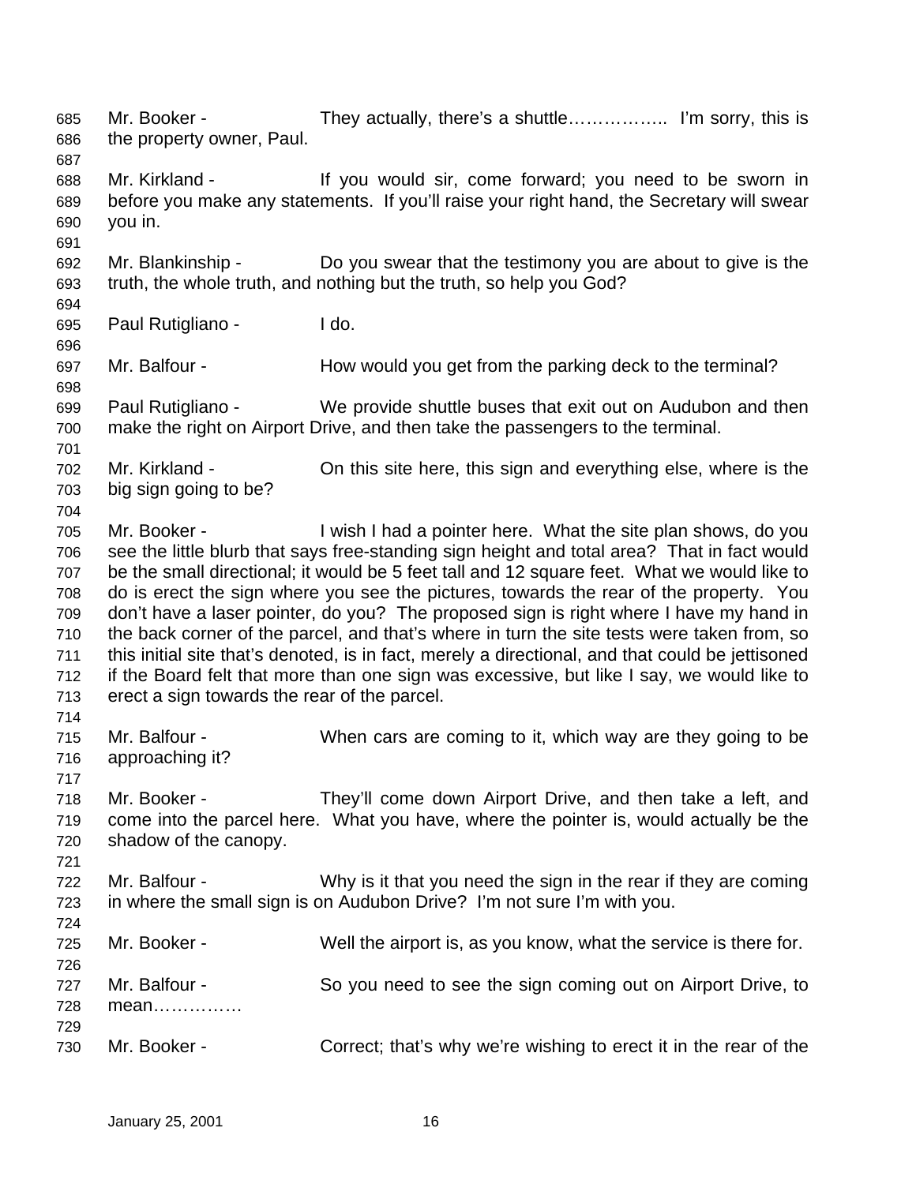Mr. Booker - They actually, there's a shuttle…………….. I'm sorry, this is the property owner, Paul.

Mr. Kirkland - If you would sir, come forward; you need to be sworn in before you make any statements. If you'll raise your right hand, the Secretary will swear you in.

Mr. Blankinship - Do you swear that the testimony you are about to give is the truth, the whole truth, and nothing but the truth, so help you God?

Paul Rutigliano - I do.

Mr. Balfour - How would you get from the parking deck to the terminal?

Paul Rutigliano - We provide shuttle buses that exit out on Audubon and then make the right on Airport Drive, and then take the passengers to the terminal.

Mr. Kirkland - On this site here, this sign and everything else, where is the big sign going to be?

Mr. Booker - I wish I had a pointer here. What the site plan shows, do you see the little blurb that says free-standing sign height and total area? That in fact would be the small directional; it would be 5 feet tall and 12 square feet. What we would like to do is erect the sign where you see the pictures, towards the rear of the property. You don't have a laser pointer, do you? The proposed sign is right where I have my hand in the back corner of the parcel, and that's where in turn the site tests were taken from, so this initial site that's denoted, is in fact, merely a directional, and that could be jettisoned if the Board felt that more than one sign was excessive, but like I say, we would like to erect a sign towards the rear of the parcel.

Mr. Balfour - When cars are coming to it, which way are they going to be approaching it?

Mr. Booker - They'll come down Airport Drive, and then take a left, and come into the parcel here. What you have, where the pointer is, would actually be the shadow of the canopy.

Mr. Balfour - Why is it that you need the sign in the rear if they are coming in where the small sign is on Audubon Drive? I'm not sure I'm with you.

Mr. Booker - Well the airport is, as you know, what the service is there for.

Mr. Balfour - So you need to see the sign coming out on Airport Drive, to mean……………

Mr. Booker - Correct; that's why we're wishing to erect it in the rear of the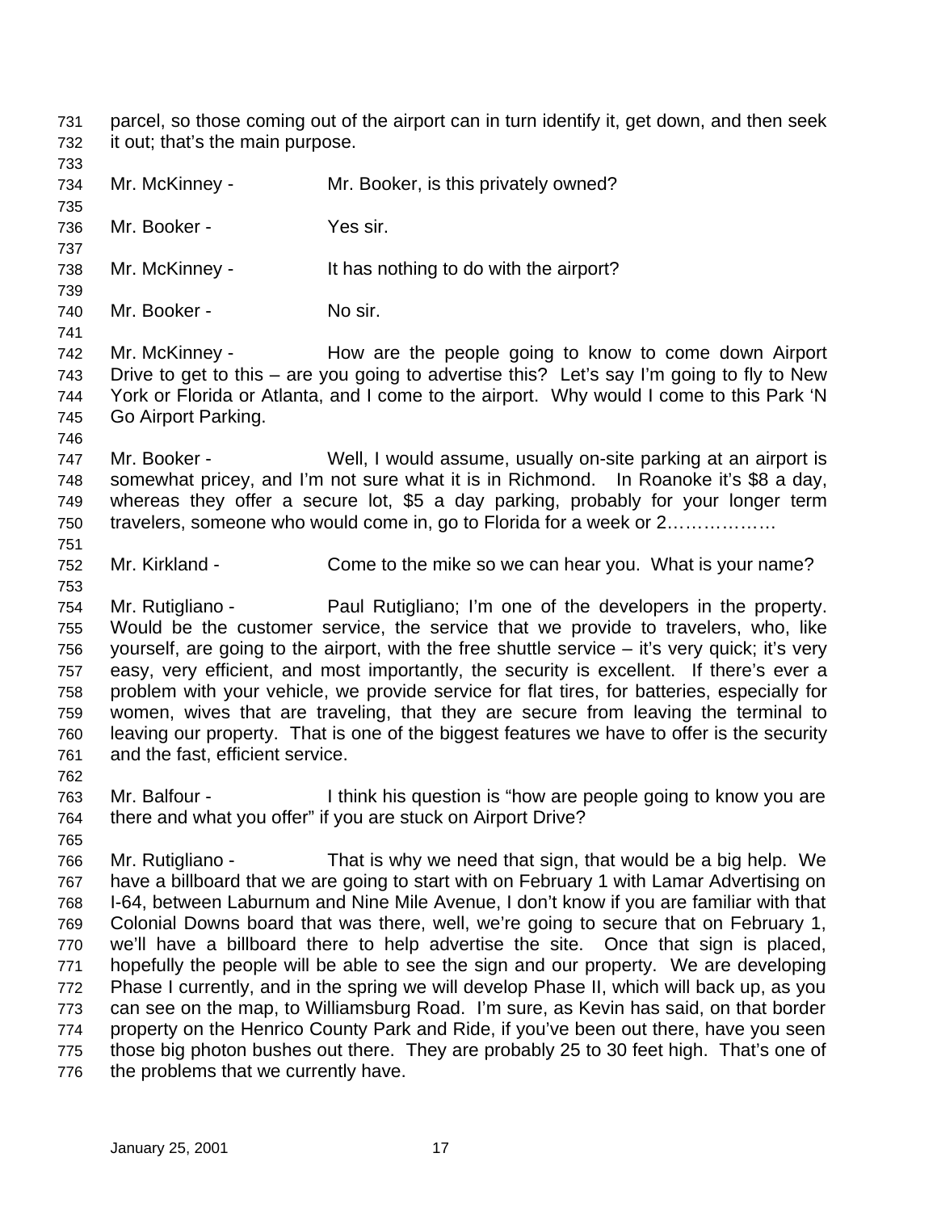parcel, so those coming out of the airport can in turn identify it, get down, and then seek it out; that's the main purpose.

Mr. McKinney - Mr. Booker, is this privately owned?

Mr. Booker - Yes sir.

Mr. McKinney - It has nothing to do with the airport?

Mr. Booker - No sir.

Mr. McKinney - How are the people going to know to come down Airport Drive to get to this – are you going to advertise this? Let's say I'm going to fly to New York or Florida or Atlanta, and I come to the airport. Why would I come to this Park 'N Go Airport Parking.

Mr. Booker - Well, I would assume, usually on-site parking at an airport is somewhat pricey, and I'm not sure what it is in Richmond. In Roanoke it's $8 a day, whereas they offer a secure lot, $5 a day parking, probably for your longer term travelers, someone who would come in, go to Florida for a week or 2……………….

Mr. Kirkland - Come to the mike so we can hear you. What is your name?

Mr. Rutigliano - Paul Rutigliano; I'm one of the developers in the property. Would be the customer service, the service that we provide to travelers, who, like yourself, are going to the airport, with the free shuttle service – it's very quick; it's very easy, very efficient, and most importantly, the security is excellent. If there's ever a problem with your vehicle, we provide service for flat tires, for batteries, especially for women, wives that are traveling, that they are secure from leaving the terminal to leaving our property. That is one of the biggest features we have to offer is the security and the fast, efficient service.

Mr. Balfour - I think his question is "how are people going to know you are there and what you offer" if you are stuck on Airport Drive?

Mr. Rutigliano - That is why we need that sign, that would be a big help. We have a billboard that we are going to start with on February 1 with Lamar Advertising on I-64, between Laburnum and Nine Mile Avenue, I don't know if you are familiar with that Colonial Downs board that was there, well, we're going to secure that on February 1, we'll have a billboard there to help advertise the site. Once that sign is placed, hopefully the people will be able to see the sign and our property. We are developing Phase I currently, and in the spring we will develop Phase II, which will back up, as you can see on the map, to Williamsburg Road. I'm sure, as Kevin has said, on that border property on the Henrico County Park and Ride, if you've been out there, have you seen those big photon bushes out there. They are probably 25 to 30 feet high. That's one of the problems that we currently have.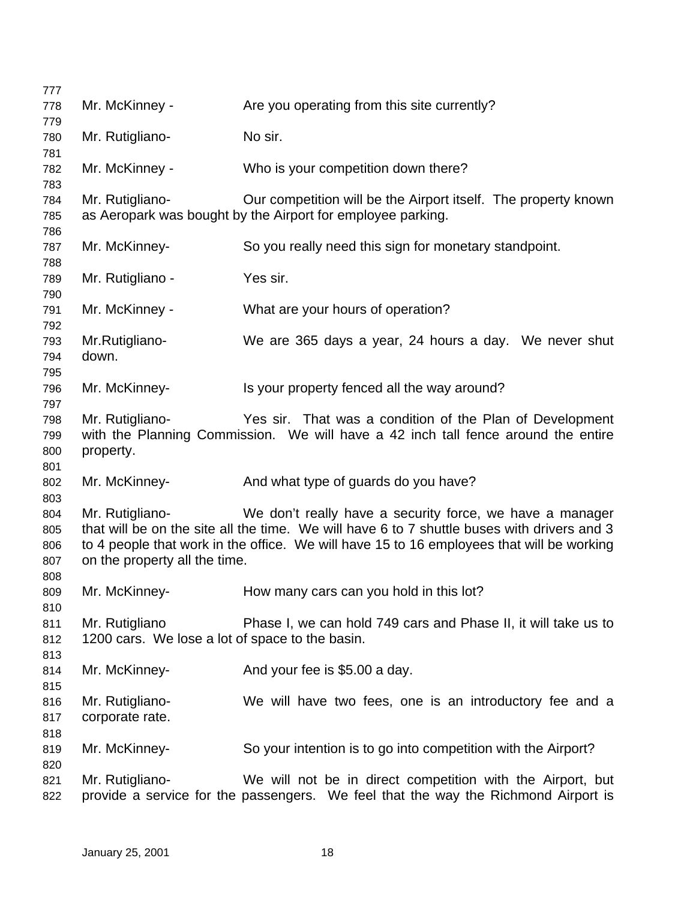Mr. McKinney - Are you operating from this site currently?

Mr. Rutigliano- No sir.

Mr. McKinney - Who is your competition down there?

Mr. Rutigliano- Our competition will be the Airport itself. The property known as Aeropark was bought by the Airport for employee parking.

Mr. McKinney- So you really need this sign for monetary standpoint.

Mr. Rutigliano - Yes sir.

Mr. McKinney - What are your hours of operation?

Mr.Rutigliano- We are 365 days a year, 24 hours a day. We never shut down.

Mr. McKinney- Is your property fenced all the way around?

Mr. Rutigliano- Yes sir. That was a condition of the Plan of Development with the Planning Commission. We will have a 42 inch tall fence around the entire property.

Mr. McKinney- And what type of guards do you have?

Mr. Rutigliano- We don't really have a security force, we have a manager that will be on the site all the time. We will have 6 to 7 shuttle buses with drivers and 3 to 4 people that work in the office. We will have 15 to 16 employees that will be working on the property all the time.

Mr. McKinney- How many cars can you hold in this lot?

Mr. Rutigliano Phase I, we can hold 749 cars and Phase II, it will take us to 1200 cars. We lose a lot of space to the basin.

Mr. McKinney- And your fee is $5.00 a day.

Mr. Rutigliano- We will have two fees, one is an introductory fee and a corporate rate.

Mr. McKinney- So your intention is to go into competition with the Airport?

Mr. Rutigliano- We will not be in direct competition with the Airport, but provide a service for the passengers. We feel that the way the Richmond Airport is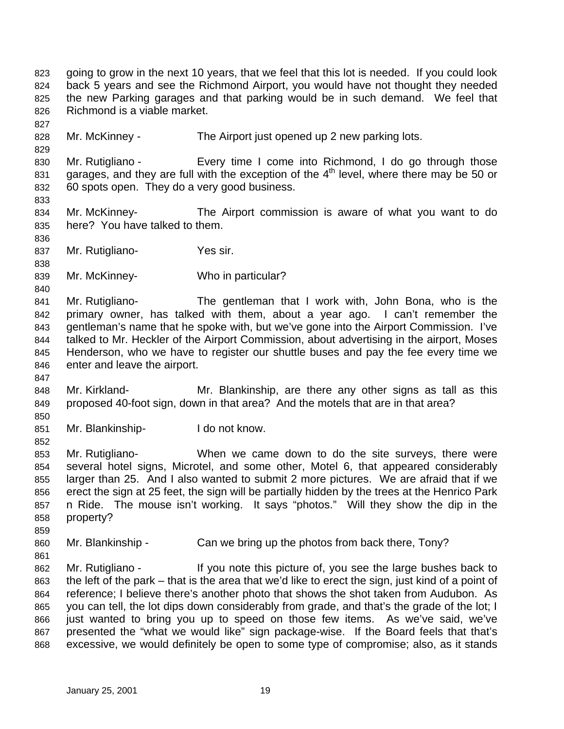going to grow in the next 10 years, that we feel that this lot is needed. If you could look back 5 years and see the Richmond Airport, you would have not thought they needed the new Parking garages and that parking would be in such demand. We feel that Richmond is a viable market.

Mr. McKinney - The Airport just opened up 2 new parking lots.

Mr. Rutigliano - Every time I come into Richmond, I do go through those garages, and they are full with the exception of the 4th level, where there may be 50 or 60 spots open. They do a very good business.

Mr. McKinney- The Airport commission is aware of what you want to do here? You have talked to them.

Mr. Rutigliano- Yes sir.

Mr. McKinney- Who in particular?

Mr. Rutigliano- The gentleman that I work with, John Bona, who is the primary owner, has talked with them, about a year ago. I can't remember the gentleman's name that he spoke with, but we've gone into the Airport Commission. I've talked to Mr. Heckler of the Airport Commission, about advertising in the airport, Moses Henderson, who we have to register our shuttle buses and pay the fee every time we enter and leave the airport.

Mr. Kirkland- Mr. Blankinship, are there any other signs as tall as this proposed 40-foot sign, down in that area? And the motels that are in that area?

Mr. Blankinship- I do not know.

Mr. Rutigliano- When we came down to do the site surveys, there were several hotel signs, Microtel, and some other, Motel 6, that appeared considerably larger than 25. And I also wanted to submit 2 more pictures. We are afraid that if we erect the sign at 25 feet, the sign will be partially hidden by the trees at the Henrico Park n Ride. The mouse isn't working. It says "photos." Will they show the dip in the property?

Mr. Blankinship - Can we bring up the photos from back there, Tony?

Mr. Rutigliano - If you note this picture of, you see the large bushes back to the left of the park – that is the area that we'd like to erect the sign, just kind of a point of reference; I believe there's another photo that shows the shot taken from Audubon. As you can tell, the lot dips down considerably from grade, and that's the grade of the lot; I just wanted to bring you up to speed on those few items. As we've said, we've presented the "what we would like" sign package-wise. If the Board feels that that's excessive, we would definitely be open to some type of compromise; also, as it stands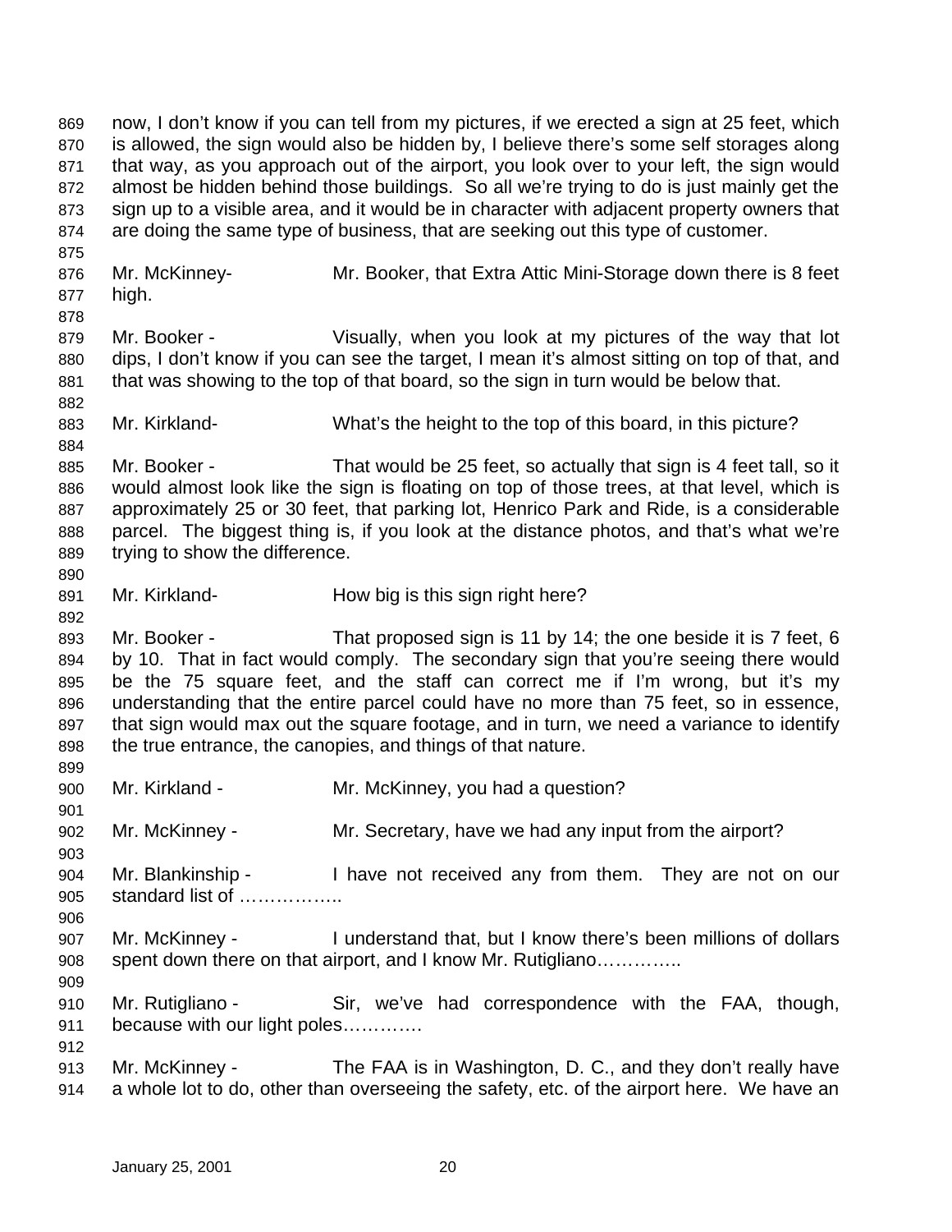now, I don't know if you can tell from my pictures, if we erected a sign at 25 feet, which is allowed, the sign would also be hidden by, I believe there's some self storages along that way, as you approach out of the airport, you look over to your left, the sign would almost be hidden behind those buildings. So all we're trying to do is just mainly get the sign up to a visible area, and it would be in character with adjacent property owners that are doing the same type of business, that are seeking out this type of customer.

Mr. McKinney- Mr. Booker, that Extra Attic Mini-Storage down there is 8 feet high.

Mr. Booker - Visually, when you look at my pictures of the way that lot dips, I don't know if you can see the target, I mean it's almost sitting on top of that, and that was showing to the top of that board, so the sign in turn would be below that.

Mr. Kirkland- What's the height to the top of this board, in this picture?

Mr. Booker - That would be 25 feet, so actually that sign is 4 feet tall, so it would almost look like the sign is floating on top of those trees, at that level, which is approximately 25 or 30 feet, that parking lot, Henrico Park and Ride, is a considerable parcel. The biggest thing is, if you look at the distance photos, and that's what we're trying to show the difference.

Mr. Kirkland- How big is this sign right here?

Mr. Booker - That proposed sign is 11 by 14; the one beside it is 7 feet, 6 by 10. That in fact would comply. The secondary sign that you're seeing there would be the 75 square feet, and the staff can correct me if I'm wrong, but it's my understanding that the entire parcel could have no more than 75 feet, so in essence, that sign would max out the square footage, and in turn, we need a variance to identify the true entrance, the canopies, and things of that nature.

Mr. Kirkland - Mr. McKinney, you had a question?

Mr. McKinney - Mr. Secretary, have we had any input from the airport?

Mr. Blankinship - I have not received any from them. They are not on our standard list of ……………..

Mr. McKinney - I understand that, but I know there's been millions of dollars spent down there on that airport, and I know Mr. Rutigliano…………..

Mr. Rutigliano - Sir, we've had correspondence with the FAA, though, because with our light poles………….

Mr. McKinney - The FAA is in Washington, D. C., and they don't really have a whole lot to do, other than overseeing the safety, etc. of the airport here. We have an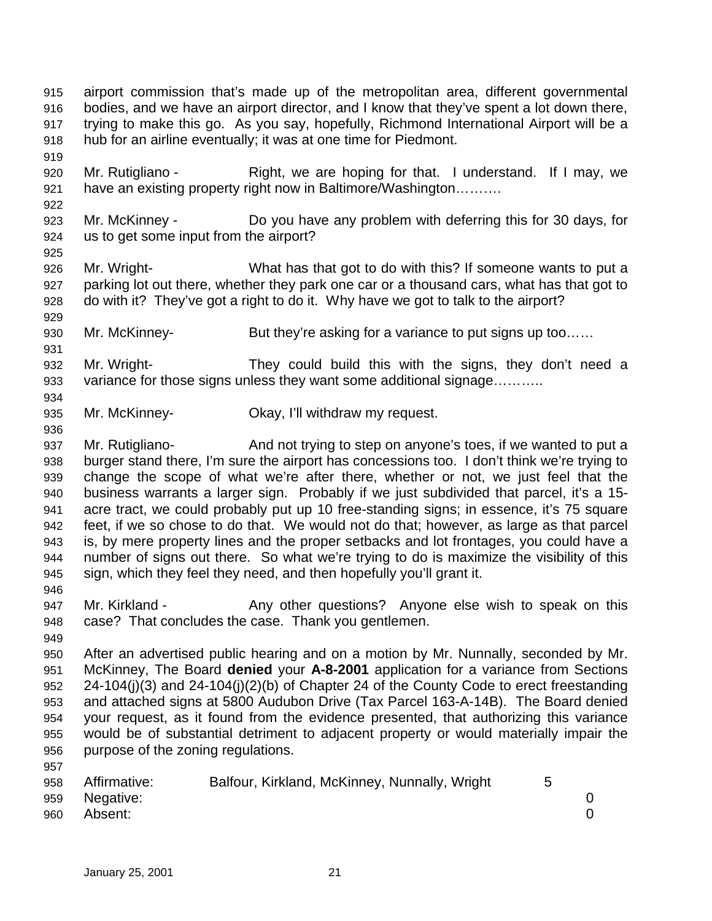airport commission that's made up of the metropolitan area, different governmental bodies, and we have an airport director, and I know that they've spent a lot down there, trying to make this go. As you say, hopefully, Richmond International Airport will be a hub for an airline eventually; it was at one time for Piedmont.

Mr. Rutigliano - Right, we are hoping for that. I understand. If I may, we have an existing property right now in Baltimore/Washington……….

Mr. McKinney - Do you have any problem with deferring this for 30 days, for us to get some input from the airport?

Mr. Wright- What has that got to do with this? If someone wants to put a parking lot out there, whether they park one car or a thousand cars, what has that got to do with it? They've got a right to do it. Why have we got to talk to the airport?

Mr. McKinney- But they're asking for a variance to put signs up too……

Mr. Wright- They could build this with the signs, they don't need a variance for those signs unless they want some additional signage………..

Mr. McKinney- Okay, I'll withdraw my request.

Mr. Rutigliano- And not trying to step on anyone's toes, if we wanted to put a burger stand there, I'm sure the airport has concessions too. I don't think we're trying to change the scope of what we're after there, whether or not, we just feel that the business warrants a larger sign. Probably if we just subdivided that parcel, it's a 15-acre tract, we could probably put up 10 free-standing signs; in essence, it's 75 square feet, if we so chose to do that. We would not do that; however, as large as that parcel is, by mere property lines and the proper setbacks and lot frontages, you could have a number of signs out there. So what we're trying to do is maximize the visibility of this sign, which they feel they need, and then hopefully you'll grant it.

Mr. Kirkland - Any other questions? Anyone else wish to speak on this case? That concludes the case. Thank you gentlemen.

After an advertised public hearing and on a motion by Mr. Nunnally, seconded by Mr. McKinney, The Board **denied** your **A-8-2001** application for a variance from Sections 24-104(j)(3) and 24-104(j)(2)(b) of Chapter 24 of the County Code to erect freestanding and attached signs at 5800 Audubon Drive (Tax Parcel 163-A-14B). The Board denied your request, as it found from the evidence presented, that authorizing this variance would be of substantial detriment to adjacent property or would materially impair the purpose of the zoning regulations.

| | | |
|---|---|---|
| Affirmative: | Balfour, Kirkland, McKinney, Nunnally, Wright | 5 |
| Negative: | | 0 |
| Absent: | | 0 |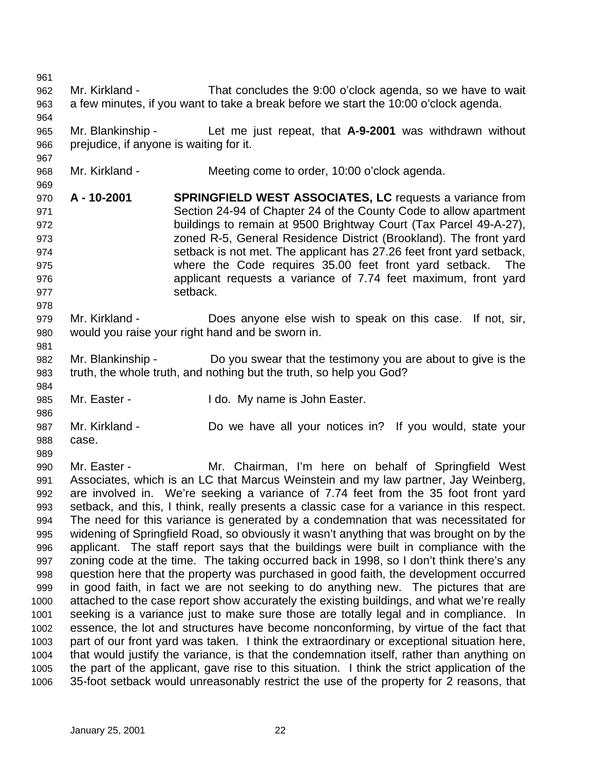Mr. Kirkland - That concludes the 9:00 o'clock agenda, so we have to wait a few minutes, if you want to take a break before we start the 10:00 o'clock agenda.

Mr. Blankinship - Let me just repeat, that **A-9-2001** was withdrawn without prejudice, if anyone is waiting for it.

Mr. Kirkland - Meeting come to order, 10:00 o'clock agenda.

**A - 10-2001** **SPRINGFIELD WEST ASSOCIATES, LC** requests a variance from Section 24-94 of Chapter 24 of the County Code to allow apartment buildings to remain at 9500 Brightway Court (Tax Parcel 49-A-27), zoned R-5, General Residence District (Brookland). The front yard setback is not met. The applicant has 27.26 feet front yard setback, where the Code requires 35.00 feet front yard setback. The applicant requests a variance of 7.74 feet maximum, front yard setback.

Mr. Kirkland - Does anyone else wish to speak on this case. If not, sir, would you raise your right hand and be sworn in.

Mr. Blankinship - Do you swear that the testimony you are about to give is the truth, the whole truth, and nothing but the truth, so help you God?

Mr. Easter - I do. My name is John Easter.

Mr. Kirkland - Do we have all your notices in? If you would, state your case.

Mr. Easter - Mr. Chairman, I'm here on behalf of Springfield West Associates, which is an LC that Marcus Weinstein and my law partner, Jay Weinberg, are involved in. We're seeking a variance of 7.74 feet from the 35 foot front yard setback, and this, I think, really presents a classic case for a variance in this respect. The need for this variance is generated by a condemnation that was necessitated for widening of Springfield Road, so obviously it wasn't anything that was brought on by the applicant. The staff report says that the buildings were built in compliance with the zoning code at the time. The taking occurred back in 1998, so I don't think there's any question here that the property was purchased in good faith, the development occurred in good faith, in fact we are not seeking to do anything new. The pictures that are attached to the case report show accurately the existing buildings, and what we're really seeking is a variance just to make sure those are totally legal and in compliance. In essence, the lot and structures have become nonconforming, by virtue of the fact that part of our front yard was taken. I think the extraordinary or exceptional situation here, that would justify the variance, is that the condemnation itself, rather than anything on the part of the applicant, gave rise to this situation. I think the strict application of the 35-foot setback would unreasonably restrict the use of the property for 2 reasons, that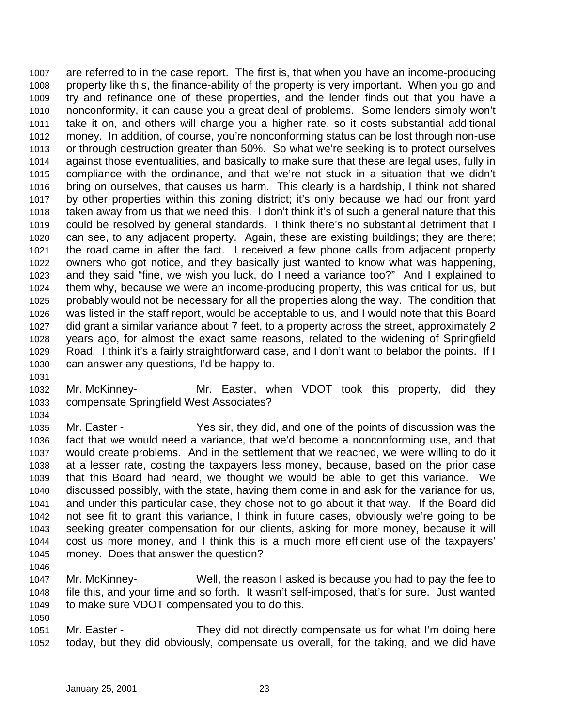are referred to in the case report. The first is, that when you have an income-producing property like this, the finance-ability of the property is very important. When you go and try and refinance one of these properties, and the lender finds out that you have a nonconformity, it can cause you a great deal of problems. Some lenders simply won't take it on, and others will charge you a higher rate, so it costs substantial additional money. In addition, of course, you're nonconforming status can be lost through non-use or through destruction greater than 50%. So what we're seeking is to protect ourselves against those eventualities, and basically to make sure that these are legal uses, fully in compliance with the ordinance, and that we're not stuck in a situation that we didn't bring on ourselves, that causes us harm. This clearly is a hardship, I think not shared by other properties within this zoning district; it's only because we had our front yard taken away from us that we need this. I don't think it's of such a general nature that this could be resolved by general standards. I think there's no substantial detriment that I can see, to any adjacent property. Again, these are existing buildings; they are there; the road came in after the fact. I received a few phone calls from adjacent property owners who got notice, and they basically just wanted to know what was happening, and they said "fine, we wish you luck, do I need a variance too?" And I explained to them why, because we were an income-producing property, this was critical for us, but probably would not be necessary for all the properties along the way. The condition that was listed in the staff report, would be acceptable to us, and I would note that this Board did grant a similar variance about 7 feet, to a property across the street, approximately 2 years ago, for almost the exact same reasons, related to the widening of Springfield Road. I think it's a fairly straightforward case, and I don't want to belabor the points. If I can answer any questions, I'd be happy to.

Mr. McKinney- Mr. Easter, when VDOT took this property, did they compensate Springfield West Associates?

Mr. Easter - Yes sir, they did, and one of the points of discussion was the fact that we would need a variance, that we'd become a nonconforming use, and that would create problems. And in the settlement that we reached, we were willing to do it at a lesser rate, costing the taxpayers less money, because, based on the prior case that this Board had heard, we thought we would be able to get this variance. We discussed possibly, with the state, having them come in and ask for the variance for us, and under this particular case, they chose not to go about it that way. If the Board did not see fit to grant this variance, I think in future cases, obviously we're going to be seeking greater compensation for our clients, asking for more money, because it will cost us more money, and I think this is a much more efficient use of the taxpayers' money. Does that answer the question?

Mr. McKinney- Well, the reason I asked is because you had to pay the fee to file this, and your time and so forth. It wasn't self-imposed, that's for sure. Just wanted to make sure VDOT compensated you to do this.

Mr. Easter - They did not directly compensate us for what I'm doing here today, but they did obviously, compensate us overall, for the taking, and we did have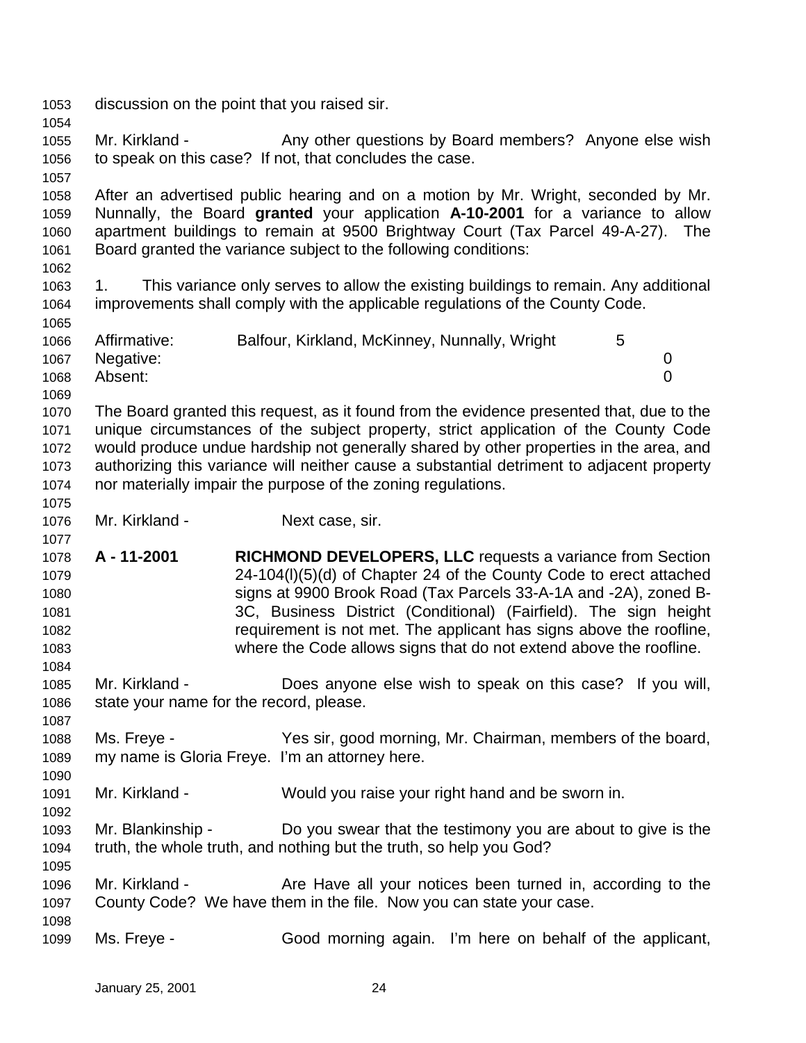discussion on the point that you raised sir.

Mr. Kirkland - Any other questions by Board members? Anyone else wish to speak on this case? If not, that concludes the case.

After an advertised public hearing and on a motion by Mr. Wright, seconded by Mr. Nunnally, the Board **granted** your application **A-10-2001** for a variance to allow apartment buildings to remain at 9500 Brightway Court (Tax Parcel 49-A-27). The Board granted the variance subject to the following conditions:

1. This variance only serves to allow the existing buildings to remain. Any additional improvements shall comply with the applicable regulations of the County Code.

| | | |
|---|---|---|
| Affirmative: | Balfour, Kirkland, McKinney, Nunnally, Wright | 5 |
| Negative: | | 0 |
| Absent: | | 0 |

The Board granted this request, as it found from the evidence presented that, due to the unique circumstances of the subject property, strict application of the County Code would produce undue hardship not generally shared by other properties in the area, and authorizing this variance will neither cause a substantial detriment to adjacent property nor materially impair the purpose of the zoning regulations.

Mr. Kirkland - Next case, sir.

**A - 11-2001** **RICHMOND DEVELOPERS, LLC** requests a variance from Section 24-104(l)(5)(d) of Chapter 24 of the County Code to erect attached signs at 9900 Brook Road (Tax Parcels 33-A-1A and -2A), zoned B-3C, Business District (Conditional) (Fairfield). The sign height requirement is not met. The applicant has signs above the roofline, where the Code allows signs that do not extend above the roofline.

Mr. Kirkland - Does anyone else wish to speak on this case? If you will, state your name for the record, please.

Ms. Freye - Yes sir, good morning, Mr. Chairman, members of the board, my name is Gloria Freye. I'm an attorney here.

Mr. Kirkland - Would you raise your right hand and be sworn in.

Mr. Blankinship - Do you swear that the testimony you are about to give is the truth, the whole truth, and nothing but the truth, so help you God?

Mr. Kirkland - Are Have all your notices been turned in, according to the County Code? We have them in the file. Now you can state your case.

Ms. Freye - Good morning again. I'm here on behalf of the applicant,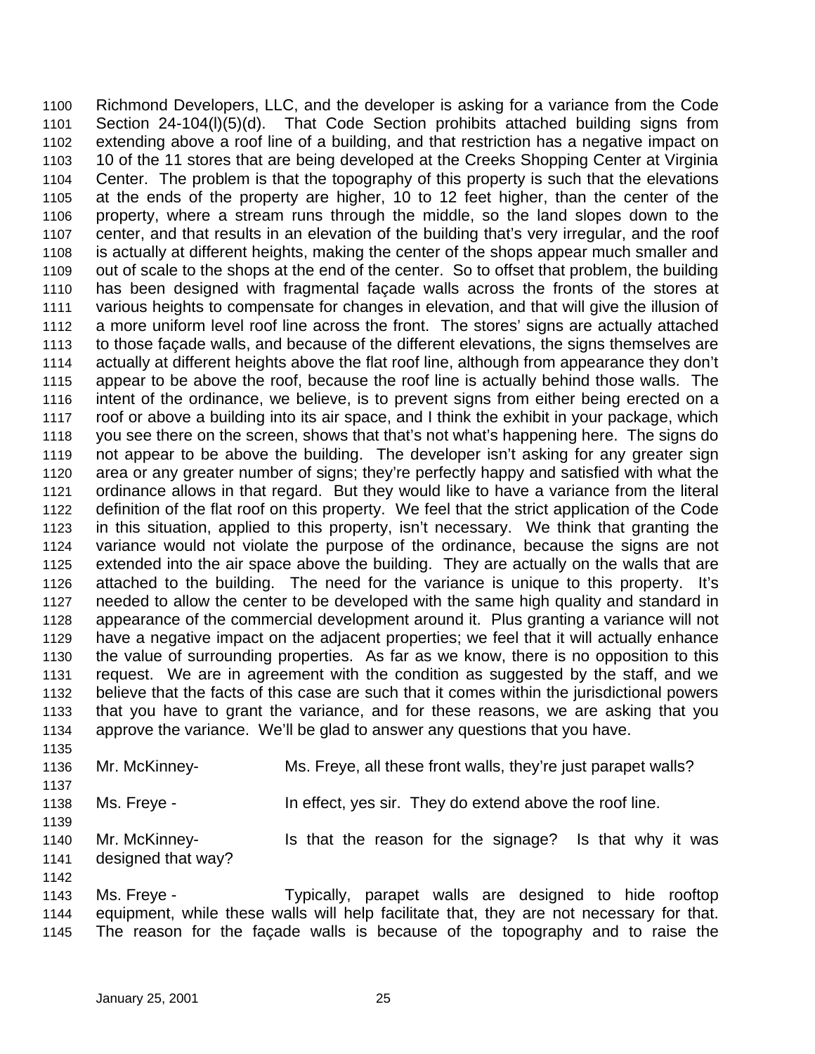1100 Richmond Developers, LLC, and the developer is asking for a variance from the Code
1101 Section 24-104(l)(5)(d). That Code Section prohibits attached building signs from
1102 extending above a roof line of a building, and that restriction has a negative impact on
1103 10 of the 11 stores that are being developed at the Creeks Shopping Center at Virginia
1104 Center. The problem is that the topography of this property is such that the elevations
1105 at the ends of the property are higher, 10 to 12 feet higher, than the center of the
1106 property, where a stream runs through the middle, so the land slopes down to the
1107 center, and that results in an elevation of the building that's very irregular, and the roof
1108 is actually at different heights, making the center of the shops appear much smaller and
1109 out of scale to the shops at the end of the center. So to offset that problem, the building
1110 has been designed with fragmental façade walls across the fronts of the stores at
1111 various heights to compensate for changes in elevation, and that will give the illusion of
1112 a more uniform level roof line across the front. The stores' signs are actually attached
1113 to those façade walls, and because of the different elevations, the signs themselves are
1114 actually at different heights above the flat roof line, although from appearance they don't
1115 appear to be above the roof, because the roof line is actually behind those walls. The
1116 intent of the ordinance, we believe, is to prevent signs from either being erected on a
1117 roof or above a building into its air space, and I think the exhibit in your package, which
1118 you see there on the screen, shows that that's not what's happening here. The signs do
1119 not appear to be above the building. The developer isn't asking for any greater sign
1120 area or any greater number of signs; they're perfectly happy and satisfied with what the
1121 ordinance allows in that regard. But they would like to have a variance from the literal
1122 definition of the flat roof on this property. We feel that the strict application of the Code
1123 in this situation, applied to this property, isn't necessary. We think that granting the
1124 variance would not violate the purpose of the ordinance, because the signs are not
1125 extended into the air space above the building. They are actually on the walls that are
1126 attached to the building. The need for the variance is unique to this property. It's
1127 needed to allow the center to be developed with the same high quality and standard in
1128 appearance of the commercial development around it. Plus granting a variance will not
1129 have a negative impact on the adjacent properties; we feel that it will actually enhance
1130 the value of surrounding properties. As far as we know, there is no opposition to this
1131 request. We are in agreement with the condition as suggested by the staff, and we
1132 believe that the facts of this case are such that it comes within the jurisdictional powers
1133 that you have to grant the variance, and for these reasons, we are asking that you
1134 approve the variance. We'll be glad to answer any questions that you have.
1135
1136 Mr. McKinney- Ms. Freye, all these front walls, they're just parapet walls?
1137
1138 Ms. Freye - In effect, yes sir. They do extend above the roof line.
1139
1140 Mr. McKinney- Is that the reason for the signage? Is that why it was
1141 designed that way?
1142
1143 Ms. Freye - Typically, parapet walls are designed to hide rooftop
1144 equipment, while these walls will help facilitate that, they are not necessary for that.
1145 The reason for the façade walls is because of the topography and to raise the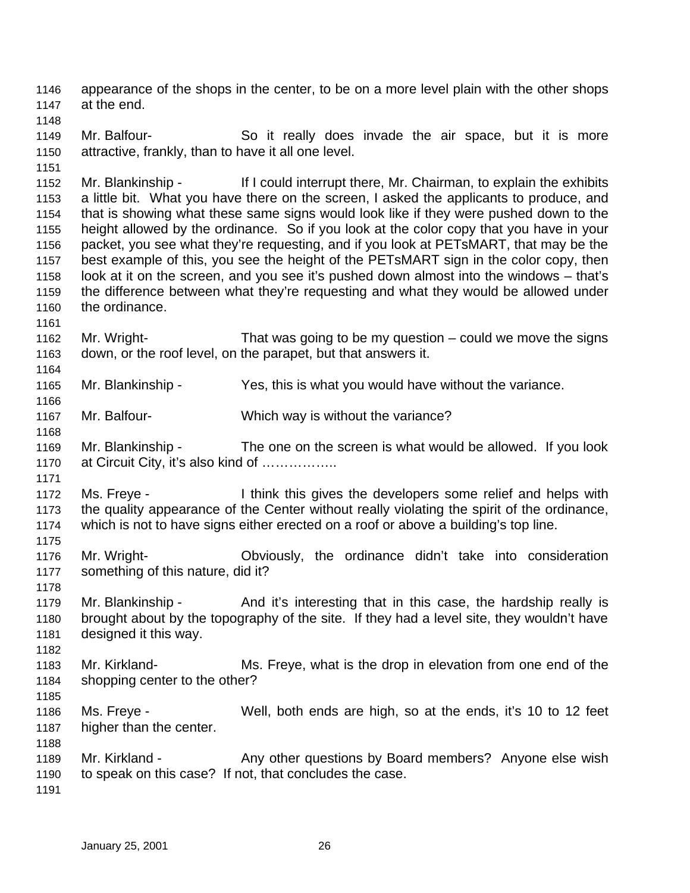appearance of the shops in the center, to be on a more level plain with the other shops at the end.

Mr. Balfour- So it really does invade the air space, but it is more attractive, frankly, than to have it all one level.

Mr. Blankinship - If I could interrupt there, Mr. Chairman, to explain the exhibits a little bit. What you have there on the screen, I asked the applicants to produce, and that is showing what these same signs would look like if they were pushed down to the height allowed by the ordinance. So if you look at the color copy that you have in your packet, you see what they're requesting, and if you look at PETsMART, that may be the best example of this, you see the height of the PETsMART sign in the color copy, then look at it on the screen, and you see it's pushed down almost into the windows – that's the difference between what they're requesting and what they would be allowed under the ordinance.

Mr. Wright- That was going to be my question – could we move the signs down, or the roof level, on the parapet, but that answers it.

Mr. Blankinship - Yes, this is what you would have without the variance.

Mr. Balfour- Which way is without the variance?

Mr. Blankinship - The one on the screen is what would be allowed. If you look at Circuit City, it's also kind of ……………..

Ms. Freye - I think this gives the developers some relief and helps with the quality appearance of the Center without really violating the spirit of the ordinance, which is not to have signs either erected on a roof or above a building's top line.

Mr. Wright- Obviously, the ordinance didn't take into consideration something of this nature, did it?

Mr. Blankinship - And it's interesting that in this case, the hardship really is brought about by the topography of the site. If they had a level site, they wouldn't have designed it this way.

Mr. Kirkland- Ms. Freye, what is the drop in elevation from one end of the shopping center to the other?

Ms. Freye - Well, both ends are high, so at the ends, it's 10 to 12 feet higher than the center.

Mr. Kirkland - Any other questions by Board members? Anyone else wish to speak on this case? If not, that concludes the case.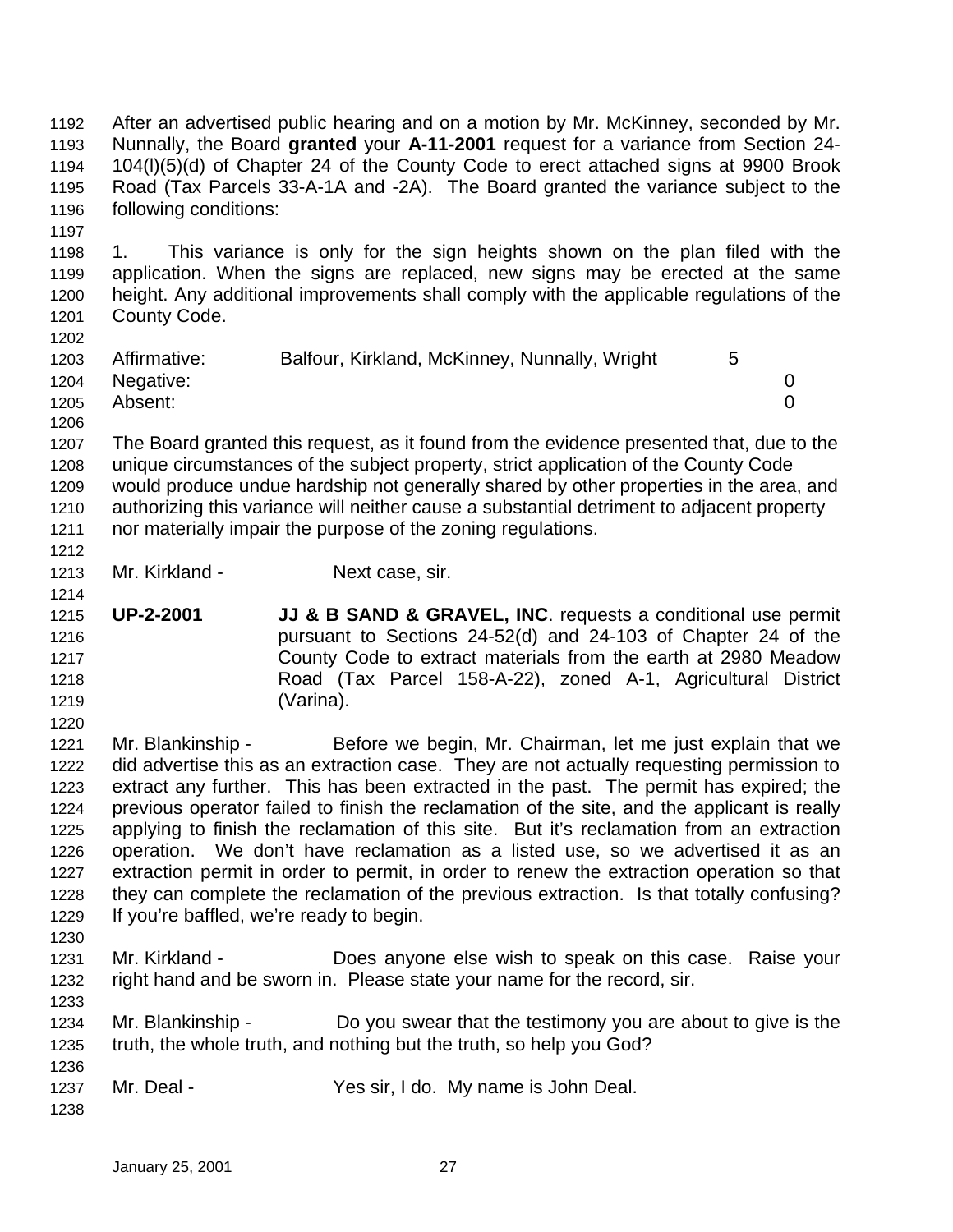After an advertised public hearing and on a motion by Mr. McKinney, seconded by Mr. Nunnally, the Board **granted** your **A-11-2001** request for a variance from Section 24-104(l)(5)(d) of Chapter 24 of the County Code to erect attached signs at 9900 Brook Road (Tax Parcels 33-A-1A and -2A). The Board granted the variance subject to the following conditions:

1. This variance is only for the sign heights shown on the plan filed with the application. When the signs are replaced, new signs may be erected at the same height. Any additional improvements shall comply with the applicable regulations of the County Code.

| | | |
|---|---|---|
| Affirmative: | Balfour, Kirkland, McKinney, Nunnally, Wright | 5 |
| Negative: | | 0 |
| Absent: | | 0 |

The Board granted this request, as it found from the evidence presented that, due to the unique circumstances of the subject property, strict application of the County Code would produce undue hardship not generally shared by other properties in the area, and authorizing this variance will neither cause a substantial detriment to adjacent property nor materially impair the purpose of the zoning regulations.

Mr. Kirkland - Next case, sir.

**UP-2-2001** **JJ & B SAND & GRAVEL, INC**. requests a conditional use permit pursuant to Sections 24-52(d) and 24-103 of Chapter 24 of the County Code to extract materials from the earth at 2980 Meadow Road (Tax Parcel 158-A-22), zoned A-1, Agricultural District (Varina).

Mr. Blankinship - Before we begin, Mr. Chairman, let me just explain that we did advertise this as an extraction case. They are not actually requesting permission to extract any further. This has been extracted in the past. The permit has expired; the previous operator failed to finish the reclamation of the site, and the applicant is really applying to finish the reclamation of this site. But it's reclamation from an extraction operation. We don't have reclamation as a listed use, so we advertised it as an extraction permit in order to permit, in order to renew the extraction operation so that they can complete the reclamation of the previous extraction. Is that totally confusing? If you're baffled, we're ready to begin.

Mr. Kirkland - Does anyone else wish to speak on this case. Raise your right hand and be sworn in. Please state your name for the record, sir.

Mr. Blankinship - Do you swear that the testimony you are about to give is the truth, the whole truth, and nothing but the truth, so help you God?

Mr. Deal - Yes sir, I do. My name is John Deal.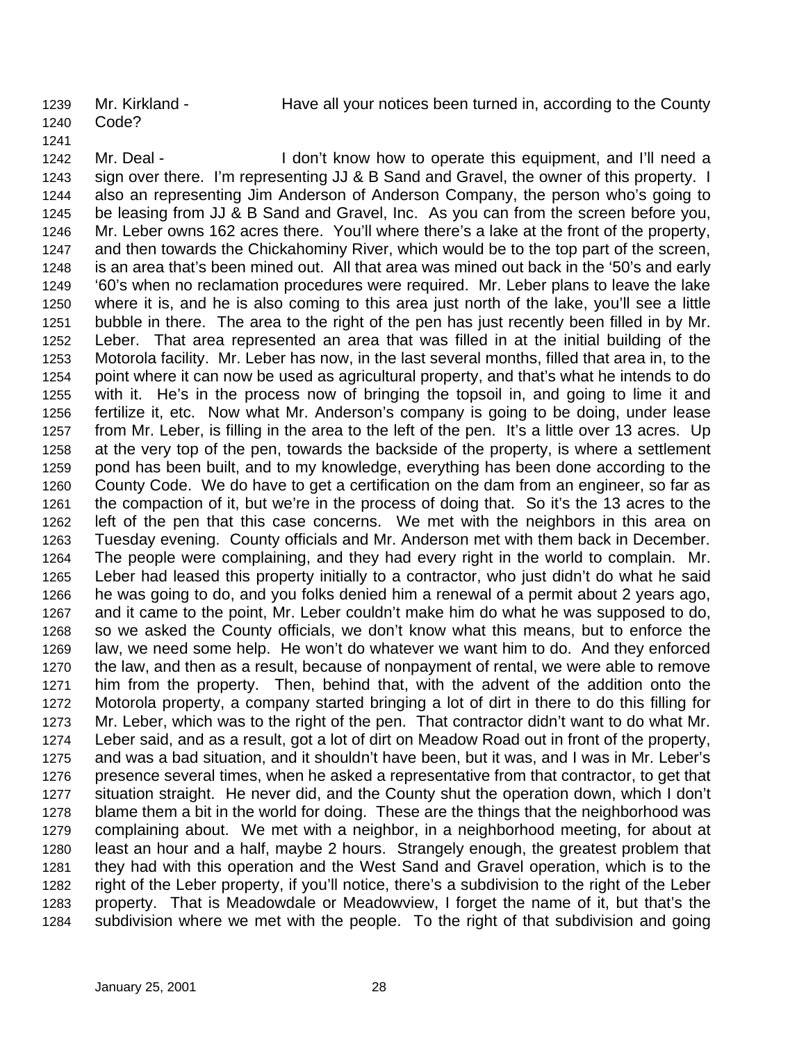Mr. Kirkland - Have all your notices been turned in, according to the County Code?

Mr. Deal - I don't know how to operate this equipment, and I'll need a sign over there. I'm representing JJ & B Sand and Gravel, the owner of this property. I also an representing Jim Anderson of Anderson Company, the person who's going to be leasing from JJ & B Sand and Gravel, Inc. As you can from the screen before you, Mr. Leber owns 162 acres there. You'll where there's a lake at the front of the property, and then towards the Chickahominy River, which would be to the top part of the screen, is an area that's been mined out. All that area was mined out back in the '50's and early '60's when no reclamation procedures were required. Mr. Leber plans to leave the lake where it is, and he is also coming to this area just north of the lake, you'll see a little bubble in there. The area to the right of the pen has just recently been filled in by Mr. Leber. That area represented an area that was filled in at the initial building of the Motorola facility. Mr. Leber has now, in the last several months, filled that area in, to the point where it can now be used as agricultural property, and that's what he intends to do with it. He's in the process now of bringing the topsoil in, and going to lime it and fertilize it, etc. Now what Mr. Anderson's company is going to be doing, under lease from Mr. Leber, is filling in the area to the left of the pen. It's a little over 13 acres. Up at the very top of the pen, towards the backside of the property, is where a settlement pond has been built, and to my knowledge, everything has been done according to the County Code. We do have to get a certification on the dam from an engineer, so far as the compaction of it, but we're in the process of doing that. So it's the 13 acres to the left of the pen that this case concerns. We met with the neighbors in this area on Tuesday evening. County officials and Mr. Anderson met with them back in December. The people were complaining, and they had every right in the world to complain. Mr. Leber had leased this property initially to a contractor, who just didn't do what he said he was going to do, and you folks denied him a renewal of a permit about 2 years ago, and it came to the point, Mr. Leber couldn't make him do what he was supposed to do, so we asked the County officials, we don't know what this means, but to enforce the law, we need some help. He won't do whatever we want him to do. And they enforced the law, and then as a result, because of nonpayment of rental, we were able to remove him from the property. Then, behind that, with the advent of the addition onto the Motorola property, a company started bringing a lot of dirt in there to do this filling for Mr. Leber, which was to the right of the pen. That contractor didn't want to do what Mr. Leber said, and as a result, got a lot of dirt on Meadow Road out in front of the property, and was a bad situation, and it shouldn't have been, but it was, and I was in Mr. Leber's presence several times, when he asked a representative from that contractor, to get that situation straight. He never did, and the County shut the operation down, which I don't blame them a bit in the world for doing. These are the things that the neighborhood was complaining about. We met with a neighbor, in a neighborhood meeting, for about at least an hour and a half, maybe 2 hours. Strangely enough, the greatest problem that they had with this operation and the West Sand and Gravel operation, which is to the right of the Leber property, if you'll notice, there's a subdivision to the right of the Leber property. That is Meadowdale or Meadowview, I forget the name of it, but that's the subdivision where we met with the people. To the right of that subdivision and going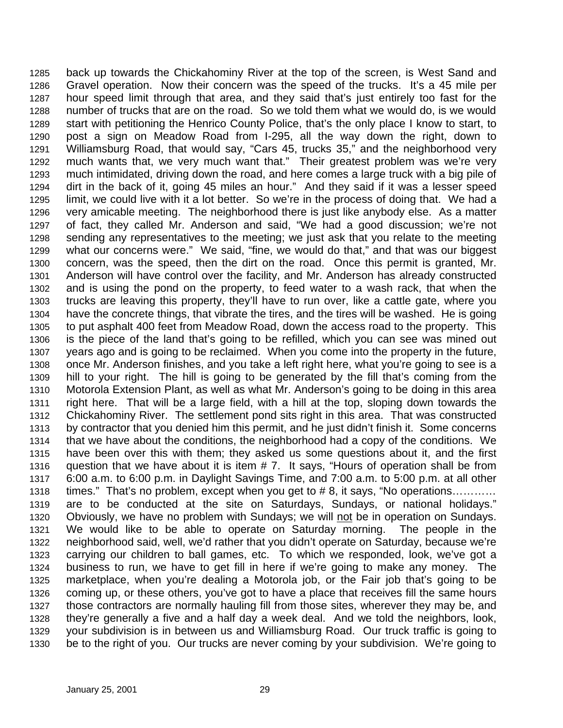back up towards the Chickahominy River at the top of the screen, is West Sand and Gravel operation. Now their concern was the speed of the trucks. It's a 45 mile per hour speed limit through that area, and they said that's just entirely too fast for the number of trucks that are on the road. So we told them what we would do, is we would start with petitioning the Henrico County Police, that's the only place I know to start, to post a sign on Meadow Road from I-295, all the way down the right, down to Williamsburg Road, that would say, "Cars 45, trucks 35," and the neighborhood very much wants that, we very much want that." Their greatest problem was we're very much intimidated, driving down the road, and here comes a large truck with a big pile of dirt in the back of it, going 45 miles an hour." And they said if it was a lesser speed limit, we could live with it a lot better. So we're in the process of doing that. We had a very amicable meeting. The neighborhood there is just like anybody else. As a matter of fact, they called Mr. Anderson and said, "We had a good discussion; we're not sending any representatives to the meeting; we just ask that you relate to the meeting what our concerns were." We said, "fine, we would do that," and that was our biggest concern, was the speed, then the dirt on the road. Once this permit is granted, Mr. Anderson will have control over the facility, and Mr. Anderson has already constructed and is using the pond on the property, to feed water to a wash rack, that when the trucks are leaving this property, they'll have to run over, like a cattle gate, where you have the concrete things, that vibrate the tires, and the tires will be washed. He is going to put asphalt 400 feet from Meadow Road, down the access road to the property. This is the piece of the land that's going to be refilled, which you can see was mined out years ago and is going to be reclaimed. When you come into the property in the future, once Mr. Anderson finishes, and you take a left right here, what you're going to see is a hill to your right. The hill is going to be generated by the fill that's coming from the Motorola Extension Plant, as well as what Mr. Anderson's going to be doing in this area right here. That will be a large field, with a hill at the top, sloping down towards the Chickahominy River. The settlement pond sits right in this area. That was constructed by contractor that you denied him this permit, and he just didn't finish it. Some concerns that we have about the conditions, the neighborhood had a copy of the conditions. We have been over this with them; they asked us some questions about it, and the first question that we have about it is item # 7. It says, "Hours of operation shall be from 6:00 a.m. to 6:00 p.m. in Daylight Savings Time, and 7:00 a.m. to 5:00 p.m. at all other times." That's no problem, except when you get to # 8, it says, "No operations………… are to be conducted at the site on Saturdays, Sundays, or national holidays." Obviously, we have no problem with Sundays; we will <u>not</u> be in operation on Sundays. We would like to be able to operate on Saturday morning. The people in the neighborhood said, well, we'd rather that you didn't operate on Saturday, because we're carrying our children to ball games, etc. To which we responded, look, we've got a business to run, we have to get fill in here if we're going to make any money. The marketplace, when you're dealing a Motorola job, or the Fair job that's going to be coming up, or these others, you've got to have a place that receives fill the same hours those contractors are normally hauling fill from those sites, wherever they may be, and they're generally a five and a half day a week deal. And we told the neighbors, look, your subdivision is in between us and Williamsburg Road. Our truck traffic is going to be to the right of you. Our trucks are never coming by your subdivision. We're going to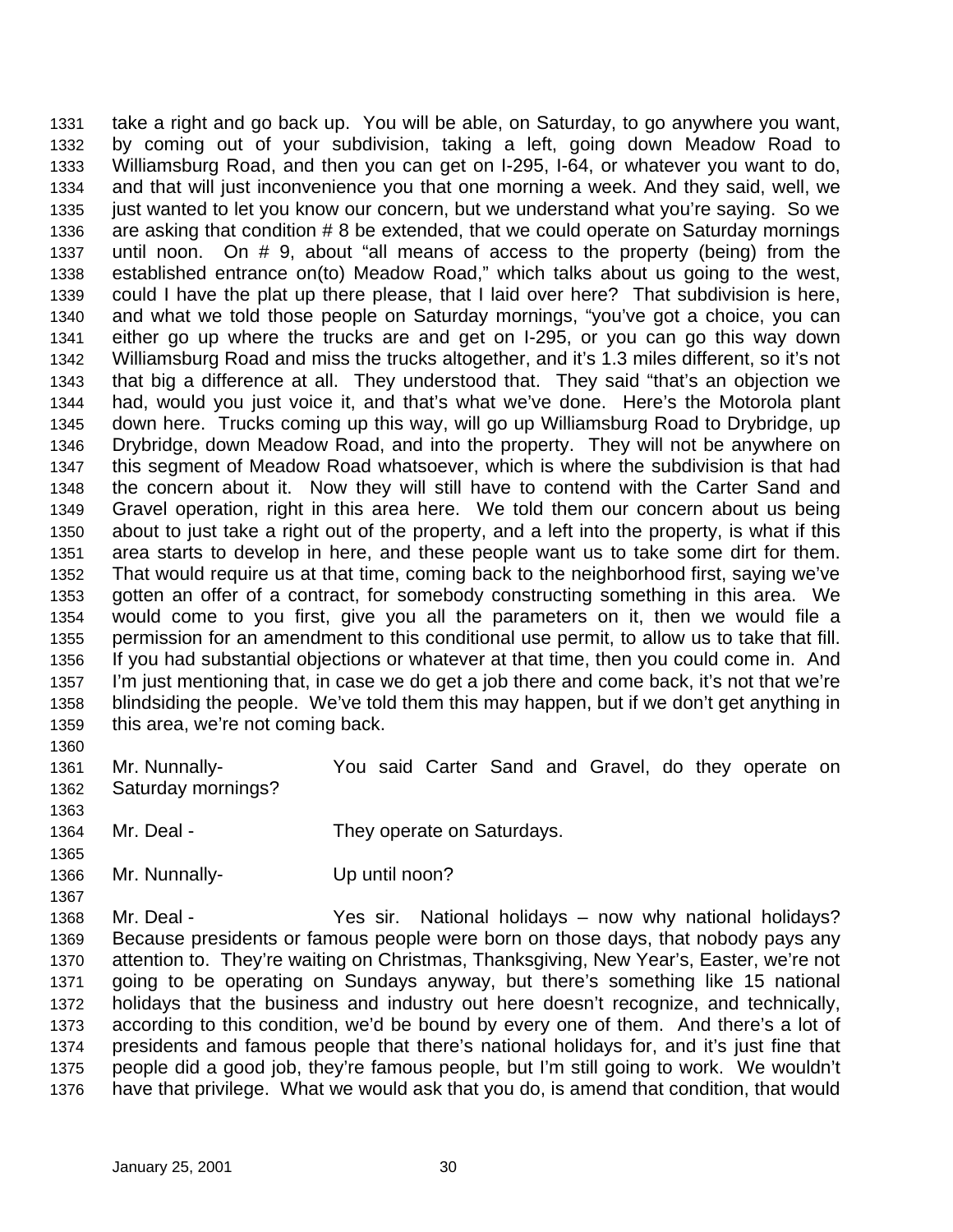take a right and go back up. You will be able, on Saturday, to go anywhere you want, by coming out of your subdivision, taking a left, going down Meadow Road to Williamsburg Road, and then you can get on I-295, I-64, or whatever you want to do, and that will just inconvenience you that one morning a week. And they said, well, we just wanted to let you know our concern, but we understand what you're saying. So we are asking that condition # 8 be extended, that we could operate on Saturday mornings until noon. On # 9, about "all means of access to the property (being) from the established entrance on(to) Meadow Road," which talks about us going to the west, could I have the plat up there please, that I laid over here? That subdivision is here, and what we told those people on Saturday mornings, "you've got a choice, you can either go up where the trucks are and get on I-295, or you can go this way down Williamsburg Road and miss the trucks altogether, and it's 1.3 miles different, so it's not that big a difference at all. They understood that. They said "that's an objection we had, would you just voice it, and that's what we've done. Here's the Motorola plant down here. Trucks coming up this way, will go up Williamsburg Road to Drybridge, up Drybridge, down Meadow Road, and into the property. They will not be anywhere on this segment of Meadow Road whatsoever, which is where the subdivision is that had the concern about it. Now they will still have to contend with the Carter Sand and Gravel operation, right in this area here. We told them our concern about us being about to just take a right out of the property, and a left into the property, is what if this area starts to develop in here, and these people want us to take some dirt for them. That would require us at that time, coming back to the neighborhood first, saying we've gotten an offer of a contract, for somebody constructing something in this area. We would come to you first, give you all the parameters on it, then we would file a permission for an amendment to this conditional use permit, to allow us to take that fill. If you had substantial objections or whatever at that time, then you could come in. And I'm just mentioning that, in case we do get a job there and come back, it's not that we're blindsiding the people. We've told them this may happen, but if we don't get anything in this area, we're not coming back.

Mr. Nunnally- You said Carter Sand and Gravel, do they operate on Saturday mornings?

Mr. Deal - They operate on Saturdays.

Mr. Nunnally- Up until noon?

Mr. Deal - Yes sir. National holidays – now why national holidays? Because presidents or famous people were born on those days, that nobody pays any attention to. They're waiting on Christmas, Thanksgiving, New Year's, Easter, we're not going to be operating on Sundays anyway, but there's something like 15 national holidays that the business and industry out here doesn't recognize, and technically, according to this condition, we'd be bound by every one of them. And there's a lot of presidents and famous people that there's national holidays for, and it's just fine that people did a good job, they're famous people, but I'm still going to work. We wouldn't have that privilege. What we would ask that you do, is amend that condition, that would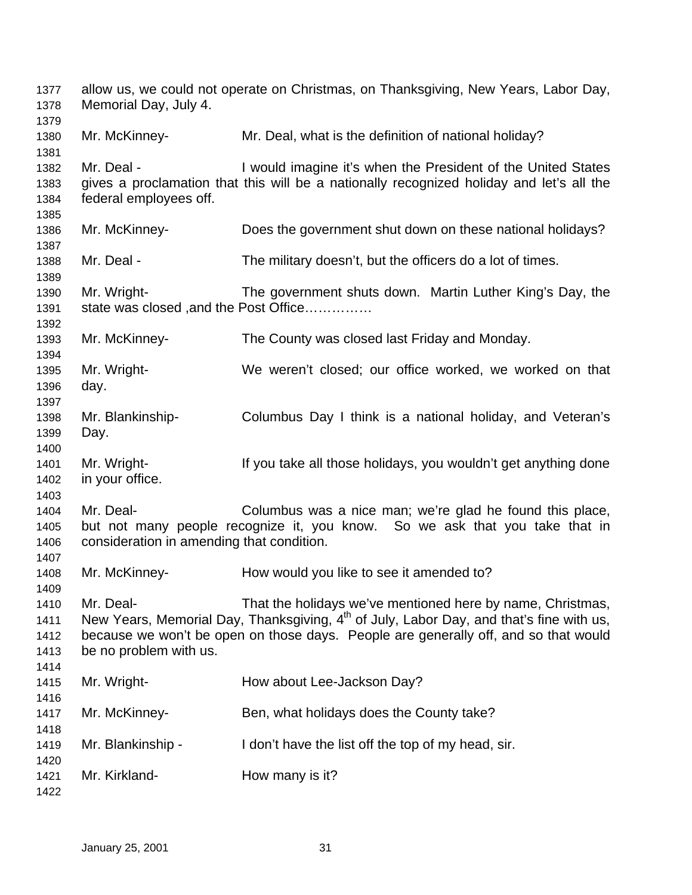allow us, we could not operate on Christmas, on Thanksgiving, New Years, Labor Day, Memorial Day, July 4.

Mr. McKinney- Mr. Deal, what is the definition of national holiday?

Mr. Deal - I would imagine it's when the President of the United States gives a proclamation that this will be a nationally recognized holiday and let's all the federal employees off.

Mr. McKinney- Does the government shut down on these national holidays?

Mr. Deal - The military doesn't, but the officers do a lot of times.

Mr. Wright- The government shuts down. Martin Luther King's Day, the state was closed ,and the Post Office……………

Mr. McKinney- The County was closed last Friday and Monday.

Mr. Wright- We weren't closed; our office worked, we worked on that day.

Mr. Blankinship- Columbus Day I think is a national holiday, and Veteran's Day.

Mr. Wright- If you take all those holidays, you wouldn't get anything done in your office.

Mr. Deal- Columbus was a nice man; we're glad he found this place, but not many people recognize it, you know. So we ask that you take that in consideration in amending that condition.

Mr. McKinney- How would you like to see it amended to?

Mr. Deal- That the holidays we've mentioned here by name, Christmas, New Years, Memorial Day, Thanksgiving, 4th of July, Labor Day, and that's fine with us, because we won't be open on those days. People are generally off, and so that would be no problem with us.

Mr. Wright- How about Lee-Jackson Day?

Mr. McKinney- Ben, what holidays does the County take?

Mr. Blankinship - I don't have the list off the top of my head, sir.

Mr. Kirkland- How many is it?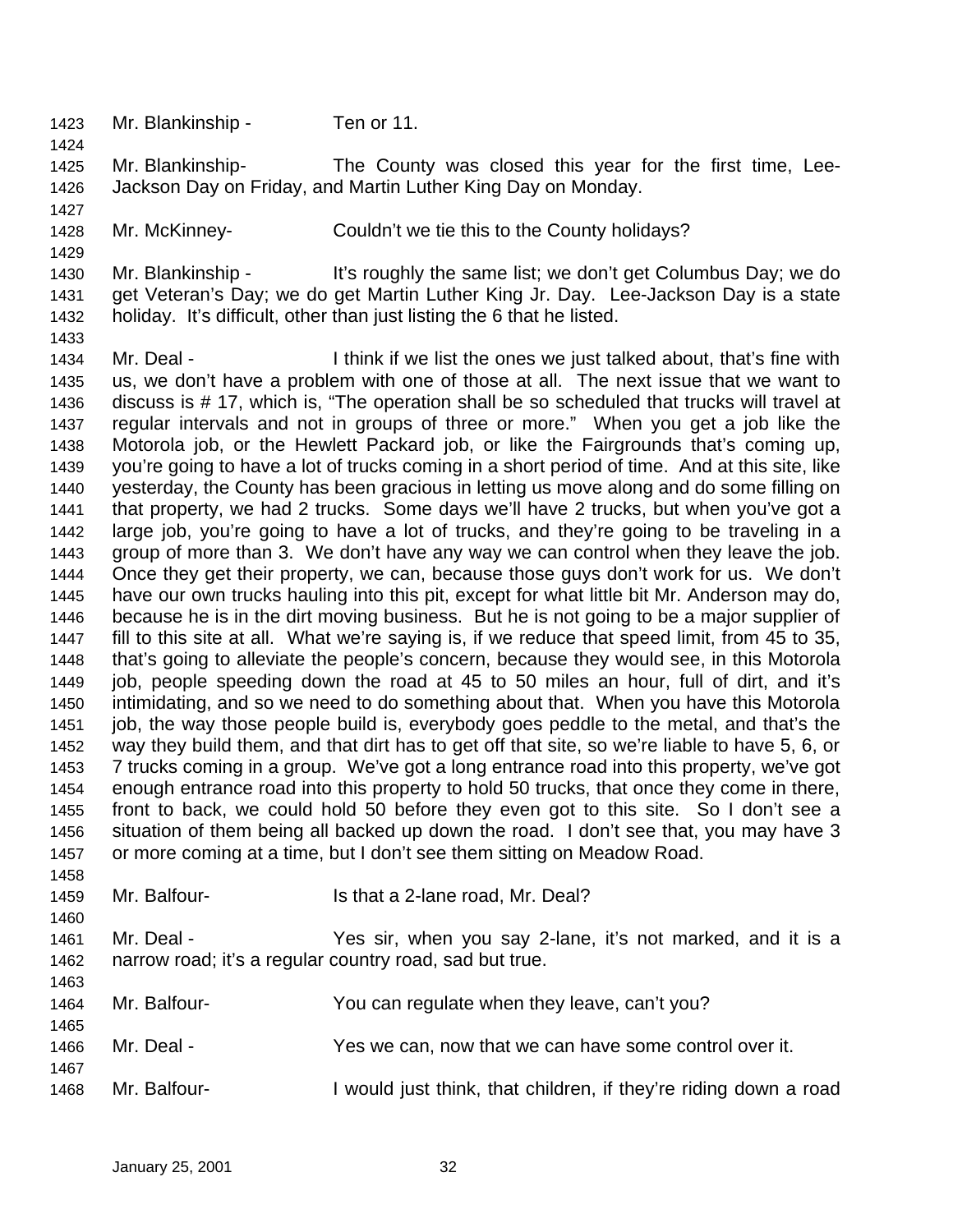1423 Mr. Blankinship - Ten or 11.

1424

1425 Mr. Blankinship- The County was closed this year for the first time, Lee-
1426 Jackson Day on Friday, and Martin Luther King Day on Monday.

1427

1428 Mr. McKinney- Couldn't we tie this to the County holidays?

1429

1430 Mr. Blankinship - It's roughly the same list; we don't get Columbus Day; we do
1431 get Veteran's Day; we do get Martin Luther King Jr. Day. Lee-Jackson Day is a state
1432 holiday. It's difficult, other than just listing the 6 that he listed.

1433

1434 Mr. Deal - I think if we list the ones we just talked about, that's fine with
1435 us, we don't have a problem with one of those at all. The next issue that we want to
1436 discuss is # 17, which is, "The operation shall be so scheduled that trucks will travel at
1437 regular intervals and not in groups of three or more." When you get a job like the
1438 Motorola job, or the Hewlett Packard job, or like the Fairgrounds that's coming up,
1439 you're going to have a lot of trucks coming in a short period of time. And at this site, like
1440 yesterday, the County has been gracious in letting us move along and do some filling on
1441 that property, we had 2 trucks. Some days we'll have 2 trucks, but when you've got a
1442 large job, you're going to have a lot of trucks, and they're going to be traveling in a
1443 group of more than 3. We don't have any way we can control when they leave the job.
1444 Once they get their property, we can, because those guys don't work for us. We don't
1445 have our own trucks hauling into this pit, except for what little bit Mr. Anderson may do,
1446 because he is in the dirt moving business. But he is not going to be a major supplier of
1447 fill to this site at all. What we're saying is, if we reduce that speed limit, from 45 to 35,
1448 that's going to alleviate the people's concern, because they would see, in this Motorola
1449 job, people speeding down the road at 45 to 50 miles an hour, full of dirt, and it's
1450 intimidating, and so we need to do something about that. When you have this Motorola
1451 job, the way those people build is, everybody goes peddle to the metal, and that's the
1452 way they build them, and that dirt has to get off that site, so we're liable to have 5, 6, or
1453 7 trucks coming in a group. We've got a long entrance road into this property, we've got
1454 enough entrance road into this property to hold 50 trucks, that once they come in there,
1455 front to back, we could hold 50 before they even got to this site. So I don't see a
1456 situation of them being all backed up down the road. I don't see that, you may have 3
1457 or more coming at a time, but I don't see them sitting on Meadow Road.

1458

1459 Mr. Balfour- Is that a 2-lane road, Mr. Deal?

1460

1461 Mr. Deal - Yes sir, when you say 2-lane, it's not marked, and it is a
1462 narrow road; it's a regular country road, sad but true.

1463

1464 Mr. Balfour- You can regulate when they leave, can't you?

1465

1466 Mr. Deal - Yes we can, now that we can have some control over it.

1467

1468 Mr. Balfour- I would just think, that children, if they're riding down a road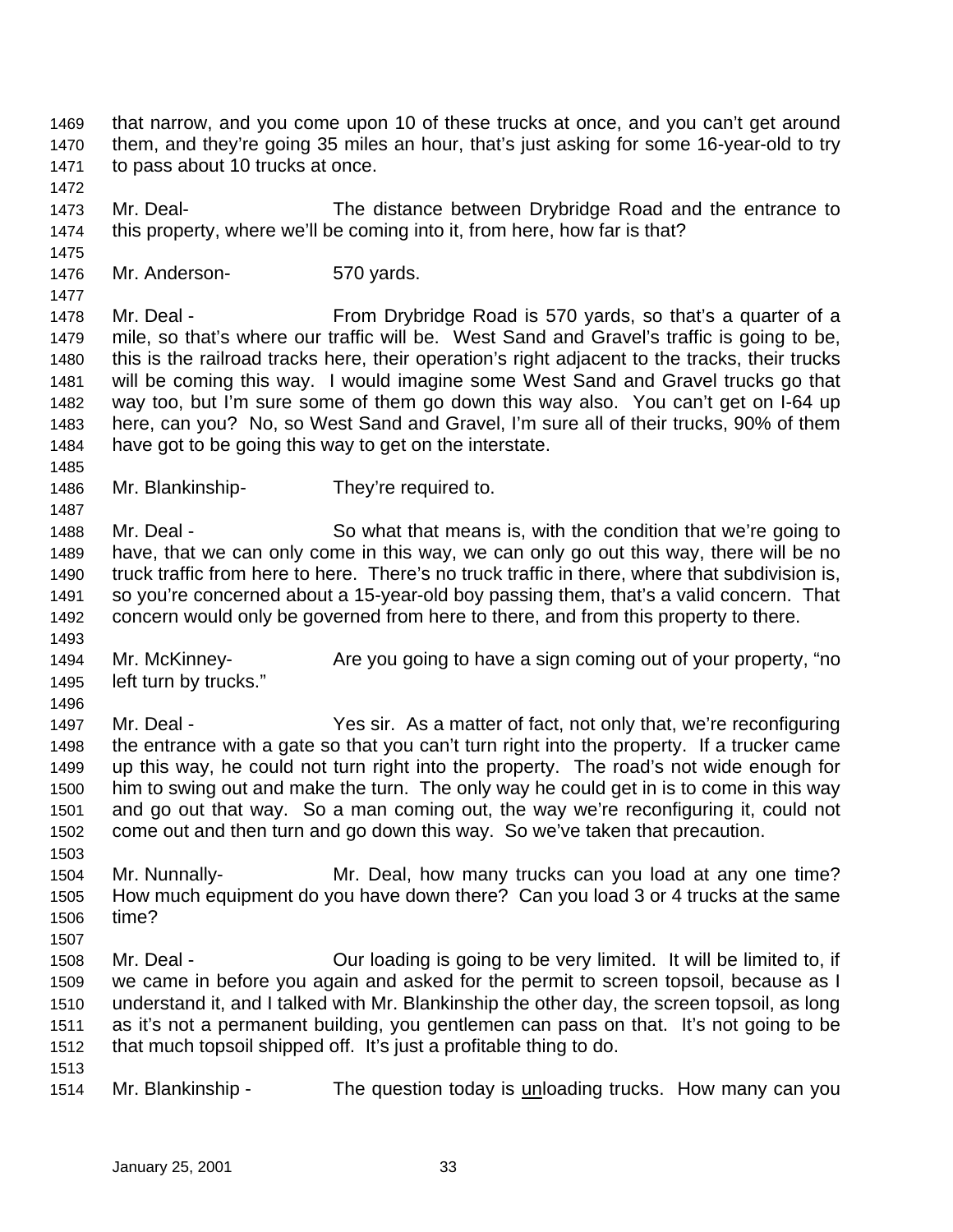that narrow, and you come upon 10 of these trucks at once, and you can't get around them, and they're going 35 miles an hour, that's just asking for some 16-year-old to try to pass about 10 trucks at once.

Mr. Deal- The distance between Drybridge Road and the entrance to this property, where we'll be coming into it, from here, how far is that?

Mr. Anderson- 570 yards.

Mr. Deal - From Drybridge Road is 570 yards, so that's a quarter of a mile, so that's where our traffic will be. West Sand and Gravel's traffic is going to be, this is the railroad tracks here, their operation's right adjacent to the tracks, their trucks will be coming this way. I would imagine some West Sand and Gravel trucks go that way too, but I'm sure some of them go down this way also. You can't get on I-64 up here, can you? No, so West Sand and Gravel, I'm sure all of their trucks, 90% of them have got to be going this way to get on the interstate.

Mr. Blankinship- They're required to.

Mr. Deal - So what that means is, with the condition that we're going to have, that we can only come in this way, we can only go out this way, there will be no truck traffic from here to here. There's no truck traffic in there, where that subdivision is, so you're concerned about a 15-year-old boy passing them, that's a valid concern. That concern would only be governed from here to there, and from this property to there.

Mr. McKinney- Are you going to have a sign coming out of your property, "no left turn by trucks."

Mr. Deal - Yes sir. As a matter of fact, not only that, we're reconfiguring the entrance with a gate so that you can't turn right into the property. If a trucker came up this way, he could not turn right into the property. The road's not wide enough for him to swing out and make the turn. The only way he could get in is to come in this way and go out that way. So a man coming out, the way we're reconfiguring it, could not come out and then turn and go down this way. So we've taken that precaution.

Mr. Nunnally- Mr. Deal, how many trucks can you load at any one time? How much equipment do you have down there? Can you load 3 or 4 trucks at the same time?

Mr. Deal - Our loading is going to be very limited. It will be limited to, if we came in before you again and asked for the permit to screen topsoil, because as I understand it, and I talked with Mr. Blankinship the other day, the screen topsoil, as long as it's not a permanent building, you gentlemen can pass on that. It's not going to be that much topsoil shipped off. It's just a profitable thing to do.

Mr. Blankinship - The question today is unloading trucks. How many can you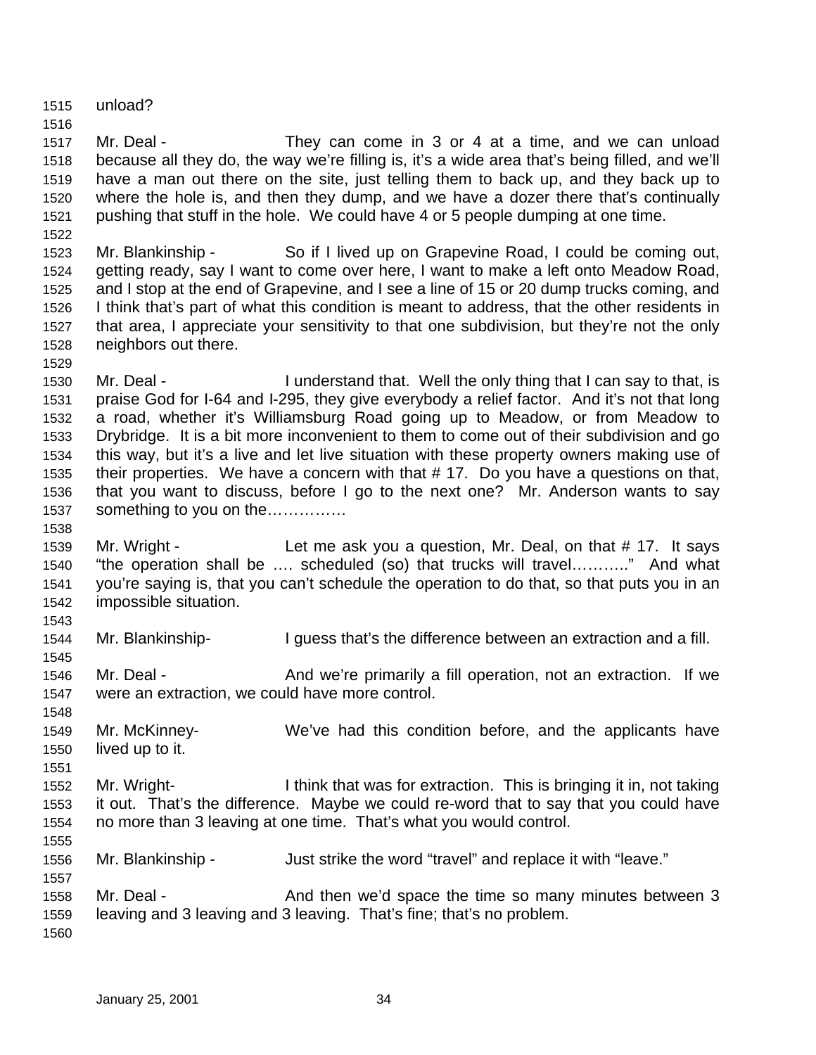unload?

Mr. Deal - They can come in 3 or 4 at a time, and we can unload because all they do, the way we're filling is, it's a wide area that's being filled, and we'll have a man out there on the site, just telling them to back up, and they back up to where the hole is, and then they dump, and we have a dozer there that's continually pushing that stuff in the hole. We could have 4 or 5 people dumping at one time.

Mr. Blankinship - So if I lived up on Grapevine Road, I could be coming out, getting ready, say I want to come over here, I want to make a left onto Meadow Road, and I stop at the end of Grapevine, and I see a line of 15 or 20 dump trucks coming, and I think that's part of what this condition is meant to address, that the other residents in that area, I appreciate your sensitivity to that one subdivision, but they're not the only neighbors out there.

Mr. Deal - I understand that. Well the only thing that I can say to that, is praise God for I-64 and I-295, they give everybody a relief factor. And it's not that long a road, whether it's Williamsburg Road going up to Meadow, or from Meadow to Drybridge. It is a bit more inconvenient to them to come out of their subdivision and go this way, but it's a live and let live situation with these property owners making use of their properties. We have a concern with that # 17. Do you have a questions on that, that you want to discuss, before I go to the next one? Mr. Anderson wants to say something to you on the……………

Mr. Wright - Let me ask you a question, Mr. Deal, on that # 17. It says "the operation shall be …. scheduled (so) that trucks will travel……….." And what you're saying is, that you can't schedule the operation to do that, so that puts you in an impossible situation.

Mr. Blankinship- I guess that's the difference between an extraction and a fill.

Mr. Deal - And we're primarily a fill operation, not an extraction. If we were an extraction, we could have more control.

Mr. McKinney- We've had this condition before, and the applicants have lived up to it.

Mr. Wright- I think that was for extraction. This is bringing it in, not taking it out. That's the difference. Maybe we could re-word that to say that you could have no more than 3 leaving at one time. That's what you would control.

Mr. Blankinship - Just strike the word "travel" and replace it with "leave."

Mr. Deal - And then we'd space the time so many minutes between 3 leaving and 3 leaving and 3 leaving. That's fine; that's no problem.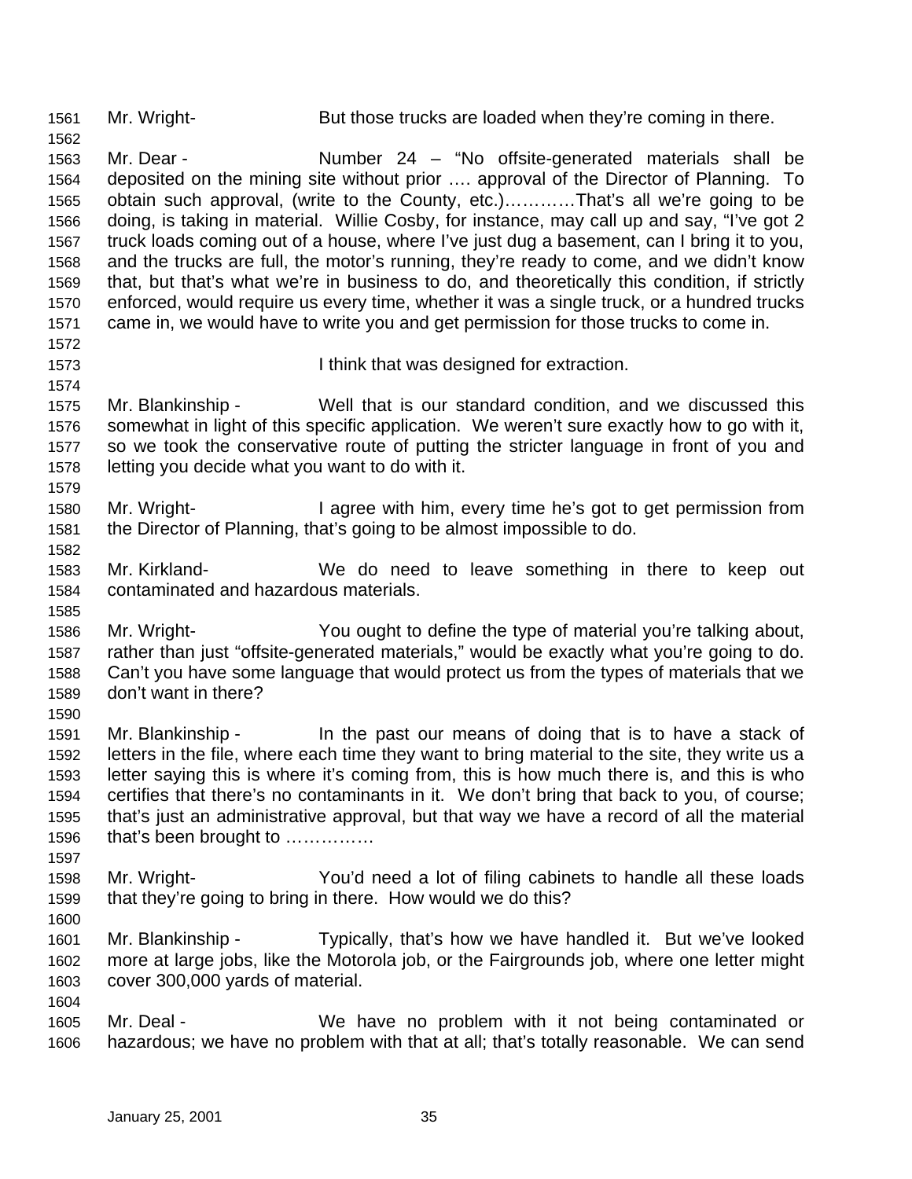Mr. Wright- But those trucks are loaded when they're coming in there.

Mr. Dear - Number 24 – "No offsite-generated materials shall be deposited on the mining site without prior …. approval of the Director of Planning. To obtain such approval, (write to the County, etc.)…………That's all we're going to be doing, is taking in material. Willie Cosby, for instance, may call up and say, "I've got 2 truck loads coming out of a house, where I've just dug a basement, can I bring it to you, and the trucks are full, the motor's running, they're ready to come, and we didn't know that, but that's what we're in business to do, and theoretically this condition, if strictly enforced, would require us every time, whether it was a single truck, or a hundred trucks came in, we would have to write you and get permission for those trucks to come in.

I think that was designed for extraction.

Mr. Blankinship - Well that is our standard condition, and we discussed this somewhat in light of this specific application. We weren't sure exactly how to go with it, so we took the conservative route of putting the stricter language in front of you and letting you decide what you want to do with it.

Mr. Wright- I agree with him, every time he's got to get permission from the Director of Planning, that's going to be almost impossible to do.

Mr. Kirkland- We do need to leave something in there to keep out contaminated and hazardous materials.

Mr. Wright- You ought to define the type of material you're talking about, rather than just "offsite-generated materials," would be exactly what you're going to do. Can't you have some language that would protect us from the types of materials that we don't want in there?

Mr. Blankinship - In the past our means of doing that is to have a stack of letters in the file, where each time they want to bring material to the site, they write us a letter saying this is where it's coming from, this is how much there is, and this is who certifies that there's no contaminants in it. We don't bring that back to you, of course; that's just an administrative approval, but that way we have a record of all the material that's been brought to ……………

Mr. Wright- You'd need a lot of filing cabinets to handle all these loads that they're going to bring in there. How would we do this?

Mr. Blankinship - Typically, that's how we have handled it. But we've looked more at large jobs, like the Motorola job, or the Fairgrounds job, where one letter might cover 300,000 yards of material.

Mr. Deal - We have no problem with it not being contaminated or hazardous; we have no problem with that at all; that's totally reasonable. We can send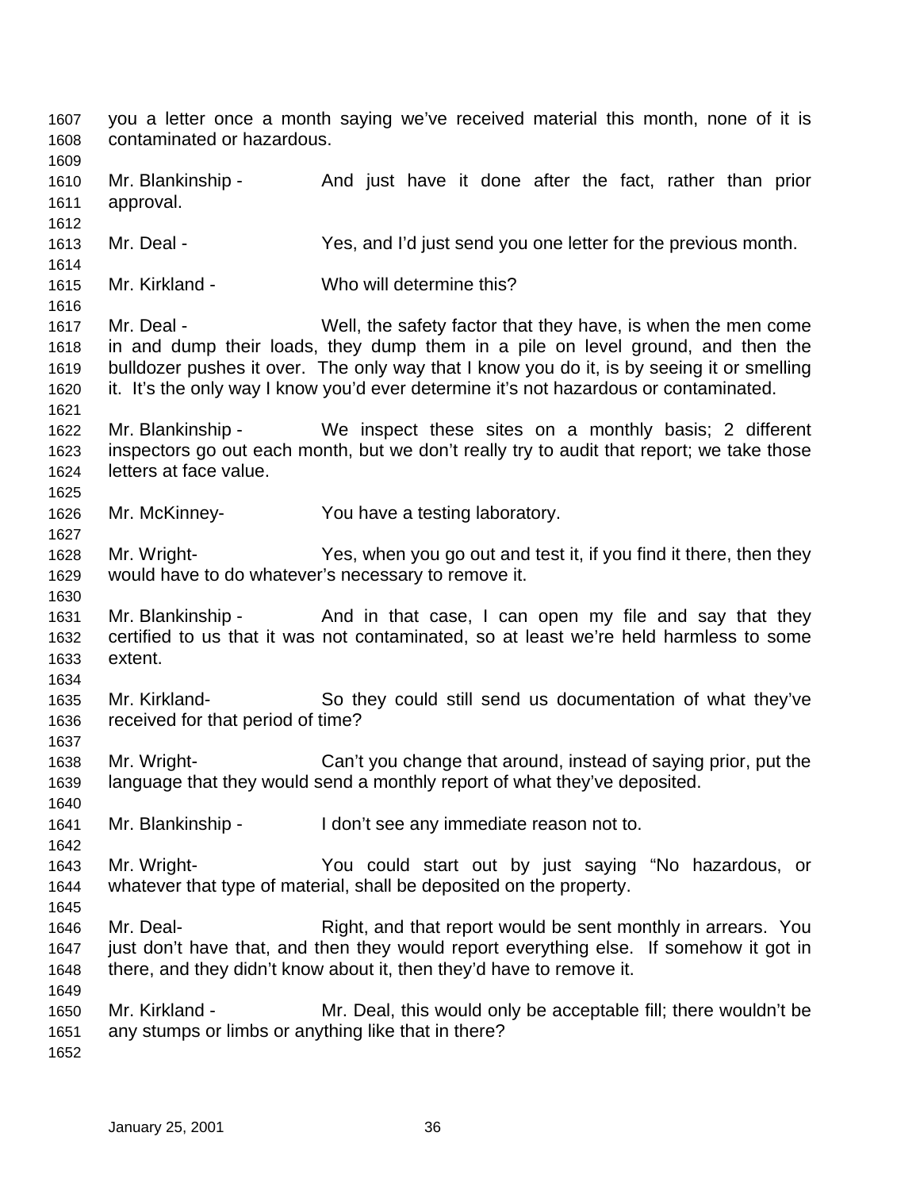you a letter once a month saying we've received material this month, none of it is contaminated or hazardous.

Mr. Blankinship - And just have it done after the fact, rather than prior approval.

Mr. Deal - Yes, and I'd just send you one letter for the previous month.

Mr. Kirkland - Who will determine this?

Mr. Deal - Well, the safety factor that they have, is when the men come in and dump their loads, they dump them in a pile on level ground, and then the bulldozer pushes it over. The only way that I know you do it, is by seeing it or smelling it. It's the only way I know you'd ever determine it's not hazardous or contaminated.

Mr. Blankinship - We inspect these sites on a monthly basis; 2 different inspectors go out each month, but we don't really try to audit that report; we take those letters at face value.

Mr. McKinney- You have a testing laboratory.

Mr. Wright- Yes, when you go out and test it, if you find it there, then they would have to do whatever's necessary to remove it.

Mr. Blankinship - And in that case, I can open my file and say that they certified to us that it was not contaminated, so at least we're held harmless to some extent.

Mr. Kirkland- So they could still send us documentation of what they've received for that period of time?

Mr. Wright- Can't you change that around, instead of saying prior, put the language that they would send a monthly report of what they've deposited.

Mr. Blankinship - I don't see any immediate reason not to.

Mr. Wright- You could start out by just saying "No hazardous, or whatever that type of material, shall be deposited on the property.

Mr. Deal- Right, and that report would be sent monthly in arrears. You just don't have that, and then they would report everything else. If somehow it got in there, and they didn't know about it, then they'd have to remove it.

Mr. Kirkland - Mr. Deal, this would only be acceptable fill; there wouldn't be any stumps or limbs or anything like that in there?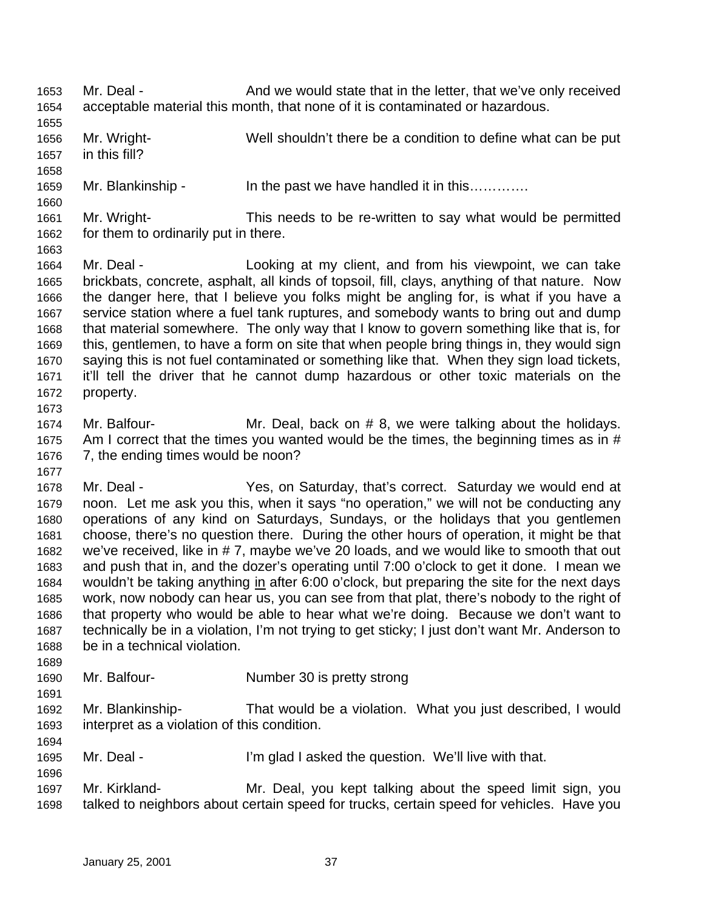Mr. Deal - And we would state that in the letter, that we've only received acceptable material this month, that none of it is contaminated or hazardous.

Mr. Wright- Well shouldn't there be a condition to define what can be put in this fill?

Mr. Blankinship - In the past we have handled it in this………….

Mr. Wright- This needs to be re-written to say what would be permitted for them to ordinarily put in there.

Mr. Deal - Looking at my client, and from his viewpoint, we can take brickbats, concrete, asphalt, all kinds of topsoil, fill, clays, anything of that nature. Now the danger here, that I believe you folks might be angling for, is what if you have a service station where a fuel tank ruptures, and somebody wants to bring out and dump that material somewhere. The only way that I know to govern something like that is, for this, gentlemen, to have a form on site that when people bring things in, they would sign saying this is not fuel contaminated or something like that. When they sign load tickets, it'll tell the driver that he cannot dump hazardous or other toxic materials on the property.

Mr. Balfour- Mr. Deal, back on # 8, we were talking about the holidays. Am I correct that the times you wanted would be the times, the beginning times as in # 7, the ending times would be noon?

Mr. Deal - Yes, on Saturday, that's correct. Saturday we would end at noon. Let me ask you this, when it says "no operation," we will not be conducting any operations of any kind on Saturdays, Sundays, or the holidays that you gentlemen choose, there's no question there. During the other hours of operation, it might be that we've received, like in # 7, maybe we've 20 loads, and we would like to smooth that out and push that in, and the dozer's operating until 7:00 o'clock to get it done. I mean we wouldn't be taking anything <u>in</u> after 6:00 o'clock, but preparing the site for the next days work, now nobody can hear us, you can see from that plat, there's nobody to the right of that property who would be able to hear what we're doing. Because we don't want to technically be in a violation, I'm not trying to get sticky; I just don't want Mr. Anderson to be in a technical violation.

Mr. Balfour- Number 30 is pretty strong

Mr. Blankinship- That would be a violation. What you just described, I would interpret as a violation of this condition.

Mr. Deal - I'm glad I asked the question. We'll live with that.

Mr. Kirkland- Mr. Deal, you kept talking about the speed limit sign, you talked to neighbors about certain speed for trucks, certain speed for vehicles. Have you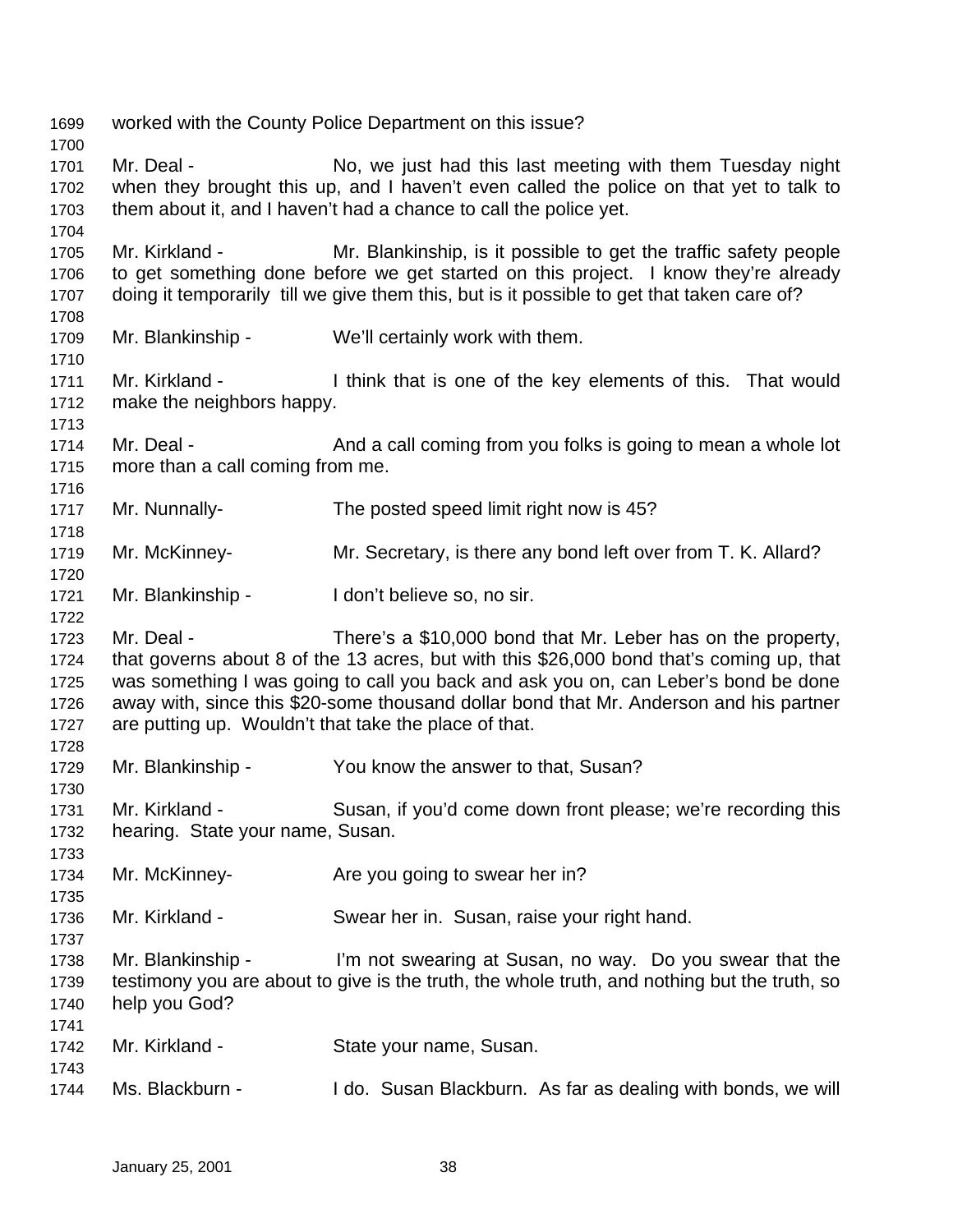1699 worked with the County Police Department on this issue?

1700

1701 Mr. Deal - No, we just had this last meeting with them Tuesday night
1702 when they brought this up, and I haven't even called the police on that yet to talk to
1703 them about it, and I haven't had a chance to call the police yet.

1704

1705 Mr. Kirkland - Mr. Blankinship, is it possible to get the traffic safety people
1706 to get something done before we get started on this project. I know they're already
1707 doing it temporarily till we give them this, but is it possible to get that taken care of?

1708

1709 Mr. Blankinship - We'll certainly work with them.

1710

1711 Mr. Kirkland - I think that is one of the key elements of this. That would
1712 make the neighbors happy.

1713

1714 Mr. Deal - And a call coming from you folks is going to mean a whole lot
1715 more than a call coming from me.

1716

1717 Mr. Nunnally- The posted speed limit right now is 45?

1718

1719 Mr. McKinney- Mr. Secretary, is there any bond left over from T. K. Allard?

1720

1721 Mr. Blankinship - I don't believe so, no sir.

1722

1723 Mr. Deal - There's a $10,000 bond that Mr. Leber has on the property,
1724 that governs about 8 of the 13 acres, but with this $26,000 bond that's coming up, that
1725 was something I was going to call you back and ask you on, can Leber's bond be done
1726 away with, since this $20-some thousand dollar bond that Mr. Anderson and his partner
1727 are putting up. Wouldn't that take the place of that.

1728

1729 Mr. Blankinship - You know the answer to that, Susan?

1730

1731 Mr. Kirkland - Susan, if you'd come down front please; we're recording this
1732 hearing. State your name, Susan.

1733

1734 Mr. McKinney- Are you going to swear her in?

1735

1736 Mr. Kirkland - Swear her in. Susan, raise your right hand.

1737

1738 Mr. Blankinship - I'm not swearing at Susan, no way. Do you swear that the
1739 testimony you are about to give is the truth, the whole truth, and nothing but the truth, so
1740 help you God?

1741

1742 Mr. Kirkland - State your name, Susan.

1743

1744 Ms. Blackburn - I do. Susan Blackburn. As far as dealing with bonds, we will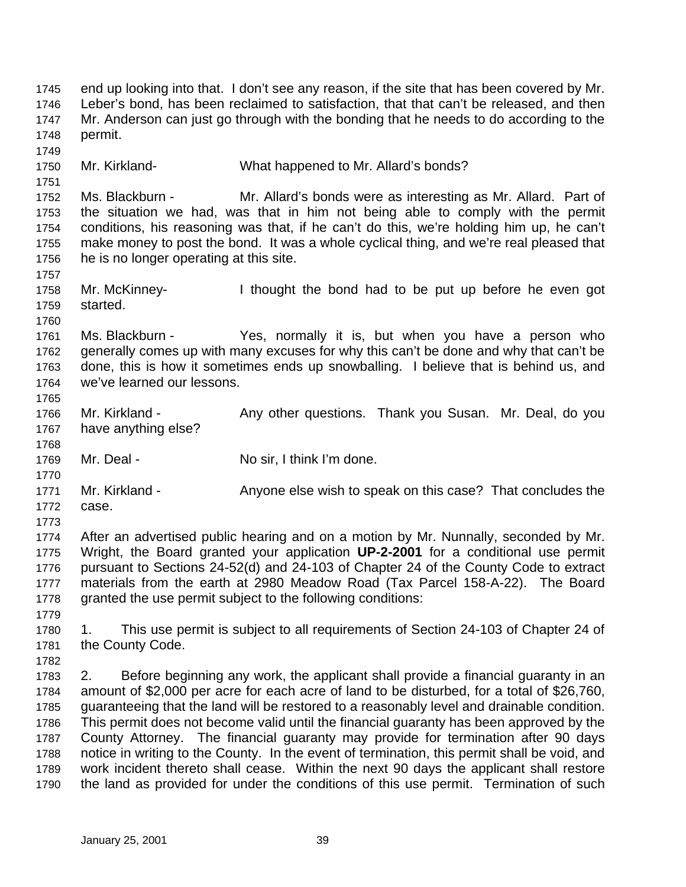end up looking into that. I don't see any reason, if the site that has been covered by Mr. Leber's bond, has been reclaimed to satisfaction, that that can't be released, and then Mr. Anderson can just go through with the bonding that he needs to do according to the permit.

Mr. Kirkland- What happened to Mr. Allard's bonds?

Ms. Blackburn - Mr. Allard's bonds were as interesting as Mr. Allard. Part of the situation we had, was that in him not being able to comply with the permit conditions, his reasoning was that, if he can't do this, we're holding him up, he can't make money to post the bond. It was a whole cyclical thing, and we're real pleased that he is no longer operating at this site.

Mr. McKinney- I thought the bond had to be put up before he even got started.

Ms. Blackburn - Yes, normally it is, but when you have a person who generally comes up with many excuses for why this can't be done and why that can't be done, this is how it sometimes ends up snowballing. I believe that is behind us, and we've learned our lessons.

Mr. Kirkland - Any other questions. Thank you Susan. Mr. Deal, do you have anything else?

Mr. Deal - No sir, I think I'm done.

Mr. Kirkland - Anyone else wish to speak on this case? That concludes the case.

After an advertised public hearing and on a motion by Mr. Nunnally, seconded by Mr. Wright, the Board granted your application **UP-2-2001** for a conditional use permit pursuant to Sections 24-52(d) and 24-103 of Chapter 24 of the County Code to extract materials from the earth at 2980 Meadow Road (Tax Parcel 158-A-22). The Board granted the use permit subject to the following conditions:

1. This use permit is subject to all requirements of Section 24-103 of Chapter 24 of the County Code.

2. Before beginning any work, the applicant shall provide a financial guaranty in an amount of $2,000 per acre for each acre of land to be disturbed, for a total of $26,760, guaranteeing that the land will be restored to a reasonably level and drainable condition. This permit does not become valid until the financial guaranty has been approved by the County Attorney. The financial guaranty may provide for termination after 90 days notice in writing to the County. In the event of termination, this permit shall be void, and work incident thereto shall cease. Within the next 90 days the applicant shall restore the land as provided for under the conditions of this use permit. Termination of such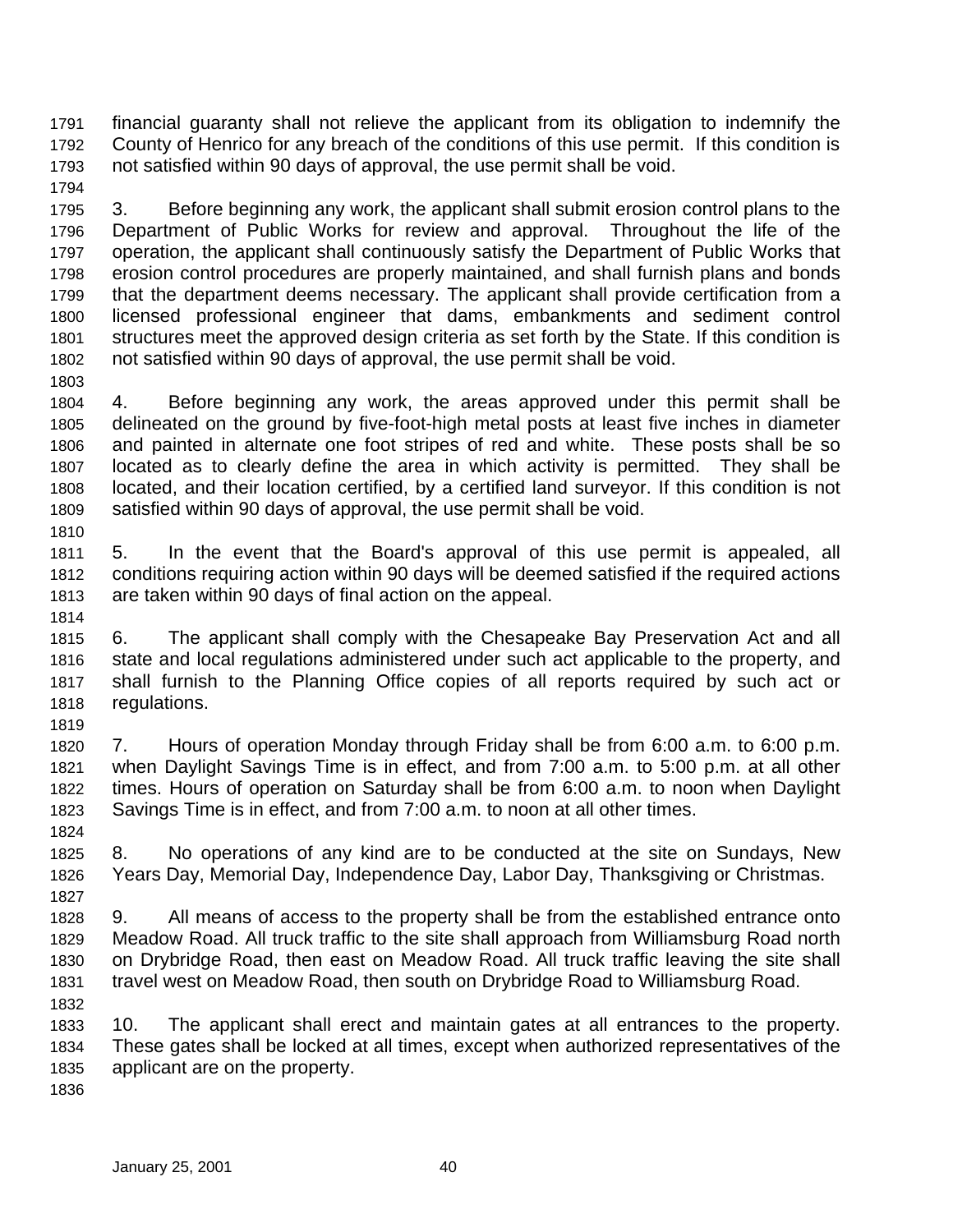financial guaranty shall not relieve the applicant from its obligation to indemnify the County of Henrico for any breach of the conditions of this use permit. If this condition is not satisfied within 90 days of approval, the use permit shall be void.

3. Before beginning any work, the applicant shall submit erosion control plans to the Department of Public Works for review and approval. Throughout the life of the operation, the applicant shall continuously satisfy the Department of Public Works that erosion control procedures are properly maintained, and shall furnish plans and bonds that the department deems necessary. The applicant shall provide certification from a licensed professional engineer that dams, embankments and sediment control structures meet the approved design criteria as set forth by the State. If this condition is not satisfied within 90 days of approval, the use permit shall be void.

4. Before beginning any work, the areas approved under this permit shall be delineated on the ground by five-foot-high metal posts at least five inches in diameter and painted in alternate one foot stripes of red and white. These posts shall be so located as to clearly define the area in which activity is permitted. They shall be located, and their location certified, by a certified land surveyor. If this condition is not satisfied within 90 days of approval, the use permit shall be void.

5. In the event that the Board's approval of this use permit is appealed, all conditions requiring action within 90 days will be deemed satisfied if the required actions are taken within 90 days of final action on the appeal.

6. The applicant shall comply with the Chesapeake Bay Preservation Act and all state and local regulations administered under such act applicable to the property, and shall furnish to the Planning Office copies of all reports required by such act or regulations.

7. Hours of operation Monday through Friday shall be from 6:00 a.m. to 6:00 p.m. when Daylight Savings Time is in effect, and from 7:00 a.m. to 5:00 p.m. at all other times. Hours of operation on Saturday shall be from 6:00 a.m. to noon when Daylight Savings Time is in effect, and from 7:00 a.m. to noon at all other times.

8. No operations of any kind are to be conducted at the site on Sundays, New Years Day, Memorial Day, Independence Day, Labor Day, Thanksgiving or Christmas.

9. All means of access to the property shall be from the established entrance onto Meadow Road. All truck traffic to the site shall approach from Williamsburg Road north on Drybridge Road, then east on Meadow Road. All truck traffic leaving the site shall travel west on Meadow Road, then south on Drybridge Road to Williamsburg Road.

10. The applicant shall erect and maintain gates at all entrances to the property. These gates shall be locked at all times, except when authorized representatives of the applicant are on the property.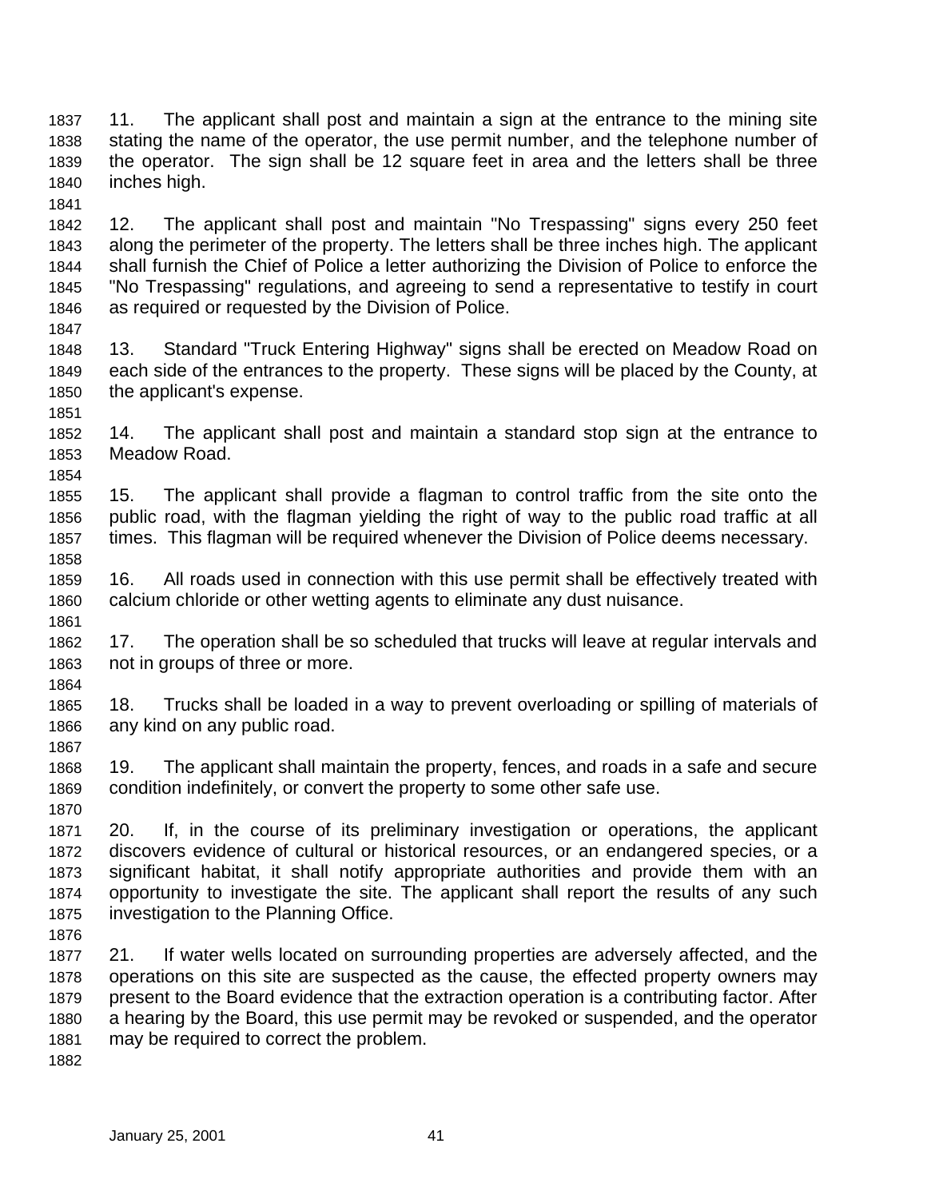11. The applicant shall post and maintain a sign at the entrance to the mining site stating the name of the operator, the use permit number, and the telephone number of the operator. The sign shall be 12 square feet in area and the letters shall be three inches high.

12. The applicant shall post and maintain "No Trespassing" signs every 250 feet along the perimeter of the property. The letters shall be three inches high. The applicant shall furnish the Chief of Police a letter authorizing the Division of Police to enforce the "No Trespassing" regulations, and agreeing to send a representative to testify in court as required or requested by the Division of Police.

13. Standard "Truck Entering Highway" signs shall be erected on Meadow Road on each side of the entrances to the property. These signs will be placed by the County, at the applicant's expense.

14. The applicant shall post and maintain a standard stop sign at the entrance to Meadow Road.

15. The applicant shall provide a flagman to control traffic from the site onto the public road, with the flagman yielding the right of way to the public road traffic at all times. This flagman will be required whenever the Division of Police deems necessary.

16. All roads used in connection with this use permit shall be effectively treated with calcium chloride or other wetting agents to eliminate any dust nuisance.

17. The operation shall be so scheduled that trucks will leave at regular intervals and not in groups of three or more.

18. Trucks shall be loaded in a way to prevent overloading or spilling of materials of any kind on any public road.

19. The applicant shall maintain the property, fences, and roads in a safe and secure condition indefinitely, or convert the property to some other safe use.

20. If, in the course of its preliminary investigation or operations, the applicant discovers evidence of cultural or historical resources, or an endangered species, or a significant habitat, it shall notify appropriate authorities and provide them with an opportunity to investigate the site. The applicant shall report the results of any such investigation to the Planning Office.

21. If water wells located on surrounding properties are adversely affected, and the operations on this site are suspected as the cause, the effected property owners may present to the Board evidence that the extraction operation is a contributing factor. After a hearing by the Board, this use permit may be revoked or suspended, and the operator may be required to correct the problem.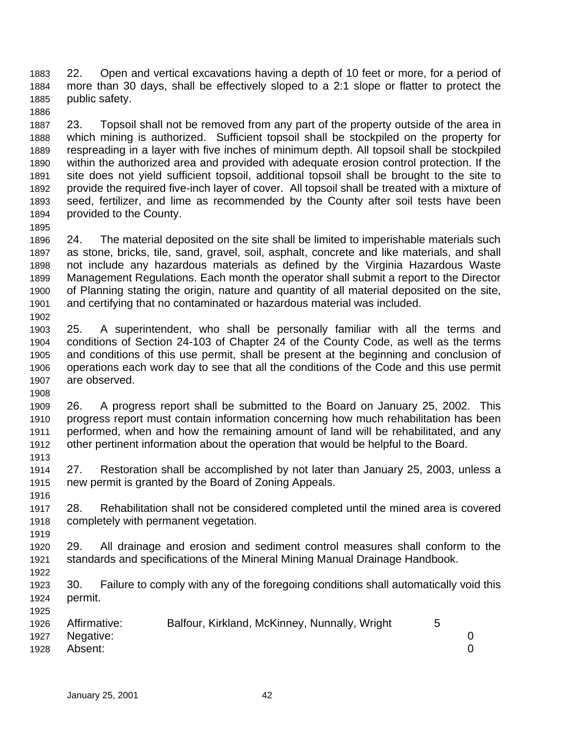22. Open and vertical excavations having a depth of 10 feet or more, for a period of more than 30 days, shall be effectively sloped to a 2:1 slope or flatter to protect the public safety.

23. Topsoil shall not be removed from any part of the property outside of the area in which mining is authorized. Sufficient topsoil shall be stockpiled on the property for respreading in a layer with five inches of minimum depth. All topsoil shall be stockpiled within the authorized area and provided with adequate erosion control protection. If the site does not yield sufficient topsoil, additional topsoil shall be brought to the site to provide the required five-inch layer of cover. All topsoil shall be treated with a mixture of seed, fertilizer, and lime as recommended by the County after soil tests have been provided to the County.

24. The material deposited on the site shall be limited to imperishable materials such as stone, bricks, tile, sand, gravel, soil, asphalt, concrete and like materials, and shall not include any hazardous materials as defined by the Virginia Hazardous Waste Management Regulations. Each month the operator shall submit a report to the Director of Planning stating the origin, nature and quantity of all material deposited on the site, and certifying that no contaminated or hazardous material was included.

25. A superintendent, who shall be personally familiar with all the terms and conditions of Section 24-103 of Chapter 24 of the County Code, as well as the terms and conditions of this use permit, shall be present at the beginning and conclusion of operations each work day to see that all the conditions of the Code and this use permit are observed.

26. A progress report shall be submitted to the Board on January 25, 2002. This progress report must contain information concerning how much rehabilitation has been performed, when and how the remaining amount of land will be rehabilitated, and any other pertinent information about the operation that would be helpful to the Board.

27. Restoration shall be accomplished by not later than January 25, 2003, unless a new permit is granted by the Board of Zoning Appeals.

28. Rehabilitation shall not be considered completed until the mined area is covered completely with permanent vegetation.

29. All drainage and erosion and sediment control measures shall conform to the standards and specifications of the Mineral Mining Manual Drainage Handbook.

30. Failure to comply with any of the foregoing conditions shall automatically void this permit.

| | | |
|---|---|---|
| Affirmative: | Balfour, Kirkland, McKinney, Nunnally, Wright | 5 |
| Negative: | | 0 |
| Absent: | | 0 |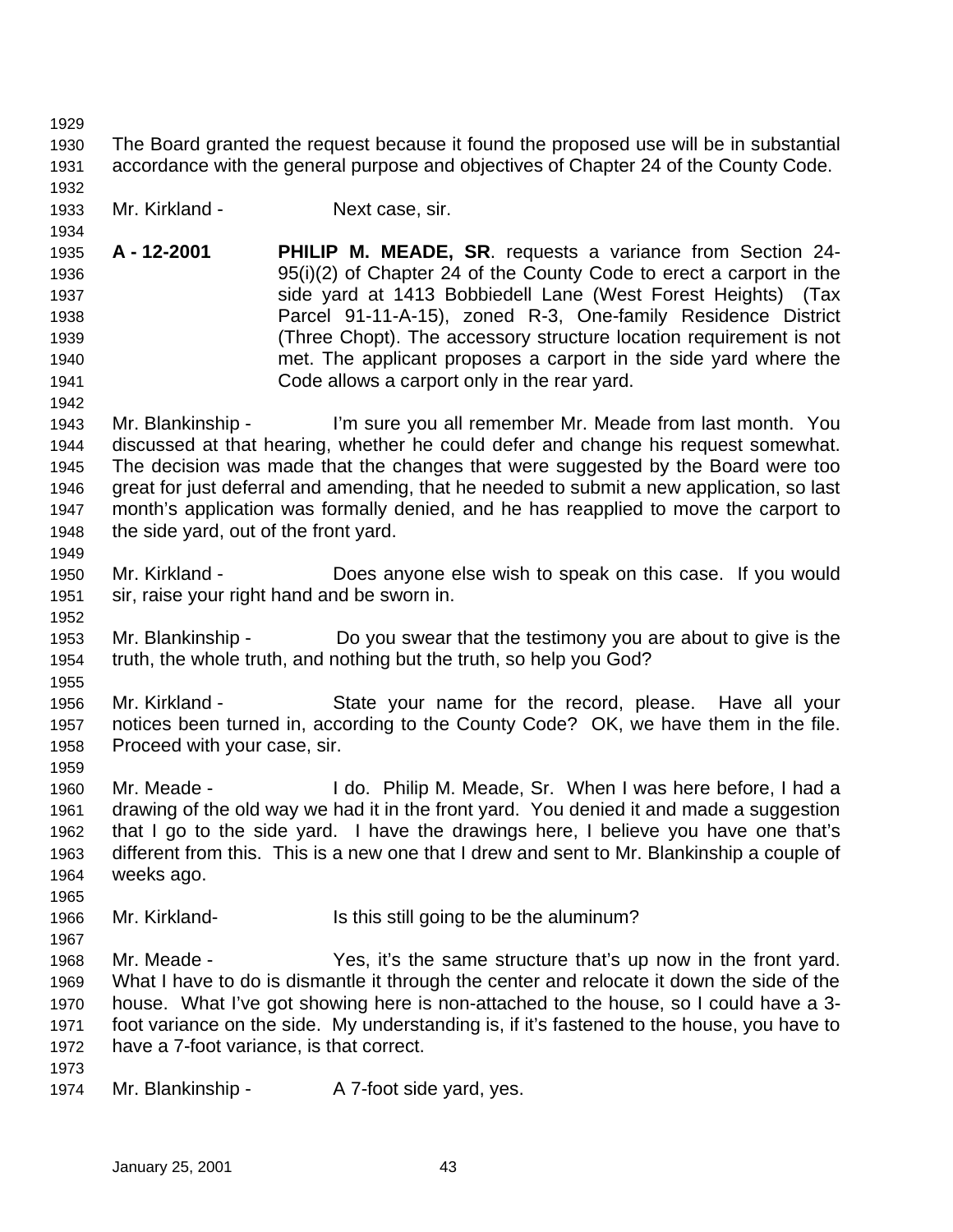The Board granted the request because it found the proposed use will be in substantial accordance with the general purpose and objectives of Chapter 24 of the County Code.

Mr. Kirkland - Next case, sir.

**A - 12-2001** **PHILIP M. MEADE, SR**. requests a variance from Section 24-95(i)(2) of Chapter 24 of the County Code to erect a carport in the side yard at 1413 Bobbiedell Lane (West Forest Heights) (Tax Parcel 91-11-A-15), zoned R-3, One-family Residence District (Three Chopt). The accessory structure location requirement is not met. The applicant proposes a carport in the side yard where the Code allows a carport only in the rear yard.

Mr. Blankinship - I'm sure you all remember Mr. Meade from last month. You discussed at that hearing, whether he could defer and change his request somewhat. The decision was made that the changes that were suggested by the Board were too great for just deferral and amending, that he needed to submit a new application, so last month's application was formally denied, and he has reapplied to move the carport to the side yard, out of the front yard.

Mr. Kirkland - Does anyone else wish to speak on this case. If you would sir, raise your right hand and be sworn in.

Mr. Blankinship - Do you swear that the testimony you are about to give is the truth, the whole truth, and nothing but the truth, so help you God?

Mr. Kirkland - State your name for the record, please. Have all your notices been turned in, according to the County Code? OK, we have them in the file. Proceed with your case, sir.

Mr. Meade - I do. Philip M. Meade, Sr. When I was here before, I had a drawing of the old way we had it in the front yard. You denied it and made a suggestion that I go to the side yard. I have the drawings here, I believe you have one that's different from this. This is a new one that I drew and sent to Mr. Blankinship a couple of weeks ago.

Mr. Kirkland- Is this still going to be the aluminum?

Mr. Meade - Yes, it's the same structure that's up now in the front yard. What I have to do is dismantle it through the center and relocate it down the side of the house. What I've got showing here is non-attached to the house, so I could have a 3-foot variance on the side. My understanding is, if it's fastened to the house, you have to have a 7-foot variance, is that correct.

Mr. Blankinship - A 7-foot side yard, yes.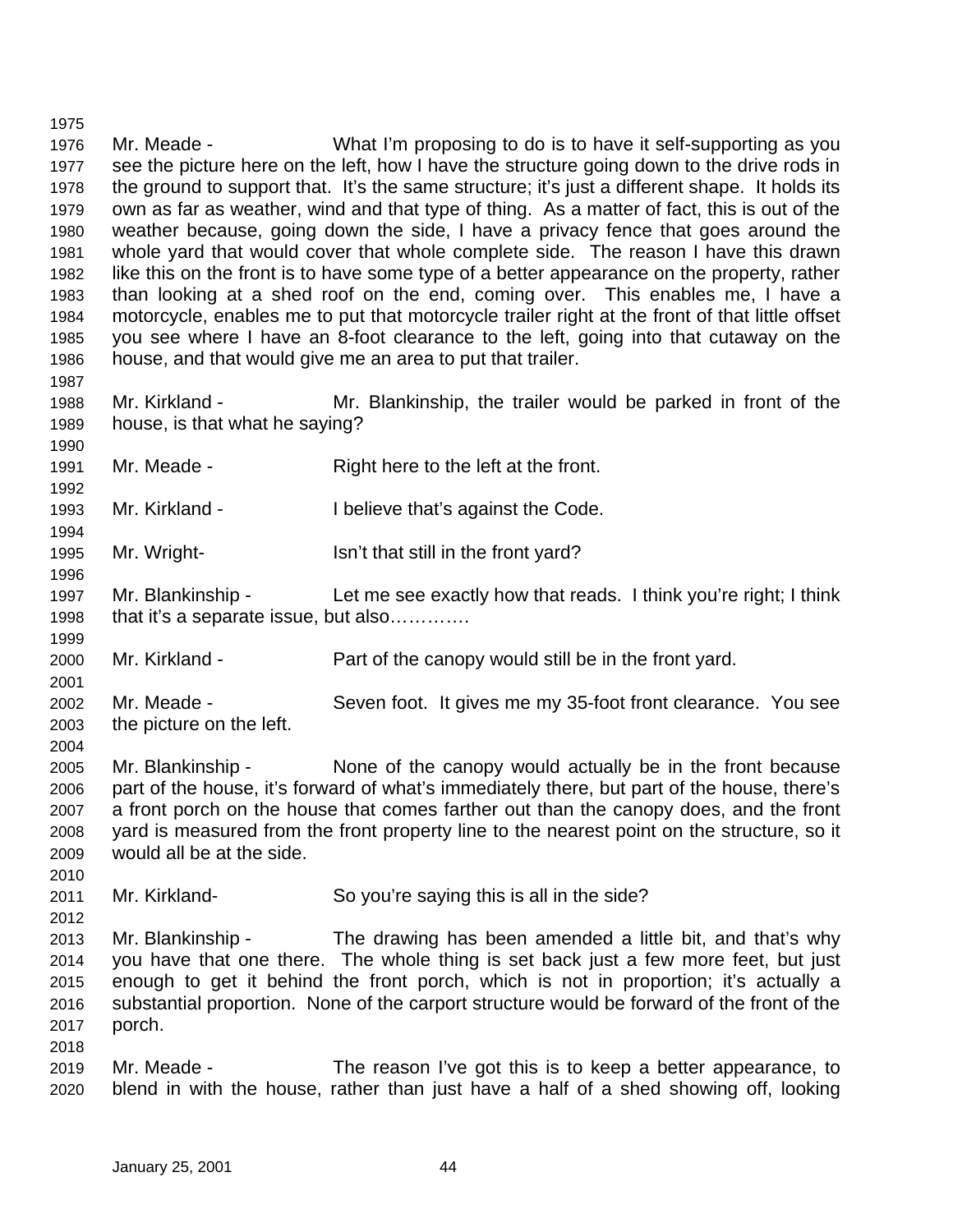Mr. Meade - What I'm proposing to do is to have it self-supporting as you see the picture here on the left, how I have the structure going down to the drive rods in the ground to support that. It's the same structure; it's just a different shape. It holds its own as far as weather, wind and that type of thing. As a matter of fact, this is out of the weather because, going down the side, I have a privacy fence that goes around the whole yard that would cover that whole complete side. The reason I have this drawn like this on the front is to have some type of a better appearance on the property, rather than looking at a shed roof on the end, coming over. This enables me, I have a motorcycle, enables me to put that motorcycle trailer right at the front of that little offset you see where I have an 8-foot clearance to the left, going into that cutaway on the house, and that would give me an area to put that trailer.

Mr. Kirkland - Mr. Blankinship, the trailer would be parked in front of the house, is that what he saying?

Mr. Meade - Right here to the left at the front.

Mr. Kirkland - I believe that's against the Code.

Mr. Wright- Isn't that still in the front yard?

Mr. Blankinship - Let me see exactly how that reads. I think you're right; I think that it's a separate issue, but also………….

Mr. Kirkland - Part of the canopy would still be in the front yard.

Mr. Meade - Seven foot. It gives me my 35-foot front clearance. You see the picture on the left.

Mr. Blankinship - None of the canopy would actually be in the front because part of the house, it's forward of what's immediately there, but part of the house, there's a front porch on the house that comes farther out than the canopy does, and the front yard is measured from the front property line to the nearest point on the structure, so it would all be at the side.

Mr. Kirkland- So you're saying this is all in the side?

Mr. Blankinship - The drawing has been amended a little bit, and that's why you have that one there. The whole thing is set back just a few more feet, but just enough to get it behind the front porch, which is not in proportion; it's actually a substantial proportion. None of the carport structure would be forward of the front of the porch.

Mr. Meade - The reason I've got this is to keep a better appearance, to blend in with the house, rather than just have a half of a shed showing off, looking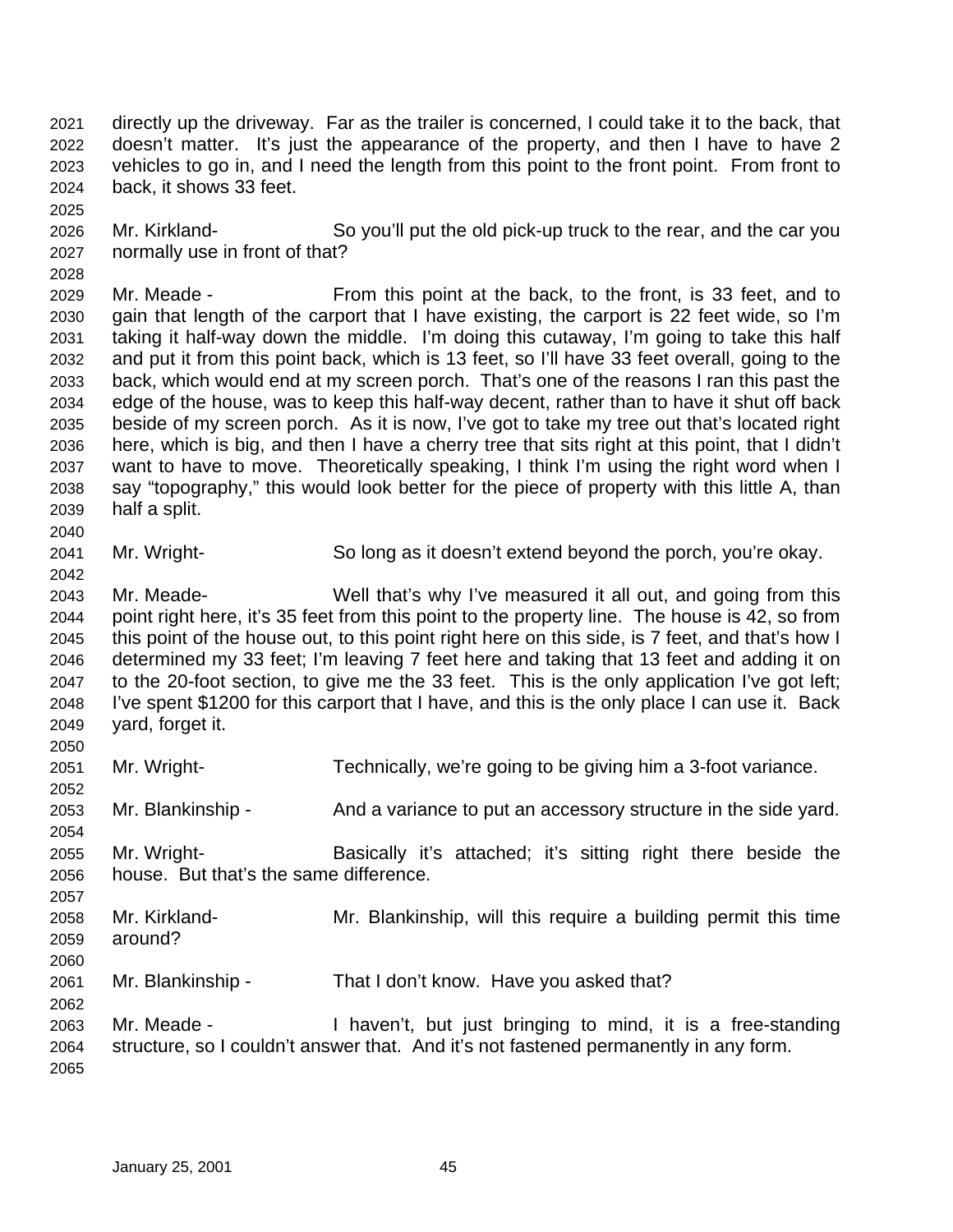directly up the driveway. Far as the trailer is concerned, I could take it to the back, that doesn't matter. It's just the appearance of the property, and then I have to have 2 vehicles to go in, and I need the length from this point to the front point. From front to back, it shows 33 feet.

Mr. Kirkland- So you'll put the old pick-up truck to the rear, and the car you normally use in front of that?

Mr. Meade - From this point at the back, to the front, is 33 feet, and to gain that length of the carport that I have existing, the carport is 22 feet wide, so I'm taking it half-way down the middle. I'm doing this cutaway, I'm going to take this half and put it from this point back, which is 13 feet, so I'll have 33 feet overall, going to the back, which would end at my screen porch. That's one of the reasons I ran this past the edge of the house, was to keep this half-way decent, rather than to have it shut off back beside of my screen porch. As it is now, I've got to take my tree out that's located right here, which is big, and then I have a cherry tree that sits right at this point, that I didn't want to have to move. Theoretically speaking, I think I'm using the right word when I say "topography," this would look better for the piece of property with this little A, than half a split.

Mr. Wright- So long as it doesn't extend beyond the porch, you're okay.

Mr. Meade- Well that's why I've measured it all out, and going from this point right here, it's 35 feet from this point to the property line. The house is 42, so from this point of the house out, to this point right here on this side, is 7 feet, and that's how I determined my 33 feet; I'm leaving 7 feet here and taking that 13 feet and adding it on to the 20-foot section, to give me the 33 feet. This is the only application I've got left; I've spent $1200 for this carport that I have, and this is the only place I can use it. Back yard, forget it.

Mr. Wright- Technically, we're going to be giving him a 3-foot variance.

Mr. Blankinship - And a variance to put an accessory structure in the side yard.

Mr. Wright- Basically it's attached; it's sitting right there beside the house. But that's the same difference.

Mr. Kirkland- Mr. Blankinship, will this require a building permit this time around?

Mr. Blankinship - That I don't know. Have you asked that?

Mr. Meade - I haven't, but just bringing to mind, it is a free-standing structure, so I couldn't answer that. And it's not fastened permanently in any form.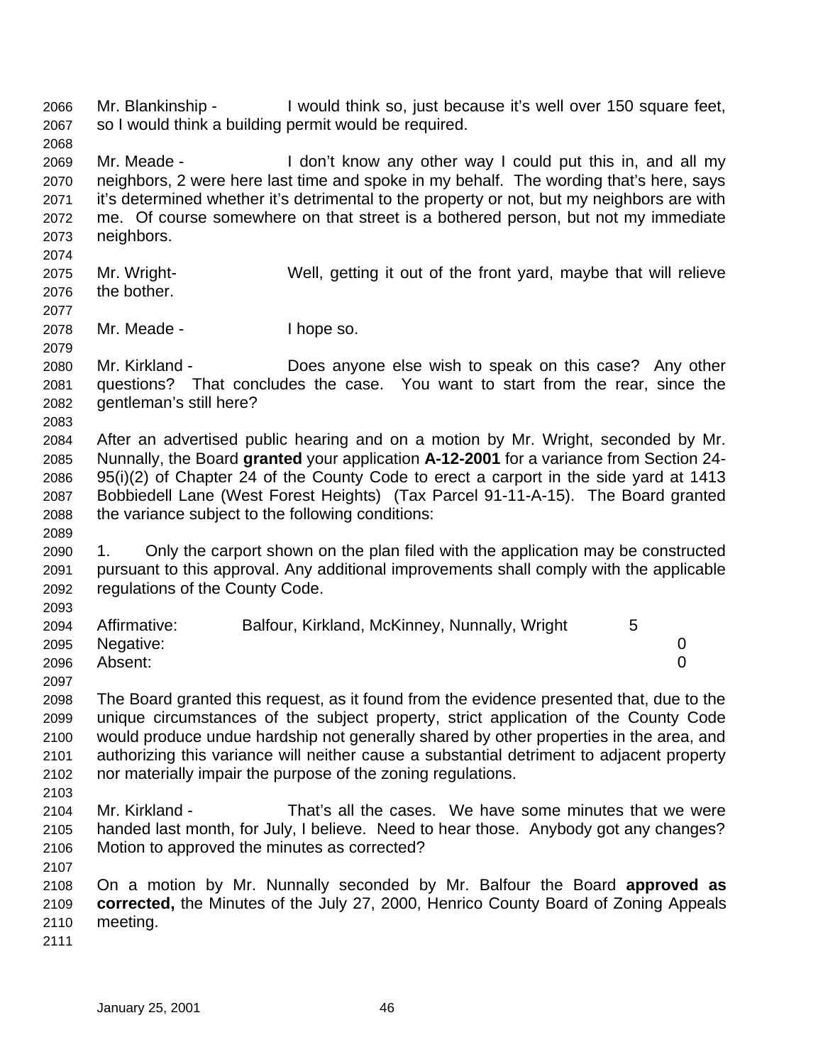Mr. Blankinship - I would think so, just because it's well over 150 square feet, so I would think a building permit would be required.

Mr. Meade - I don't know any other way I could put this in, and all my neighbors, 2 were here last time and spoke in my behalf. The wording that's here, says it's determined whether it's detrimental to the property or not, but my neighbors are with me. Of course somewhere on that street is a bothered person, but not my immediate neighbors.

Mr. Wright- Well, getting it out of the front yard, maybe that will relieve the bother.

Mr. Meade - I hope so.

Mr. Kirkland - Does anyone else wish to speak on this case? Any other questions? That concludes the case. You want to start from the rear, since the gentleman's still here?

After an advertised public hearing and on a motion by Mr. Wright, seconded by Mr. Nunnally, the Board **granted** your application **A-12-2001** for a variance from Section 24-95(i)(2) of Chapter 24 of the County Code to erect a carport in the side yard at 1413 Bobbiedell Lane (West Forest Heights) (Tax Parcel 91-11-A-15). The Board granted the variance subject to the following conditions:

1. Only the carport shown on the plan filed with the application may be constructed pursuant to this approval. Any additional improvements shall comply with the applicable regulations of the County Code.

| | | |
|---|---|---|
| Affirmative: | Balfour, Kirkland, McKinney, Nunnally, Wright | 5 |
| Negative: | | 0 |
| Absent: | | 0 |

The Board granted this request, as it found from the evidence presented that, due to the unique circumstances of the subject property, strict application of the County Code would produce undue hardship not generally shared by other properties in the area, and authorizing this variance will neither cause a substantial detriment to adjacent property nor materially impair the purpose of the zoning regulations.

Mr. Kirkland - That's all the cases. We have some minutes that we were handed last month, for July, I believe. Need to hear those. Anybody got any changes? Motion to approved the minutes as corrected?

On a motion by Mr. Nunnally seconded by Mr. Balfour the Board **approved as corrected,** the Minutes of the July 27, 2000, Henrico County Board of Zoning Appeals meeting.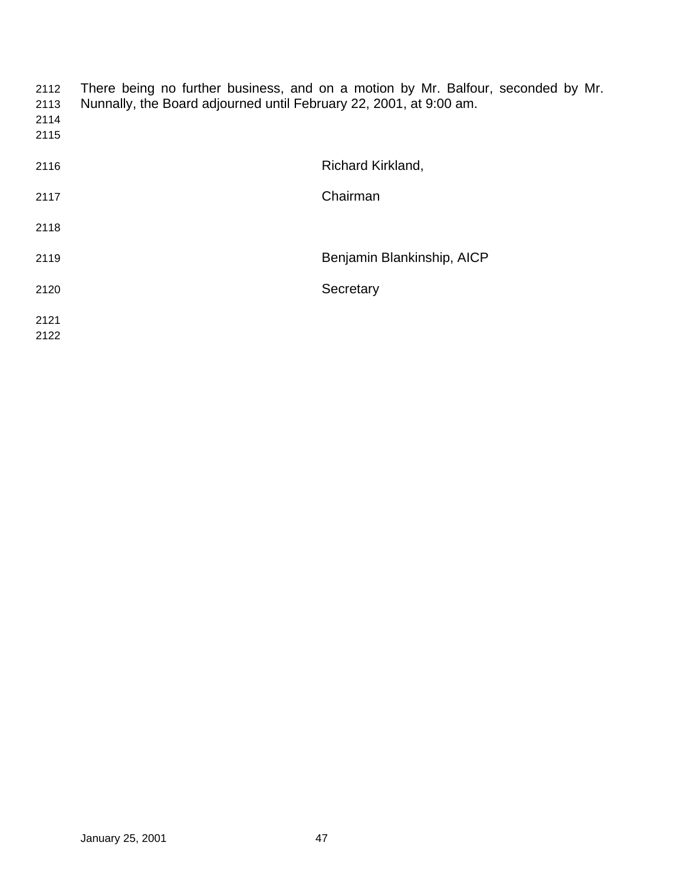There being no further business, and on a motion by Mr. Balfour, seconded by Mr. Nunnally, the Board adjourned until February 22, 2001, at 9:00 am.

Richard Kirkland,

Chairman

Benjamin Blankinship, AICP

Secretary